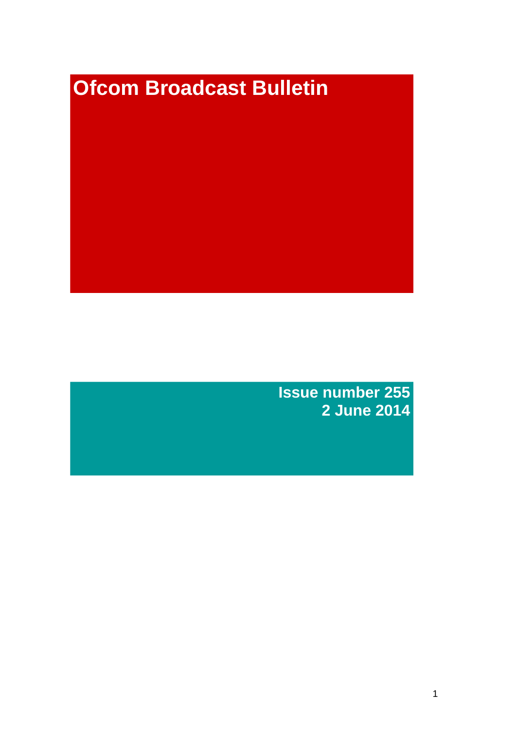# Ofcom Broadcast Bulletin

**Issue number 255**
**2 June 2014**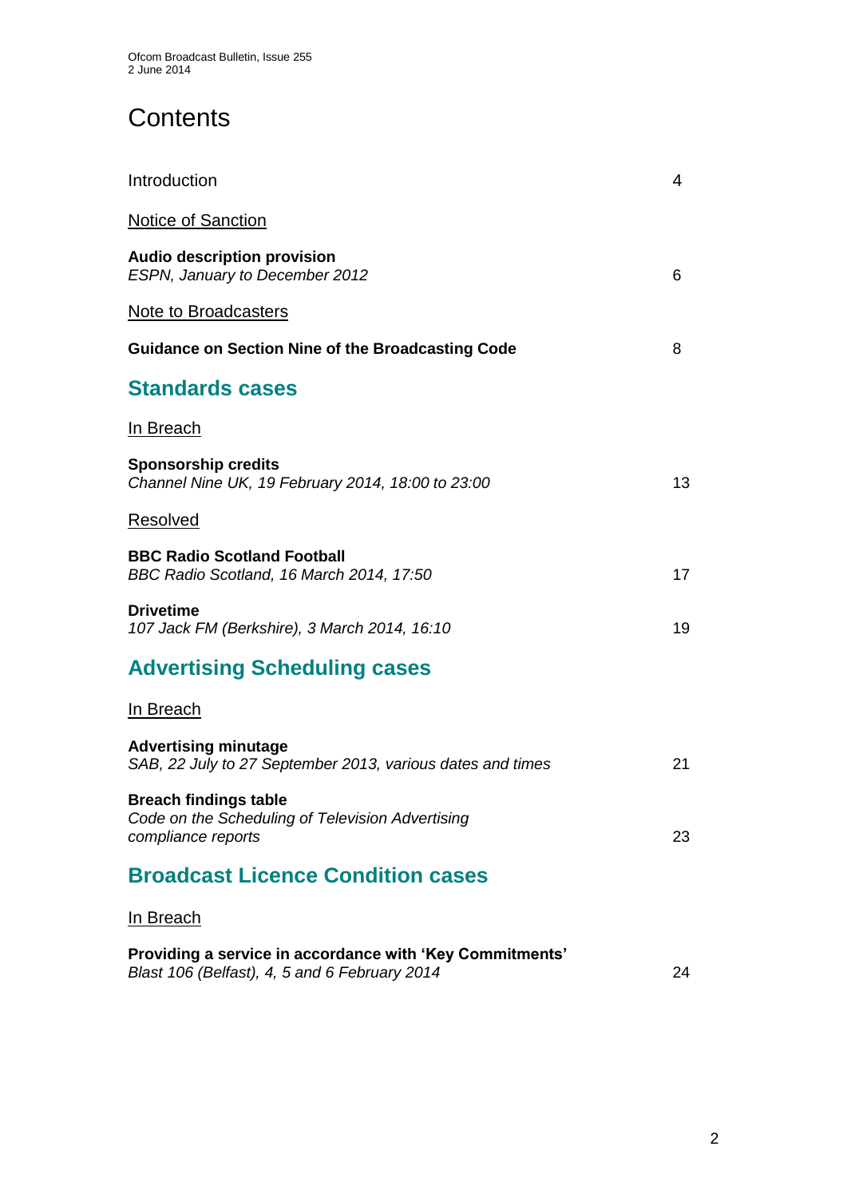# Contents

Introduction 4

Notice of Sanction

**Audio description provision**
*ESPN, January to December 2012* 6

Note to Broadcasters

**Guidance on Section Nine of the Broadcasting Code** 8

## Standards cases

In Breach

**Sponsorship credits**
*Channel Nine UK, 19 February 2014, 18:00 to 23:00* 13

Resolved

**BBC Radio Scotland Football**
*BBC Radio Scotland, 16 March 2014, 17:50* 17

**Drivetime**
*107 Jack FM (Berkshire), 3 March 2014, 16:10* 19

## Advertising Scheduling cases

In Breach

**Advertising minutage**
*SAB, 22 July to 27 September 2013, various dates and times* 21

**Breach findings table**
*Code on the Scheduling of Television Advertising compliance reports* 23

## Broadcast Licence Condition cases

In Breach

**Providing a service in accordance with 'Key Commitments'**
*Blast 106 (Belfast), 4, 5 and 6 February 2014* 24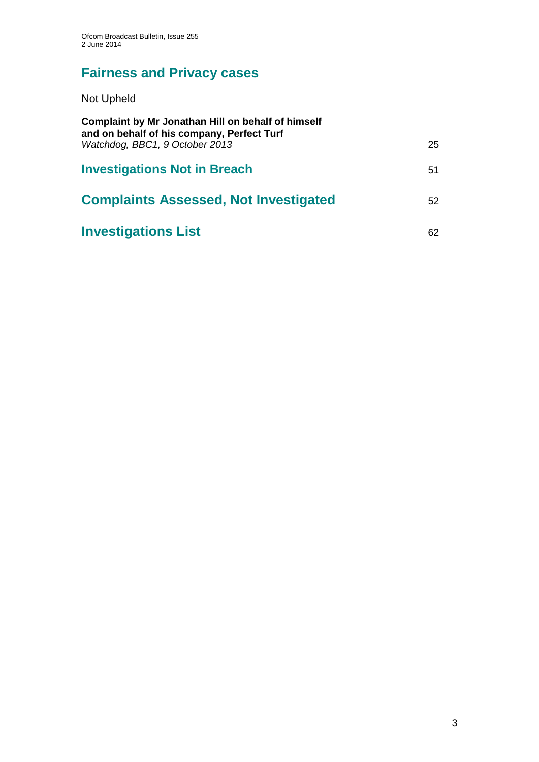## Fairness and Privacy cases

Not Upheld

**Complaint by Mr Jonathan Hill on behalf of himself and on behalf of his company, Perfect Turf**
*Watchdog, BBC1, 9 October 2013* 25

## Investigations Not in Breach 51

## Complaints Assessed, Not Investigated 52

## Investigations List 62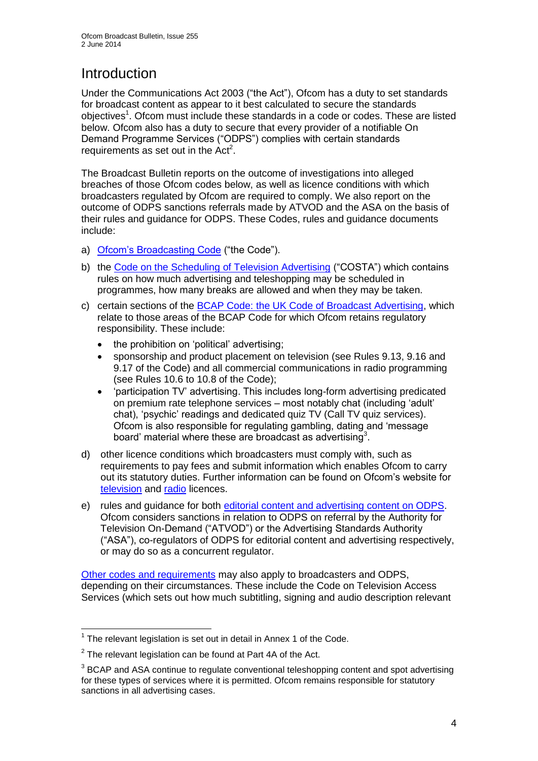# Introduction

Under the Communications Act 2003 ("the Act"), Ofcom has a duty to set standards for broadcast content as appear to it best calculated to secure the standards objectives[1]. Ofcom must include these standards in a code or codes. These are listed below. Ofcom also has a duty to secure that every provider of a notifiable On Demand Programme Services ("ODPS") complies with certain standards requirements as set out in the Act[2].

The Broadcast Bulletin reports on the outcome of investigations into alleged breaches of those Ofcom codes below, as well as licence conditions with which broadcasters regulated by Ofcom are required to comply. We also report on the outcome of ODPS sanctions referrals made by ATVOD and the ASA on the basis of their rules and guidance for ODPS. These Codes, rules and guidance documents include:

a) Ofcom's Broadcasting Code ("the Code").

b) the Code on the Scheduling of Television Advertising ("COSTA") which contains rules on how much advertising and teleshopping may be scheduled in programmes, how many breaks are allowed and when they may be taken.

c) certain sections of the BCAP Code: the UK Code of Broadcast Advertising, which relate to those areas of the BCAP Code for which Ofcom retains regulatory responsibility. These include:
   - the prohibition on 'political' advertising;
   - sponsorship and product placement on television (see Rules 9.13, 9.16 and 9.17 of the Code) and all commercial communications in radio programming (see Rules 10.6 to 10.8 of the Code);
   - 'participation TV' advertising. This includes long-form advertising predicated on premium rate telephone services – most notably chat (including 'adult' chat), 'psychic' readings and dedicated quiz TV (Call TV quiz services). Ofcom is also responsible for regulating gambling, dating and 'message board' material where these are broadcast as advertising[3].

d) other licence conditions which broadcasters must comply with, such as requirements to pay fees and submit information which enables Ofcom to carry out its statutory duties. Further information can be found on Ofcom's website for television and radio licences.

e) rules and guidance for both editorial content and advertising content on ODPS. Ofcom considers sanctions in relation to ODPS on referral by the Authority for Television On-Demand ("ATVOD") or the Advertising Standards Authority ("ASA"), co-regulators of ODPS for editorial content and advertising respectively, or may do so as a concurrent regulator.

Other codes and requirements may also apply to broadcasters and ODPS, depending on their circumstances. These include the Code on Television Access Services (which sets out how much subtitling, signing and audio description relevant

---

[1] The relevant legislation is set out in detail in Annex 1 of the Code.

[2] The relevant legislation can be found at Part 4A of the Act.

[3] BCAP and ASA continue to regulate conventional teleshopping content and spot advertising for these types of services where it is permitted. Ofcom remains responsible for statutory sanctions in all advertising cases.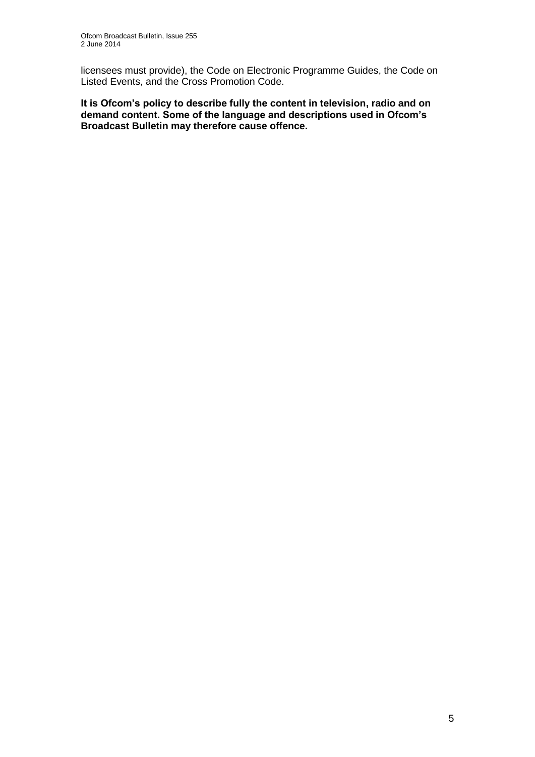licensees must provide), the Code on Electronic Programme Guides, the Code on Listed Events, and the Cross Promotion Code.

**It is Ofcom's policy to describe fully the content in television, radio and on demand content. Some of the language and descriptions used in Ofcom's Broadcast Bulletin may therefore cause offence.**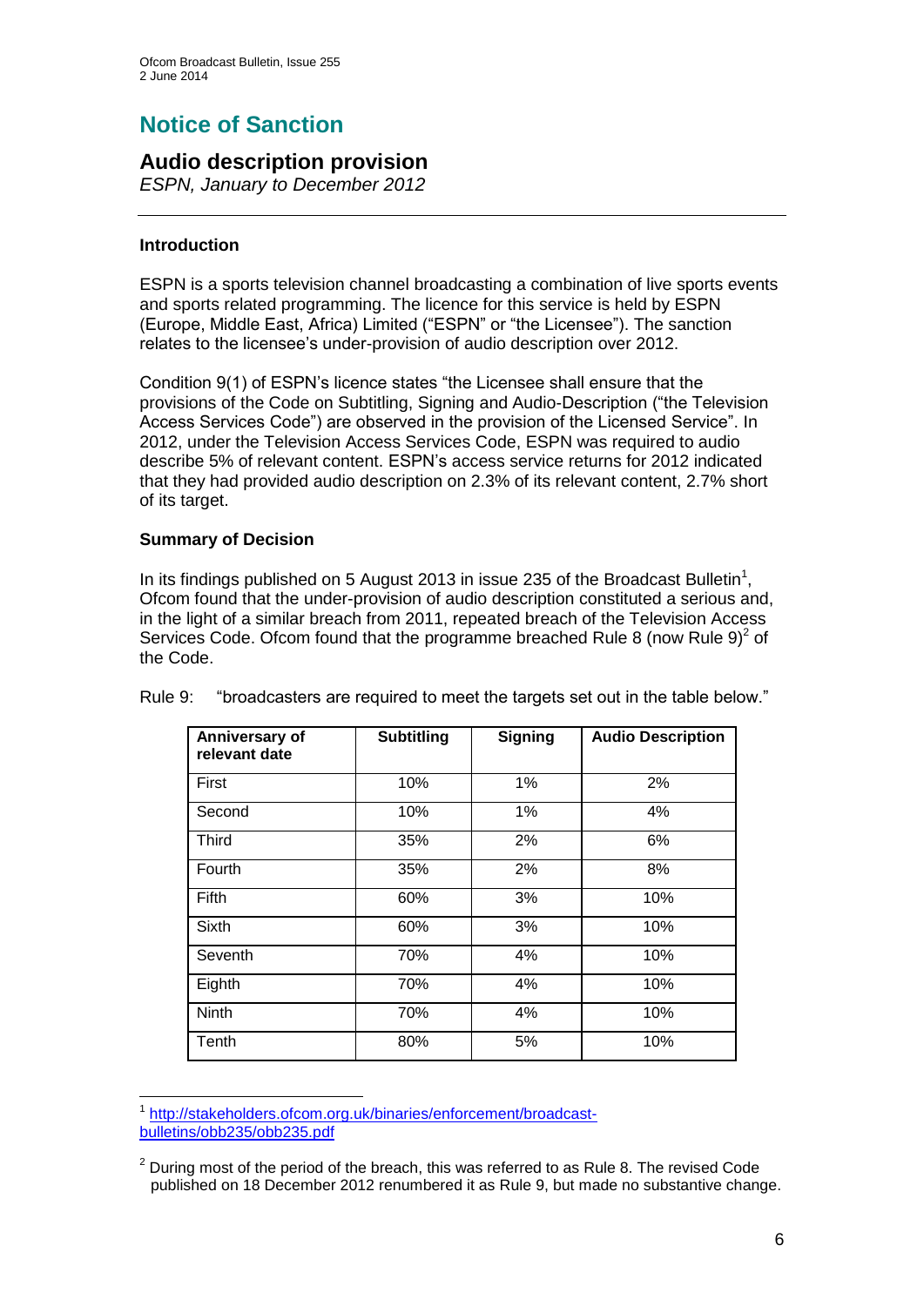# Notice of Sanction

## Audio description provision

*ESPN, January to December 2012*

---

### Introduction

ESPN is a sports television channel broadcasting a combination of live sports events and sports related programming. The licence for this service is held by ESPN (Europe, Middle East, Africa) Limited ("ESPN" or "the Licensee"). The sanction relates to the licensee's under-provision of audio description over 2012.

Condition 9(1) of ESPN's licence states "the Licensee shall ensure that the provisions of the Code on Subtitling, Signing and Audio-Description ("the Television Access Services Code") are observed in the provision of the Licensed Service". In 2012, under the Television Access Services Code, ESPN was required to audio describe 5% of relevant content. ESPN's access service returns for 2012 indicated that they had provided audio description on 2.3% of its relevant content, 2.7% short of its target.

### Summary of Decision

In its findings published on 5 August 2013 in issue 235 of the Broadcast Bulletin[1], Ofcom found that the under-provision of audio description constituted a serious and, in the light of a similar breach from 2011, repeated breach of the Television Access Services Code. Ofcom found that the programme breached Rule 8 (now Rule 9)[2] of the Code.

Rule 9: "broadcasters are required to meet the targets set out in the table below."

| Anniversary of relevant date | Subtitling | Signing | Audio Description |
|---|---|---|---|
| First | 10% | 1% | 2% |
| Second | 10% | 1% | 4% |
| Third | 35% | 2% | 6% |
| Fourth | 35% | 2% | 8% |
| Fifth | 60% | 3% | 10% |
| Sixth | 60% | 3% | 10% |
| Seventh | 70% | 4% | 10% |
| Eighth | 70% | 4% | 10% |
| Ninth | 70% | 4% | 10% |
| Tenth | 80% | 5% | 10% |

---

[1] http://stakeholders.ofcom.org.uk/binaries/enforcement/broadcast-bulletins/obb235/obb235.pdf

[2] During most of the period of the breach, this was referred to as Rule 8. The revised Code published on 18 December 2012 renumbered it as Rule 9, but made no substantive change.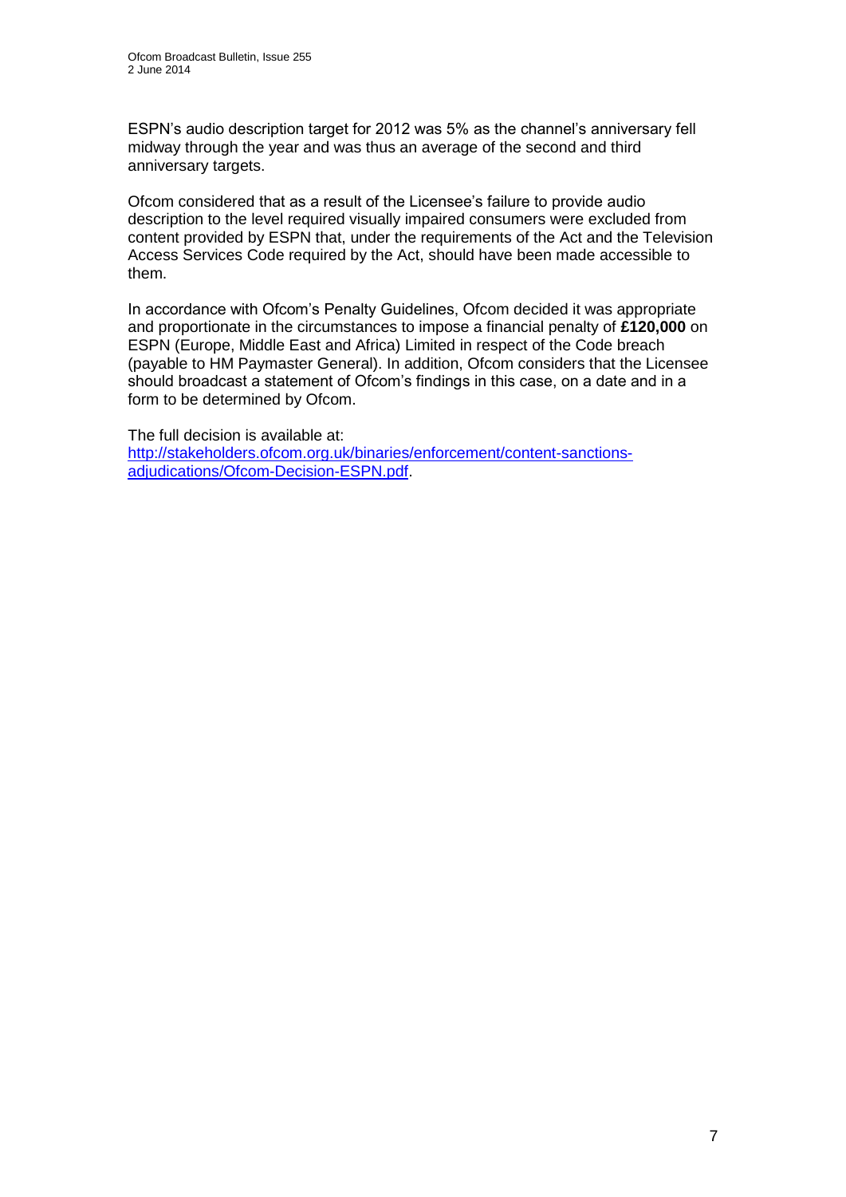ESPN's audio description target for 2012 was 5% as the channel's anniversary fell midway through the year and was thus an average of the second and third anniversary targets.

Ofcom considered that as a result of the Licensee's failure to provide audio description to the level required visually impaired consumers were excluded from content provided by ESPN that, under the requirements of the Act and the Television Access Services Code required by the Act, should have been made accessible to them.

In accordance with Ofcom's Penalty Guidelines, Ofcom decided it was appropriate and proportionate in the circumstances to impose a financial penalty of **£120,000** on ESPN (Europe, Middle East and Africa) Limited in respect of the Code breach (payable to HM Paymaster General). In addition, Ofcom considers that the Licensee should broadcast a statement of Ofcom's findings in this case, on a date and in a form to be determined by Ofcom.

The full decision is available at:
[http://stakeholders.ofcom.org.uk/binaries/enforcement/content-sanctions-adjudications/Ofcom-Decision-ESPN.pdf](http://stakeholders.ofcom.org.uk/binaries/enforcement/content-sanctions-adjudications/Ofcom-Decision-ESPN.pdf).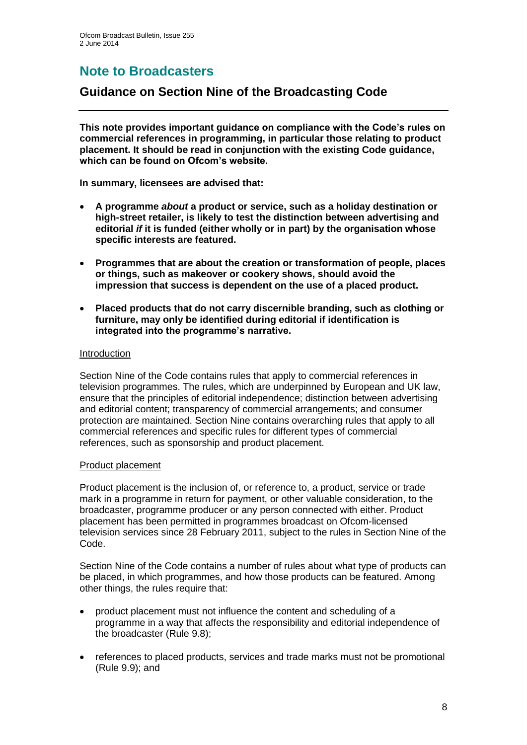# Note to Broadcasters

## Guidance on Section Nine of the Broadcasting Code

**This note provides important guidance on compliance with the Code's rules on commercial references in programming, in particular those relating to product placement. It should be read in conjunction with the existing Code guidance, which can be found on Ofcom's website.**

**In summary, licensees are advised that:**

- **A programme *about* a product or service, such as a holiday destination or high-street retailer, is likely to test the distinction between advertising and editorial *if* it is funded (either wholly or in part) by the organisation whose specific interests are featured.**
- **Programmes that are about the creation or transformation of people, places or things, such as makeover or cookery shows, should avoid the impression that success is dependent on the use of a placed product.**
- **Placed products that do not carry discernible branding, such as clothing or furniture, may only be identified during editorial if identification is integrated into the programme's narrative.**

### Introduction

Section Nine of the Code contains rules that apply to commercial references in television programmes. The rules, which are underpinned by European and UK law, ensure that the principles of editorial independence; distinction between advertising and editorial content; transparency of commercial arrangements; and consumer protection are maintained. Section Nine contains overarching rules that apply to all commercial references and specific rules for different types of commercial references, such as sponsorship and product placement.

### Product placement

Product placement is the inclusion of, or reference to, a product, service or trade mark in a programme in return for payment, or other valuable consideration, to the broadcaster, programme producer or any person connected with either. Product placement has been permitted in programmes broadcast on Ofcom-licensed television services since 28 February 2011, subject to the rules in Section Nine of the Code.

Section Nine of the Code contains a number of rules about what type of products can be placed, in which programmes, and how those products can be featured. Among other things, the rules require that:

- product placement must not influence the content and scheduling of a programme in a way that affects the responsibility and editorial independence of the broadcaster (Rule 9.8);
- references to placed products, services and trade marks must not be promotional (Rule 9.9); and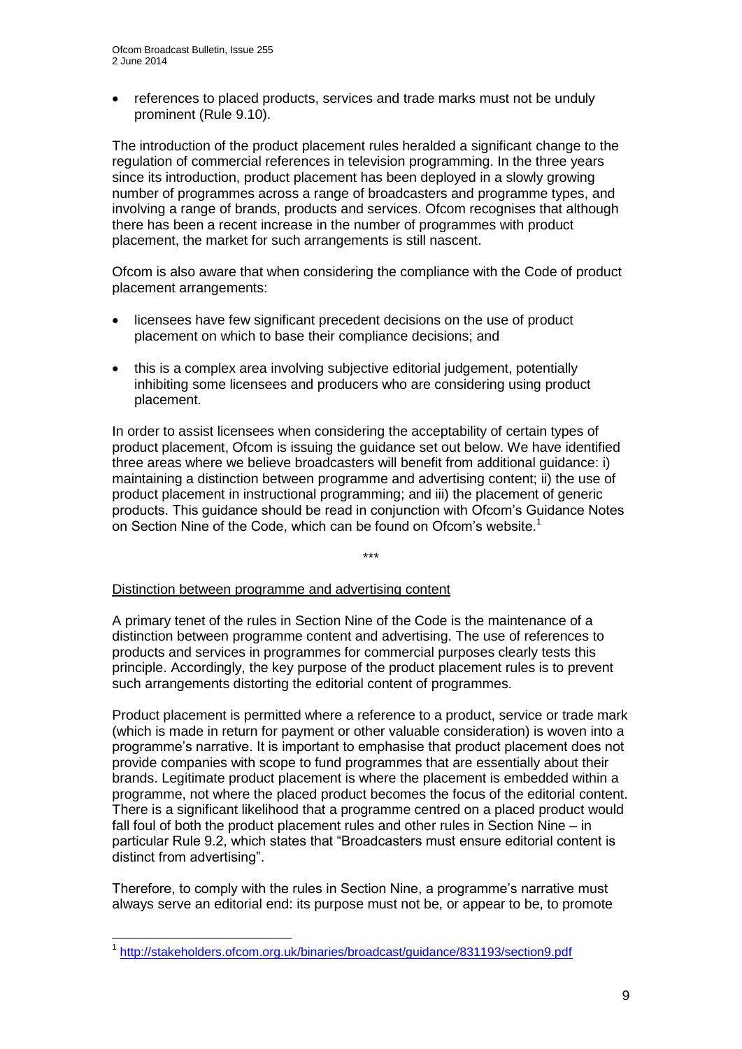- references to placed products, services and trade marks must not be unduly prominent (Rule 9.10).

The introduction of the product placement rules heralded a significant change to the regulation of commercial references in television programming. In the three years since its introduction, product placement has been deployed in a slowly growing number of programmes across a range of broadcasters and programme types, and involving a range of brands, products and services. Ofcom recognises that although there has been a recent increase in the number of programmes with product placement, the market for such arrangements is still nascent.

Ofcom is also aware that when considering the compliance with the Code of product placement arrangements:

- licensees have few significant precedent decisions on the use of product placement on which to base their compliance decisions; and
- this is a complex area involving subjective editorial judgement, potentially inhibiting some licensees and producers who are considering using product placement.

In order to assist licensees when considering the acceptability of certain types of product placement, Ofcom is issuing the guidance set out below. We have identified three areas where we believe broadcasters will benefit from additional guidance: i) maintaining a distinction between programme and advertising content; ii) the use of product placement in instructional programming; and iii) the placement of generic products. This guidance should be read in conjunction with Ofcom's Guidance Notes on Section Nine of the Code, which can be found on Ofcom's website.[1]

\*\*\*

Distinction between programme and advertising content

A primary tenet of the rules in Section Nine of the Code is the maintenance of a distinction between programme content and advertising. The use of references to products and services in programmes for commercial purposes clearly tests this principle. Accordingly, the key purpose of the product placement rules is to prevent such arrangements distorting the editorial content of programmes.

Product placement is permitted where a reference to a product, service or trade mark (which is made in return for payment or other valuable consideration) is woven into a programme's narrative. It is important to emphasise that product placement does not provide companies with scope to fund programmes that are essentially about their brands. Legitimate product placement is where the placement is embedded within a programme, not where the placed product becomes the focus of the editorial content. There is a significant likelihood that a programme centred on a placed product would fall foul of both the product placement rules and other rules in Section Nine – in particular Rule 9.2, which states that "Broadcasters must ensure editorial content is distinct from advertising".

Therefore, to comply with the rules in Section Nine, a programme's narrative must always serve an editorial end: its purpose must not be, or appear to be, to promote

---

[1] http://stakeholders.ofcom.org.uk/binaries/broadcast/guidance/831193/section9.pdf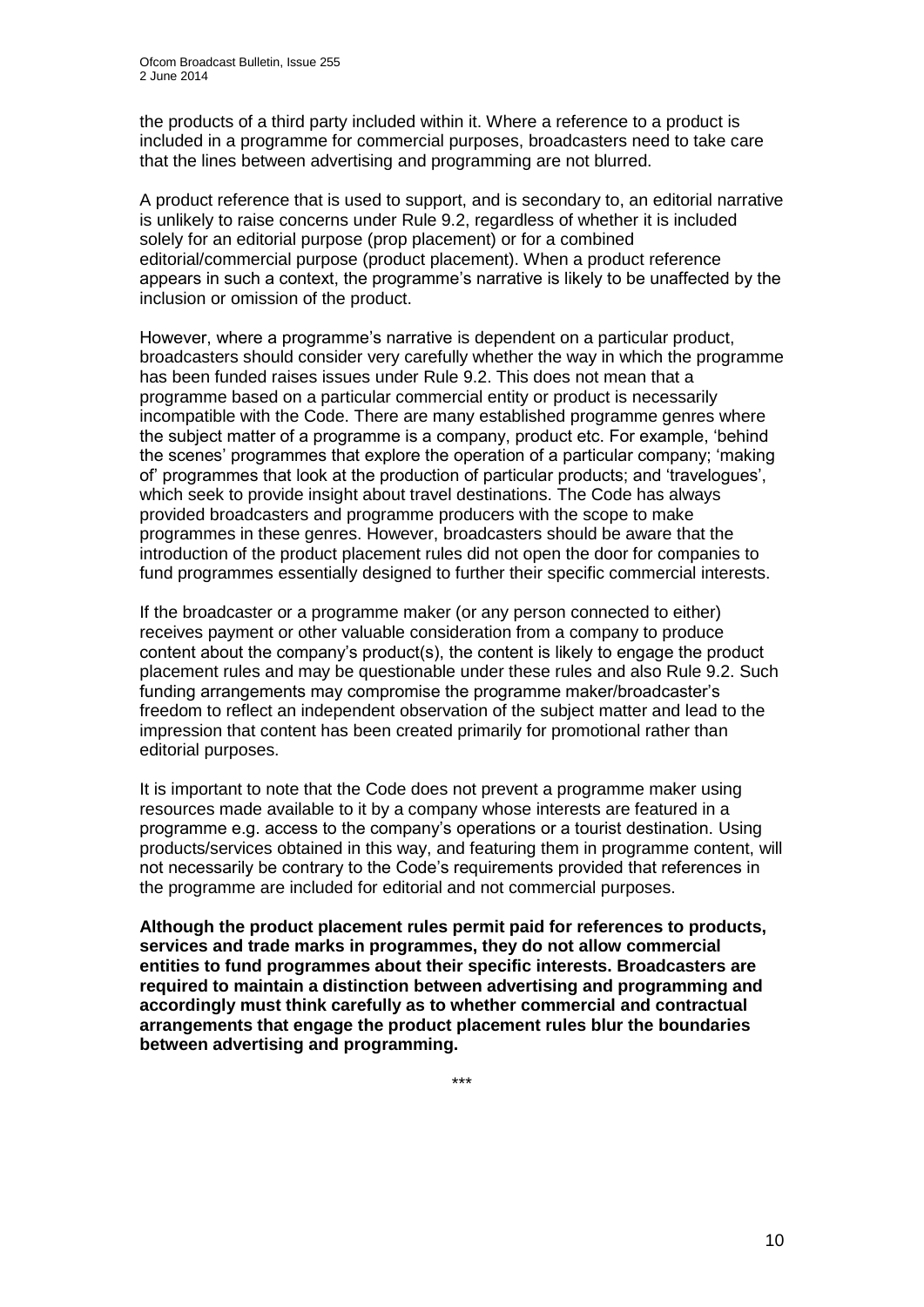the products of a third party included within it. Where a reference to a product is included in a programme for commercial purposes, broadcasters need to take care that the lines between advertising and programming are not blurred.

A product reference that is used to support, and is secondary to, an editorial narrative is unlikely to raise concerns under Rule 9.2, regardless of whether it is included solely for an editorial purpose (prop placement) or for a combined editorial/commercial purpose (product placement). When a product reference appears in such a context, the programme's narrative is likely to be unaffected by the inclusion or omission of the product.

However, where a programme's narrative is dependent on a particular product, broadcasters should consider very carefully whether the way in which the programme has been funded raises issues under Rule 9.2. This does not mean that a programme based on a particular commercial entity or product is necessarily incompatible with the Code. There are many established programme genres where the subject matter of a programme is a company, product etc. For example, 'behind the scenes' programmes that explore the operation of a particular company; 'making of' programmes that look at the production of particular products; and 'travelogues', which seek to provide insight about travel destinations. The Code has always provided broadcasters and programme producers with the scope to make programmes in these genres. However, broadcasters should be aware that the introduction of the product placement rules did not open the door for companies to fund programmes essentially designed to further their specific commercial interests.

If the broadcaster or a programme maker (or any person connected to either) receives payment or other valuable consideration from a company to produce content about the company's product(s), the content is likely to engage the product placement rules and may be questionable under these rules and also Rule 9.2. Such funding arrangements may compromise the programme maker/broadcaster's freedom to reflect an independent observation of the subject matter and lead to the impression that content has been created primarily for promotional rather than editorial purposes.

It is important to note that the Code does not prevent a programme maker using resources made available to it by a company whose interests are featured in a programme e.g. access to the company's operations or a tourist destination. Using products/services obtained in this way, and featuring them in programme content, will not necessarily be contrary to the Code's requirements provided that references in the programme are included for editorial and not commercial purposes.

**Although the product placement rules permit paid for references to products, services and trade marks in programmes, they do not allow commercial entities to fund programmes about their specific interests. Broadcasters are required to maintain a distinction between advertising and programming and accordingly must think carefully as to whether commercial and contractual arrangements that engage the product placement rules blur the boundaries between advertising and programming.**

***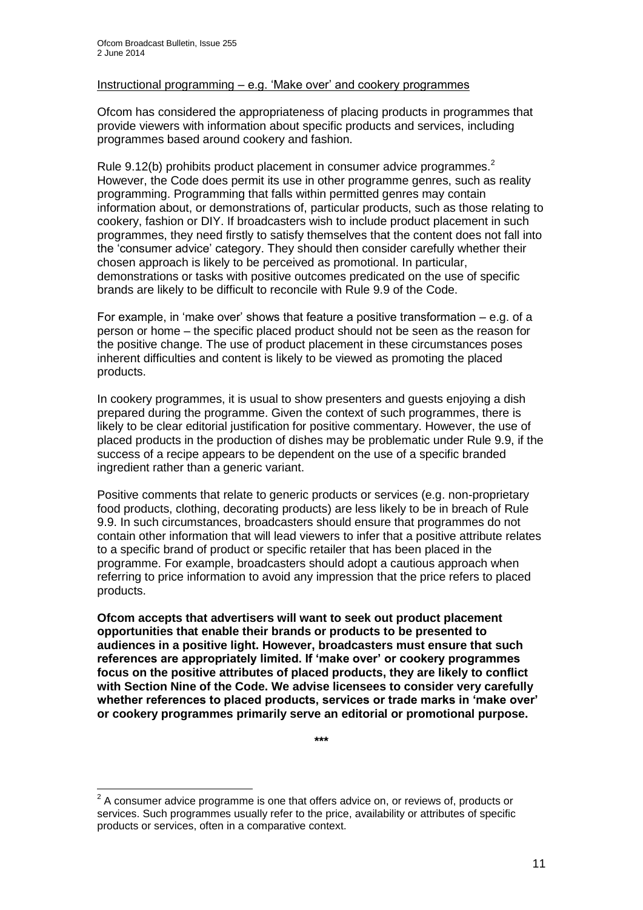Instructional programming – e.g. 'Make over' and cookery programmes

Ofcom has considered the appropriateness of placing products in programmes that provide viewers with information about specific products and services, including programmes based around cookery and fashion.

Rule 9.12(b) prohibits product placement in consumer advice programmes.[2] However, the Code does permit its use in other programme genres, such as reality programming. Programming that falls within permitted genres may contain information about, or demonstrations of, particular products, such as those relating to cookery, fashion or DIY. If broadcasters wish to include product placement in such programmes, they need firstly to satisfy themselves that the content does not fall into the 'consumer advice' category. They should then consider carefully whether their chosen approach is likely to be perceived as promotional. In particular, demonstrations or tasks with positive outcomes predicated on the use of specific brands are likely to be difficult to reconcile with Rule 9.9 of the Code.

For example, in 'make over' shows that feature a positive transformation – e.g. of a person or home – the specific placed product should not be seen as the reason for the positive change. The use of product placement in these circumstances poses inherent difficulties and content is likely to be viewed as promoting the placed products.

In cookery programmes, it is usual to show presenters and guests enjoying a dish prepared during the programme. Given the context of such programmes, there is likely to be clear editorial justification for positive commentary. However, the use of placed products in the production of dishes may be problematic under Rule 9.9, if the success of a recipe appears to be dependent on the use of a specific branded ingredient rather than a generic variant.

Positive comments that relate to generic products or services (e.g. non-proprietary food products, clothing, decorating products) are less likely to be in breach of Rule 9.9. In such circumstances, broadcasters should ensure that programmes do not contain other information that will lead viewers to infer that a positive attribute relates to a specific brand of product or specific retailer that has been placed in the programme. For example, broadcasters should adopt a cautious approach when referring to price information to avoid any impression that the price refers to placed products.

**Ofcom accepts that advertisers will want to seek out product placement opportunities that enable their brands or products to be presented to audiences in a positive light. However, broadcasters must ensure that such references are appropriately limited. If 'make over' or cookery programmes focus on the positive attributes of placed products, they are likely to conflict with Section Nine of the Code. We advise licensees to consider very carefully whether references to placed products, services or trade marks in 'make over' or cookery programmes primarily serve an editorial or promotional purpose.**

***

[2] A consumer advice programme is one that offers advice on, or reviews of, products or services. Such programmes usually refer to the price, availability or attributes of specific products or services, often in a comparative context.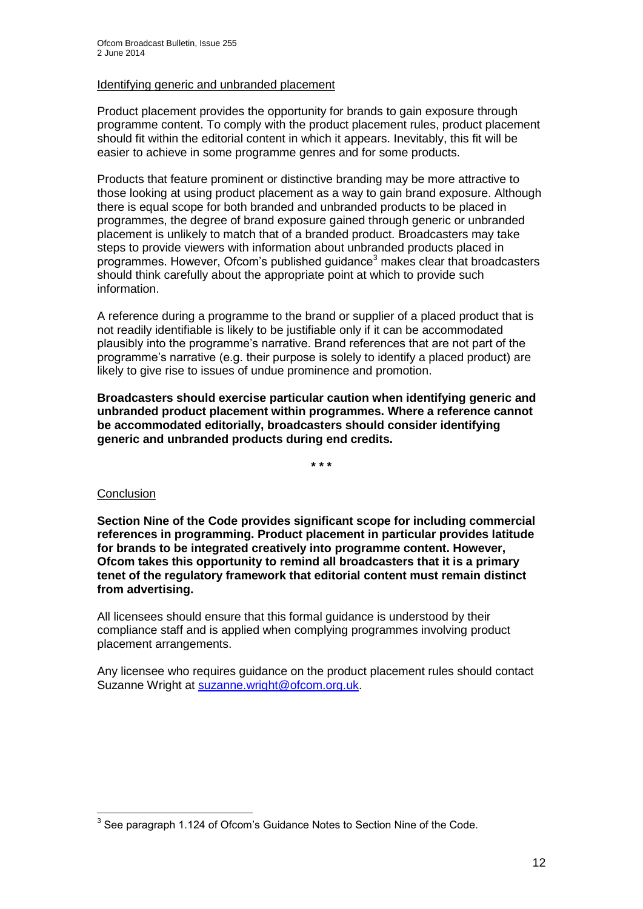Identifying generic and unbranded placement

Product placement provides the opportunity for brands to gain exposure through programme content. To comply with the product placement rules, product placement should fit within the editorial content in which it appears. Inevitably, this fit will be easier to achieve in some programme genres and for some products.

Products that feature prominent or distinctive branding may be more attractive to those looking at using product placement as a way to gain brand exposure. Although there is equal scope for both branded and unbranded products to be placed in programmes, the degree of brand exposure gained through generic or unbranded placement is unlikely to match that of a branded product. Broadcasters may take steps to provide viewers with information about unbranded products placed in programmes. However, Ofcom's published guidance[3] makes clear that broadcasters should think carefully about the appropriate point at which to provide such information.

A reference during a programme to the brand or supplier of a placed product that is not readily identifiable is likely to be justifiable only if it can be accommodated plausibly into the programme's narrative. Brand references that are not part of the programme's narrative (e.g. their purpose is solely to identify a placed product) are likely to give rise to issues of undue prominence and promotion.

**Broadcasters should exercise particular caution when identifying generic and unbranded product placement within programmes. Where a reference cannot be accommodated editorially, broadcasters should consider identifying generic and unbranded products during end credits.**

\* \* \*

Conclusion

**Section Nine of the Code provides significant scope for including commercial references in programming. Product placement in particular provides latitude for brands to be integrated creatively into programme content. However, Ofcom takes this opportunity to remind all broadcasters that it is a primary tenet of the regulatory framework that editorial content must remain distinct from advertising.**

All licensees should ensure that this formal guidance is understood by their compliance staff and is applied when complying programmes involving product placement arrangements.

Any licensee who requires guidance on the product placement rules should contact Suzanne Wright at suzanne.wright@ofcom.org.uk.

---

[3] See paragraph 1.124 of Ofcom's Guidance Notes to Section Nine of the Code.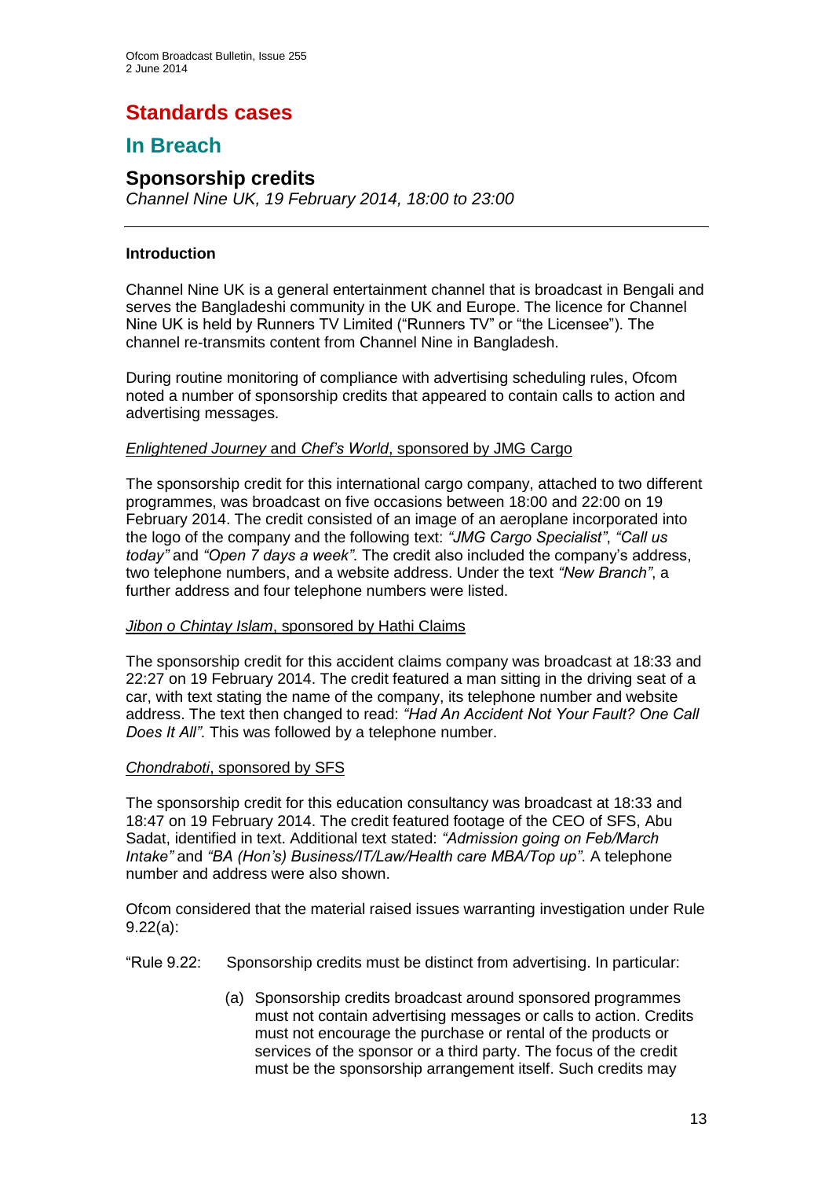# Standards cases

## In Breach

### Sponsorship credits

*Channel Nine UK, 19 February 2014, 18:00 to 23:00*

---

#### Introduction

Channel Nine UK is a general entertainment channel that is broadcast in Bengali and serves the Bangladeshi community in the UK and Europe. The licence for Channel Nine UK is held by Runners TV Limited ("Runners TV" or "the Licensee"). The channel re-transmits content from Channel Nine in Bangladesh.

During routine monitoring of compliance with advertising scheduling rules, Ofcom noted a number of sponsorship credits that appeared to contain calls to action and advertising messages.

*Enlightened Journey* and *Chef's World*, sponsored by JMG Cargo

The sponsorship credit for this international cargo company, attached to two different programmes, was broadcast on five occasions between 18:00 and 22:00 on 19 February 2014. The credit consisted of an image of an aeroplane incorporated into the logo of the company and the following text: *"JMG Cargo Specialist"*, *"Call us today"* and *"Open 7 days a week"*. The credit also included the company's address, two telephone numbers, and a website address. Under the text *"New Branch"*, a further address and four telephone numbers were listed.

*Jibon o Chintay Islam*, sponsored by Hathi Claims

The sponsorship credit for this accident claims company was broadcast at 18:33 and 22:27 on 19 February 2014. The credit featured a man sitting in the driving seat of a car, with text stating the name of the company, its telephone number and website address. The text then changed to read: *"Had An Accident Not Your Fault? One Call Does It All"*. This was followed by a telephone number.

*Chondraboti*, sponsored by SFS

The sponsorship credit for this education consultancy was broadcast at 18:33 and 18:47 on 19 February 2014. The credit featured footage of the CEO of SFS, Abu Sadat, identified in text. Additional text stated: *"Admission going on Feb/March Intake"* and *"BA (Hon's) Business/IT/Law/Health care MBA/Top up"*. A telephone number and address were also shown.

Ofcom considered that the material raised issues warranting investigation under Rule 9.22(a):

"Rule 9.22: Sponsorship credits must be distinct from advertising. In particular:

(a) Sponsorship credits broadcast around sponsored programmes must not contain advertising messages or calls to action. Credits must not encourage the purchase or rental of the products or services of the sponsor or a third party. The focus of the credit must be the sponsorship arrangement itself. Such credits may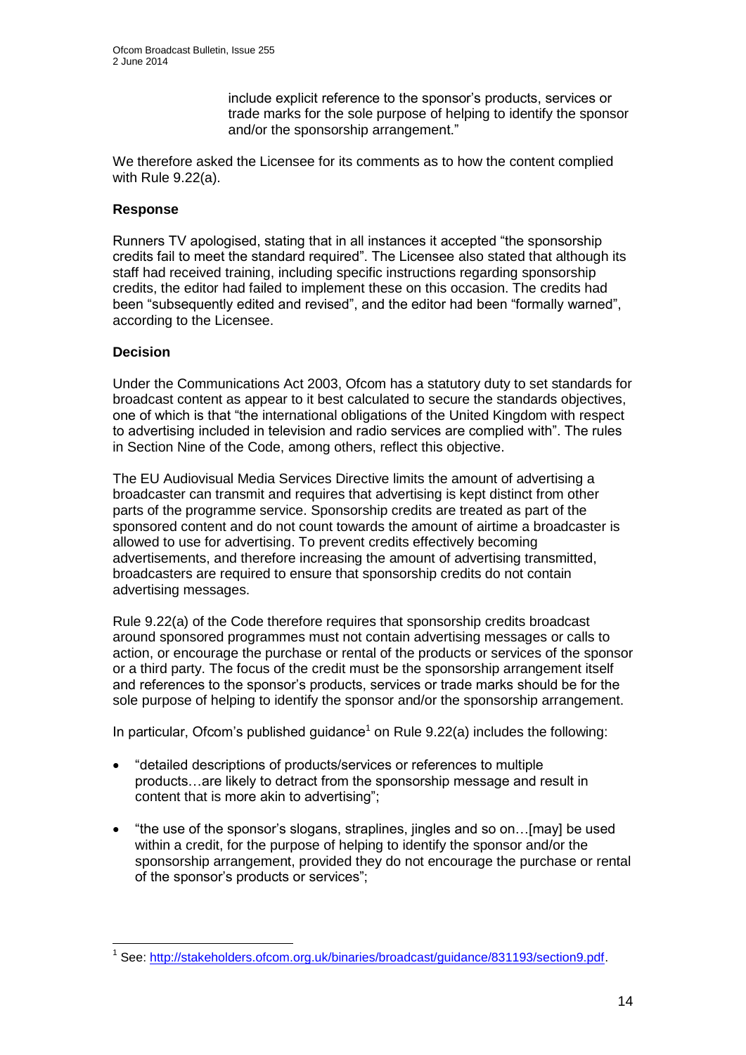include explicit reference to the sponsor's products, services or trade marks for the sole purpose of helping to identify the sponsor and/or the sponsorship arrangement."

We therefore asked the Licensee for its comments as to how the content complied with Rule 9.22(a).

**Response**

Runners TV apologised, stating that in all instances it accepted "the sponsorship credits fail to meet the standard required". The Licensee also stated that although its staff had received training, including specific instructions regarding sponsorship credits, the editor had failed to implement these on this occasion. The credits had been "subsequently edited and revised", and the editor had been "formally warned", according to the Licensee.

**Decision**

Under the Communications Act 2003, Ofcom has a statutory duty to set standards for broadcast content as appear to it best calculated to secure the standards objectives, one of which is that "the international obligations of the United Kingdom with respect to advertising included in television and radio services are complied with". The rules in Section Nine of the Code, among others, reflect this objective.

The EU Audiovisual Media Services Directive limits the amount of advertising a broadcaster can transmit and requires that advertising is kept distinct from other parts of the programme service. Sponsorship credits are treated as part of the sponsored content and do not count towards the amount of airtime a broadcaster is allowed to use for advertising. To prevent credits effectively becoming advertisements, and therefore increasing the amount of advertising transmitted, broadcasters are required to ensure that sponsorship credits do not contain advertising messages.

Rule 9.22(a) of the Code therefore requires that sponsorship credits broadcast around sponsored programmes must not contain advertising messages or calls to action, or encourage the purchase or rental of the products or services of the sponsor or a third party. The focus of the credit must be the sponsorship arrangement itself and references to the sponsor's products, services or trade marks should be for the sole purpose of helping to identify the sponsor and/or the sponsorship arrangement.

In particular, Ofcom's published guidance[1] on Rule 9.22(a) includes the following:

- "detailed descriptions of products/services or references to multiple products…are likely to detract from the sponsorship message and result in content that is more akin to advertising";
- "the use of the sponsor's slogans, straplines, jingles and so on…[may] be used within a credit, for the purpose of helping to identify the sponsor and/or the sponsorship arrangement, provided they do not encourage the purchase or rental of the sponsor's products or services";

[1] See: http://stakeholders.ofcom.org.uk/binaries/broadcast/guidance/831193/section9.pdf.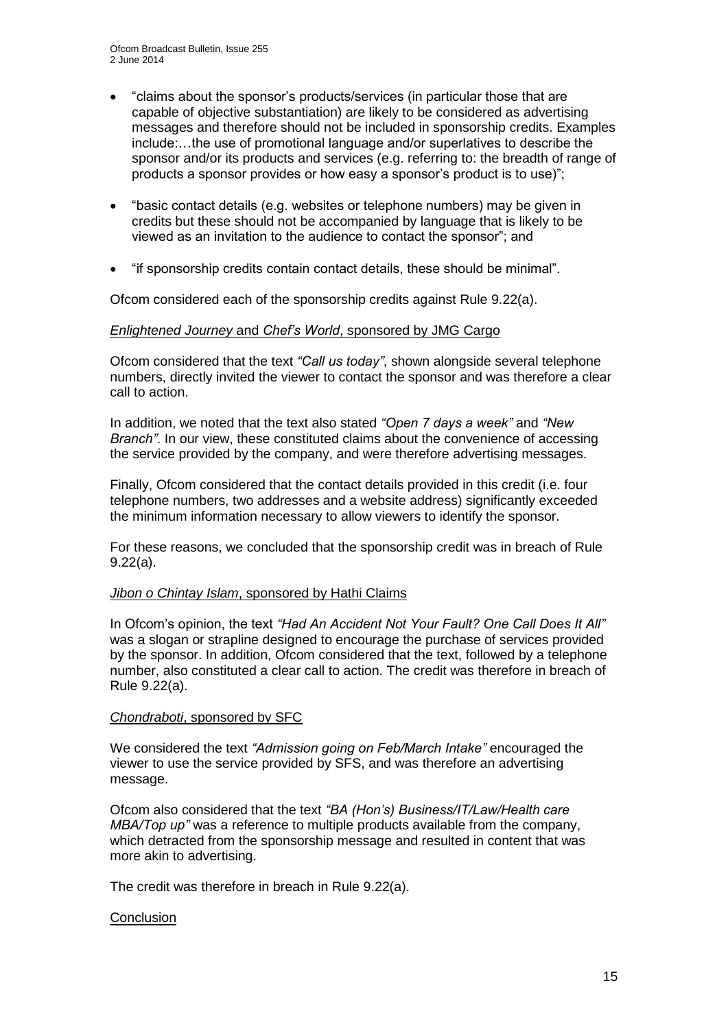- "claims about the sponsor's products/services (in particular those that are capable of objective substantiation) are likely to be considered as advertising messages and therefore should not be included in sponsorship credits. Examples include:…the use of promotional language and/or superlatives to describe the sponsor and/or its products and services (e.g. referring to: the breadth of range of products a sponsor provides or how easy a sponsor's product is to use)";
- "basic contact details (e.g. websites or telephone numbers) may be given in credits but these should not be accompanied by language that is likely to be viewed as an invitation to the audience to contact the sponsor"; and
- "if sponsorship credits contain contact details, these should be minimal".

Ofcom considered each of the sponsorship credits against Rule 9.22(a).

*Enlightened Journey* and *Chef's World*, sponsored by JMG Cargo

Ofcom considered that the text *"Call us today"*, shown alongside several telephone numbers, directly invited the viewer to contact the sponsor and was therefore a clear call to action.

In addition, we noted that the text also stated *"Open 7 days a week"* and *"New Branch"*. In our view, these constituted claims about the convenience of accessing the service provided by the company, and were therefore advertising messages.

Finally, Ofcom considered that the contact details provided in this credit (i.e. four telephone numbers, two addresses and a website address) significantly exceeded the minimum information necessary to allow viewers to identify the sponsor.

For these reasons, we concluded that the sponsorship credit was in breach of Rule 9.22(a).

*Jibon o Chintay Islam*, sponsored by Hathi Claims

In Ofcom's opinion, the text *"Had An Accident Not Your Fault? One Call Does It All"* was a slogan or strapline designed to encourage the purchase of services provided by the sponsor. In addition, Ofcom considered that the text, followed by a telephone number, also constituted a clear call to action. The credit was therefore in breach of Rule 9.22(a).

*Chondraboti*, sponsored by SFC

We considered the text *"Admission going on Feb/March Intake"* encouraged the viewer to use the service provided by SFS, and was therefore an advertising message.

Ofcom also considered that the text *"BA (Hon's) Business/IT/Law/Health care MBA/Top up"* was a reference to multiple products available from the company, which detracted from the sponsorship message and resulted in content that was more akin to advertising.

The credit was therefore in breach in Rule 9.22(a).

Conclusion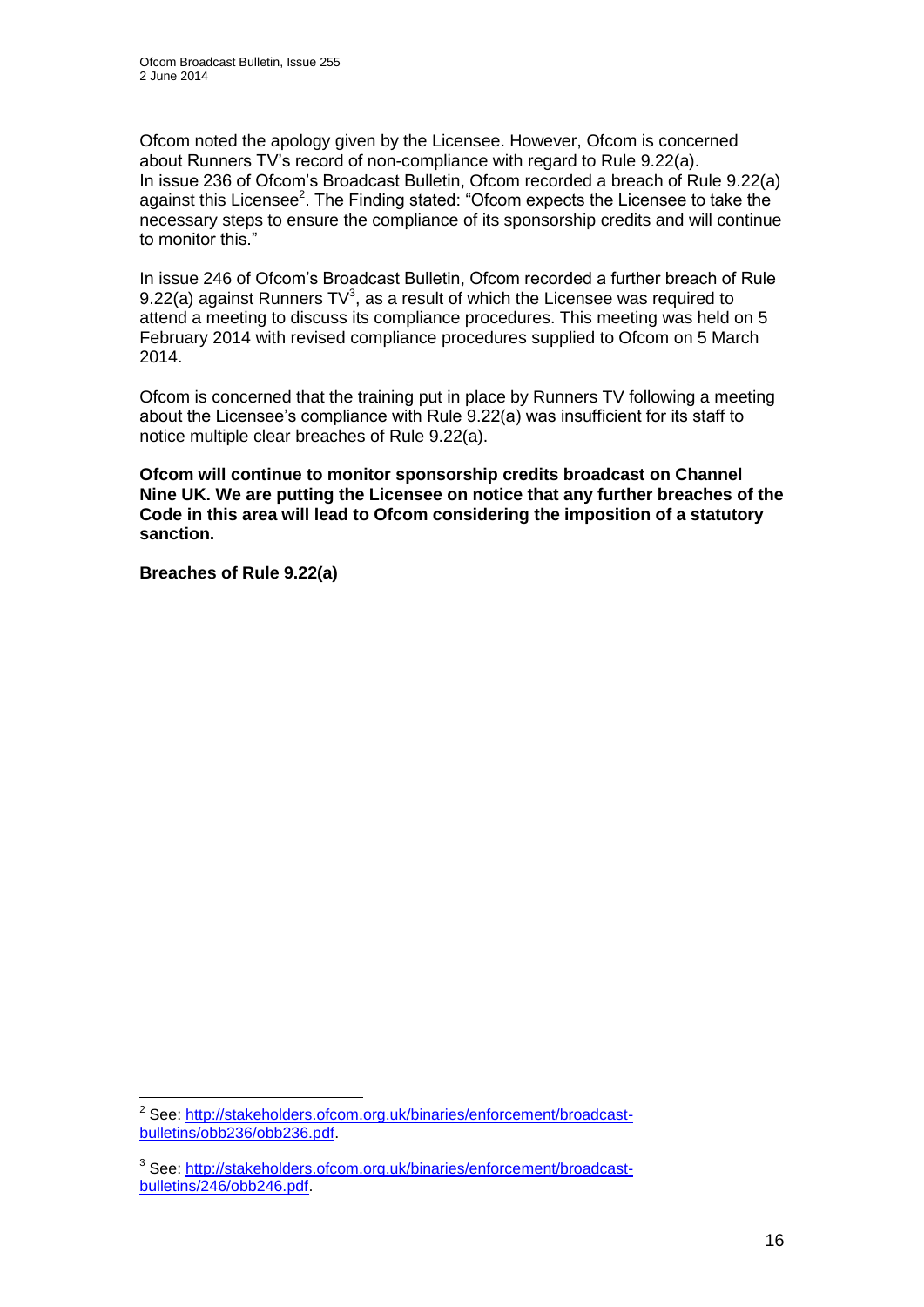Ofcom noted the apology given by the Licensee. However, Ofcom is concerned about Runners TV's record of non-compliance with regard to Rule 9.22(a). In issue 236 of Ofcom's Broadcast Bulletin, Ofcom recorded a breach of Rule 9.22(a) against this Licensee[2]. The Finding stated: "Ofcom expects the Licensee to take the necessary steps to ensure the compliance of its sponsorship credits and will continue to monitor this."

In issue 246 of Ofcom's Broadcast Bulletin, Ofcom recorded a further breach of Rule 9.22(a) against Runners TV[3], as a result of which the Licensee was required to attend a meeting to discuss its compliance procedures. This meeting was held on 5 February 2014 with revised compliance procedures supplied to Ofcom on 5 March 2014.

Ofcom is concerned that the training put in place by Runners TV following a meeting about the Licensee's compliance with Rule 9.22(a) was insufficient for its staff to notice multiple clear breaches of Rule 9.22(a).

**Ofcom will continue to monitor sponsorship credits broadcast on Channel Nine UK. We are putting the Licensee on notice that any further breaches of the Code in this area will lead to Ofcom considering the imposition of a statutory sanction.**

**Breaches of Rule 9.22(a)**

---

[2] See: http://stakeholders.ofcom.org.uk/binaries/enforcement/broadcast-bulletins/obb236/obb236.pdf.

[3] See: http://stakeholders.ofcom.org.uk/binaries/enforcement/broadcast-bulletins/246/obb246.pdf.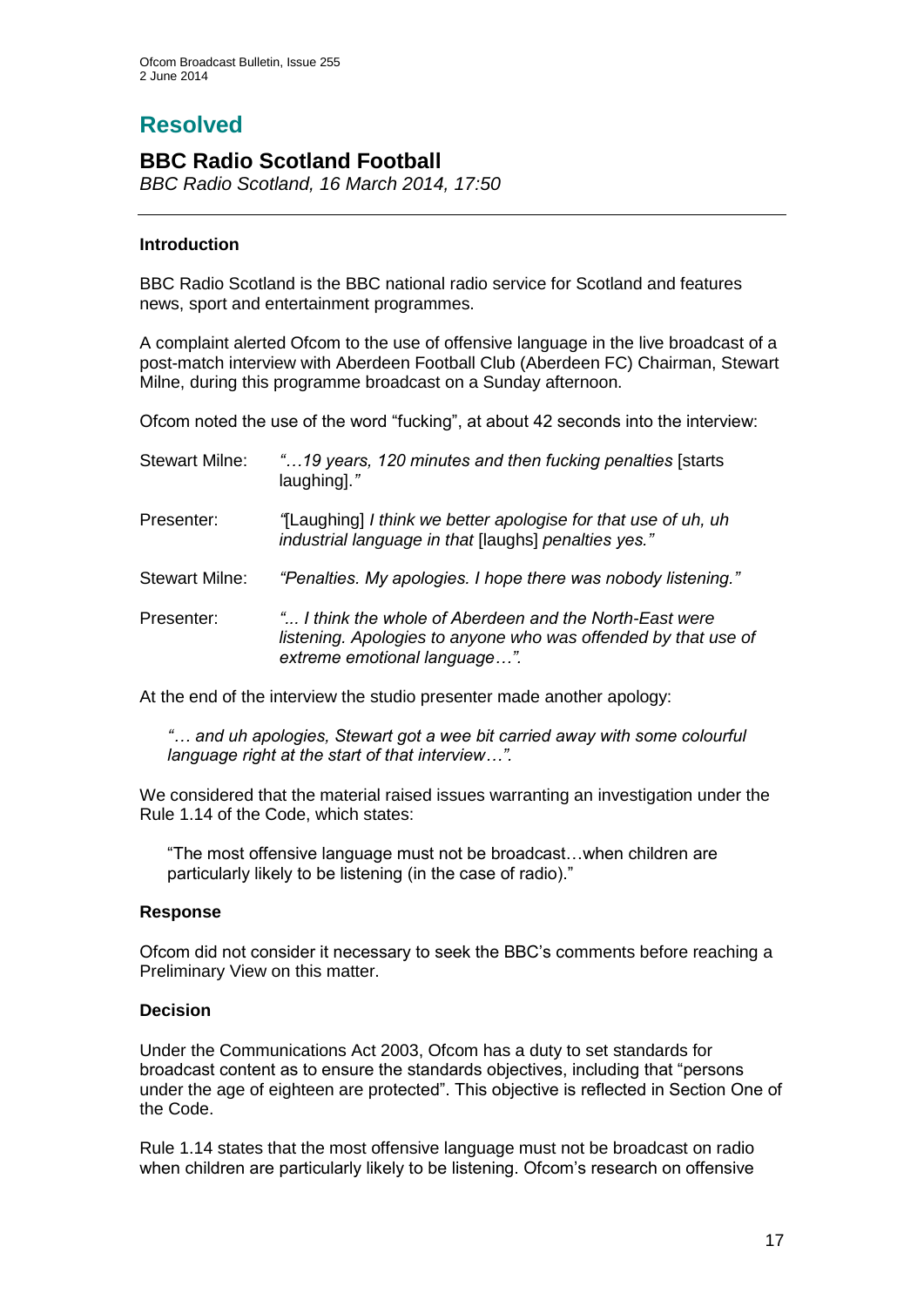# Resolved

## BBC Radio Scotland Football

*BBC Radio Scotland, 16 March 2014, 17:50*

---

### Introduction

BBC Radio Scotland is the BBC national radio service for Scotland and features news, sport and entertainment programmes.

A complaint alerted Ofcom to the use of offensive language in the live broadcast of a post-match interview with Aberdeen Football Club (Aberdeen FC) Chairman, Stewart Milne, during this programme broadcast on a Sunday afternoon.

Ofcom noted the use of the word "fucking", at about 42 seconds into the interview:

Stewart Milne: *"…19 years, 120 minutes and then fucking penalties* [starts laughing]*."*

Presenter: *"*[Laughing] *I think we better apologise for that use of uh, uh industrial language in that* [laughs] *penalties yes."*

Stewart Milne: *"Penalties. My apologies. I hope there was nobody listening."*

Presenter: *"... I think the whole of Aberdeen and the North-East were listening. Apologies to anyone who was offended by that use of extreme emotional language…".*

At the end of the interview the studio presenter made another apology:

> *"… and uh apologies, Stewart got a wee bit carried away with some colourful language right at the start of that interview…".*

We considered that the material raised issues warranting an investigation under the Rule 1.14 of the Code, which states:

> "The most offensive language must not be broadcast…when children are particularly likely to be listening (in the case of radio)."

### Response

Ofcom did not consider it necessary to seek the BBC's comments before reaching a Preliminary View on this matter.

### Decision

Under the Communications Act 2003, Ofcom has a duty to set standards for broadcast content as to ensure the standards objectives, including that "persons under the age of eighteen are protected". This objective is reflected in Section One of the Code.

Rule 1.14 states that the most offensive language must not be broadcast on radio when children are particularly likely to be listening. Ofcom's research on offensive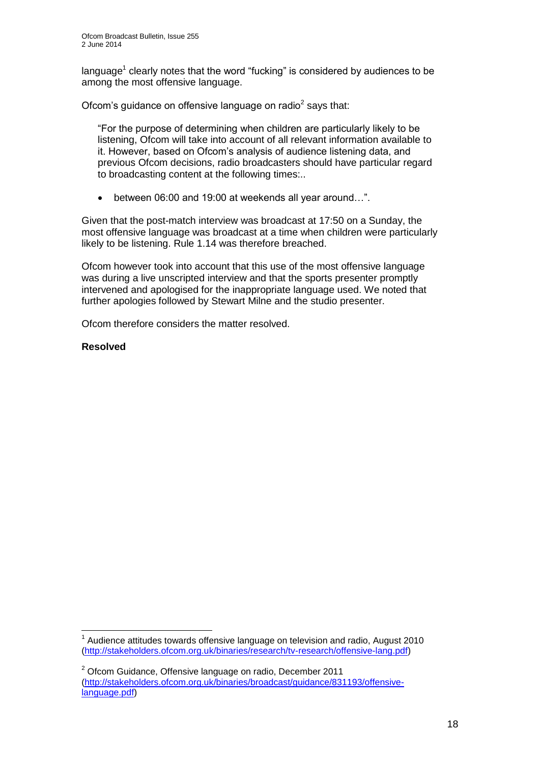language[1] clearly notes that the word "fucking" is considered by audiences to be among the most offensive language.

Ofcom's guidance on offensive language on radio[2] says that:

> "For the purpose of determining when children are particularly likely to be listening, Ofcom will take into account of all relevant information available to it. However, based on Ofcom's analysis of audience listening data, and previous Ofcom decisions, radio broadcasters should have particular regard to broadcasting content at the following times:..
>
> - between 06:00 and 19:00 at weekends all year around…".

Given that the post-match interview was broadcast at 17:50 on a Sunday, the most offensive language was broadcast at a time when children were particularly likely to be listening. Rule 1.14 was therefore breached.

Ofcom however took into account that this use of the most offensive language was during a live unscripted interview and that the sports presenter promptly intervened and apologised for the inappropriate language used. We noted that further apologies followed by Stewart Milne and the studio presenter.

Ofcom therefore considers the matter resolved.

**Resolved**

---

[1] Audience attitudes towards offensive language on television and radio, August 2010 (http://stakeholders.ofcom.org.uk/binaries/research/tv-research/offensive-lang.pdf)

[2] Ofcom Guidance, Offensive language on radio, December 2011 (http://stakeholders.ofcom.org.uk/binaries/broadcast/guidance/831193/offensive-language.pdf)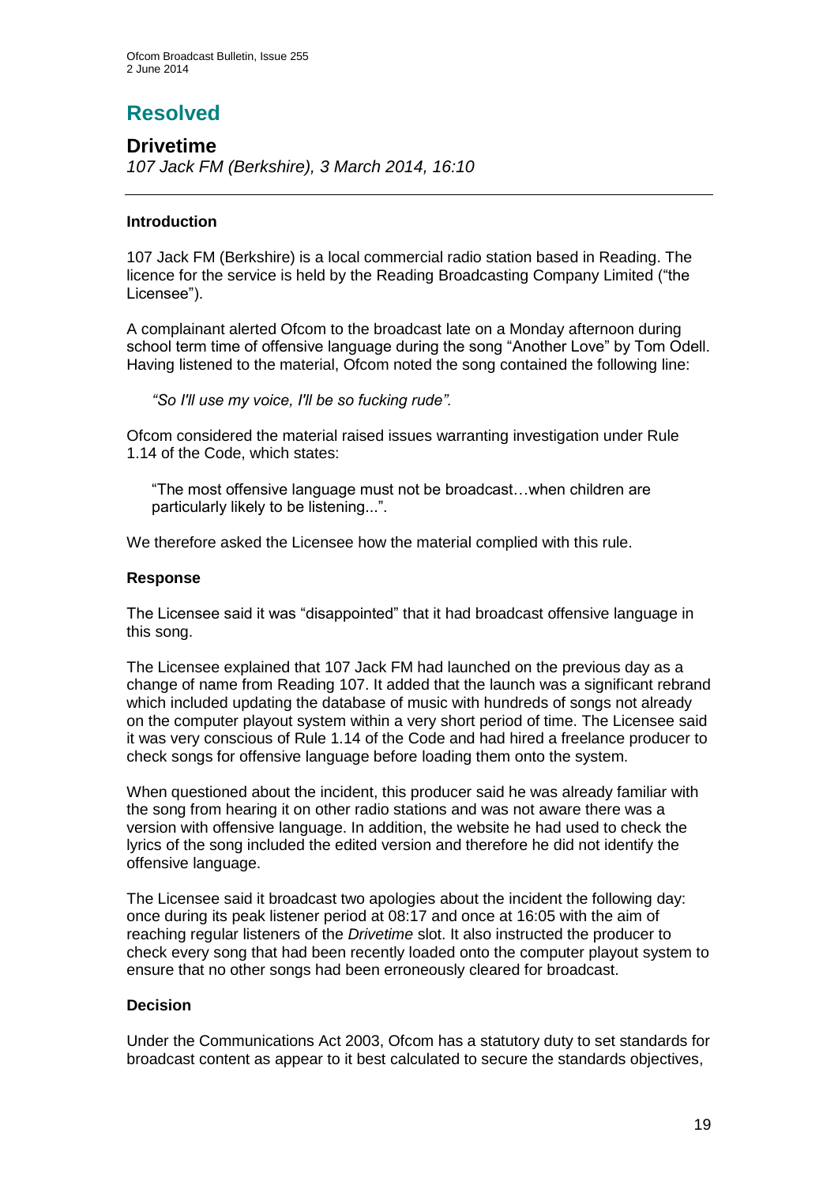# Resolved

## Drivetime

*107 Jack FM (Berkshire), 3 March 2014, 16:10*

### Introduction

107 Jack FM (Berkshire) is a local commercial radio station based in Reading. The licence for the service is held by the Reading Broadcasting Company Limited ("the Licensee").

A complainant alerted Ofcom to the broadcast late on a Monday afternoon during school term time of offensive language during the song "Another Love" by Tom Odell. Having listened to the material, Ofcom noted the song contained the following line:

> *"So I'll use my voice, I'll be so fucking rude".*

Ofcom considered the material raised issues warranting investigation under Rule 1.14 of the Code, which states:

> "The most offensive language must not be broadcast…when children are particularly likely to be listening...".

We therefore asked the Licensee how the material complied with this rule.

### Response

The Licensee said it was "disappointed" that it had broadcast offensive language in this song.

The Licensee explained that 107 Jack FM had launched on the previous day as a change of name from Reading 107. It added that the launch was a significant rebrand which included updating the database of music with hundreds of songs not already on the computer playout system within a very short period of time. The Licensee said it was very conscious of Rule 1.14 of the Code and had hired a freelance producer to check songs for offensive language before loading them onto the system.

When questioned about the incident, this producer said he was already familiar with the song from hearing it on other radio stations and was not aware there was a version with offensive language. In addition, the website he had used to check the lyrics of the song included the edited version and therefore he did not identify the offensive language.

The Licensee said it broadcast two apologies about the incident the following day: once during its peak listener period at 08:17 and once at 16:05 with the aim of reaching regular listeners of the *Drivetime* slot. It also instructed the producer to check every song that had been recently loaded onto the computer playout system to ensure that no other songs had been erroneously cleared for broadcast.

### Decision

Under the Communications Act 2003, Ofcom has a statutory duty to set standards for broadcast content as appear to it best calculated to secure the standards objectives,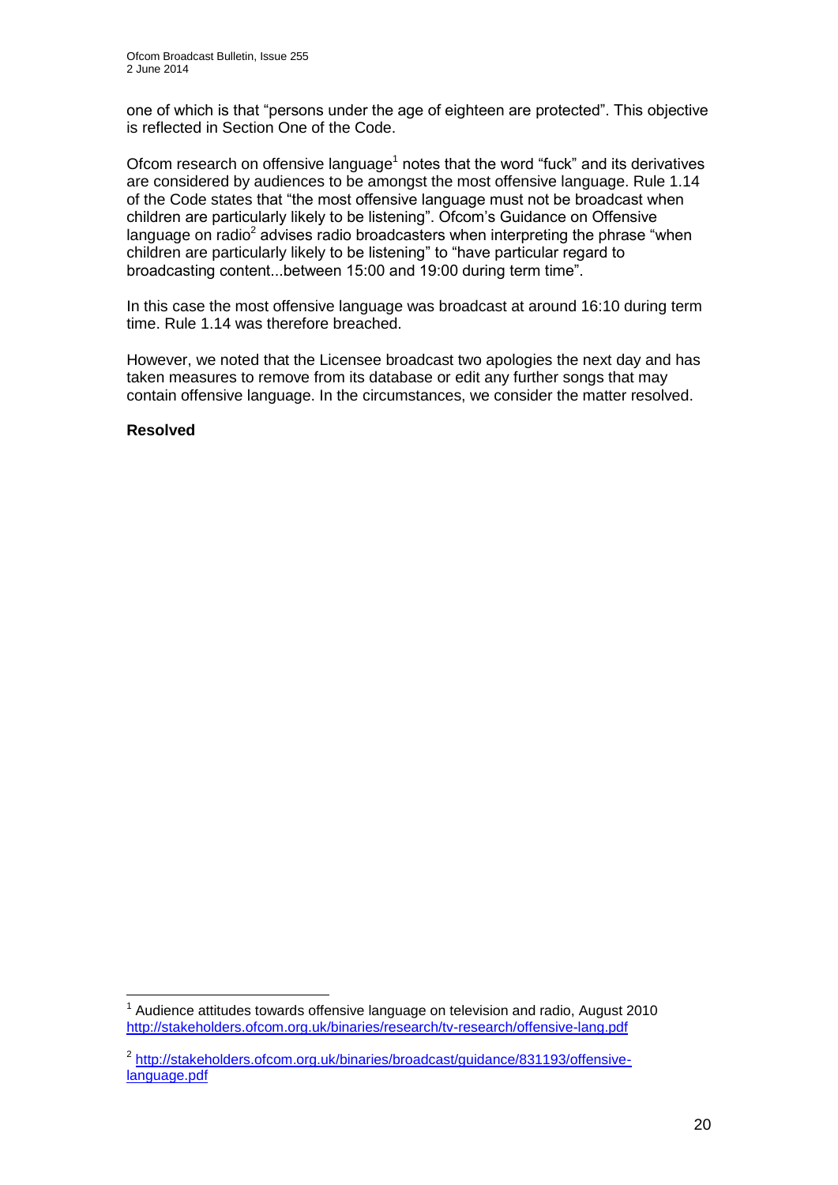one of which is that "persons under the age of eighteen are protected". This objective is reflected in Section One of the Code.

Ofcom research on offensive language[1] notes that the word "fuck" and its derivatives are considered by audiences to be amongst the most offensive language. Rule 1.14 of the Code states that "the most offensive language must not be broadcast when children are particularly likely to be listening". Ofcom's Guidance on Offensive language on radio[2] advises radio broadcasters when interpreting the phrase "when children are particularly likely to be listening" to "have particular regard to broadcasting content...between 15:00 and 19:00 during term time".

In this case the most offensive language was broadcast at around 16:10 during term time. Rule 1.14 was therefore breached.

However, we noted that the Licensee broadcast two apologies the next day and has taken measures to remove from its database or edit any further songs that may contain offensive language. In the circumstances, we consider the matter resolved.

**Resolved**

---

[1] Audience attitudes towards offensive language on television and radio, August 2010 http://stakeholders.ofcom.org.uk/binaries/research/tv-research/offensive-lang.pdf

[2] http://stakeholders.ofcom.org.uk/binaries/broadcast/guidance/831193/offensive-language.pdf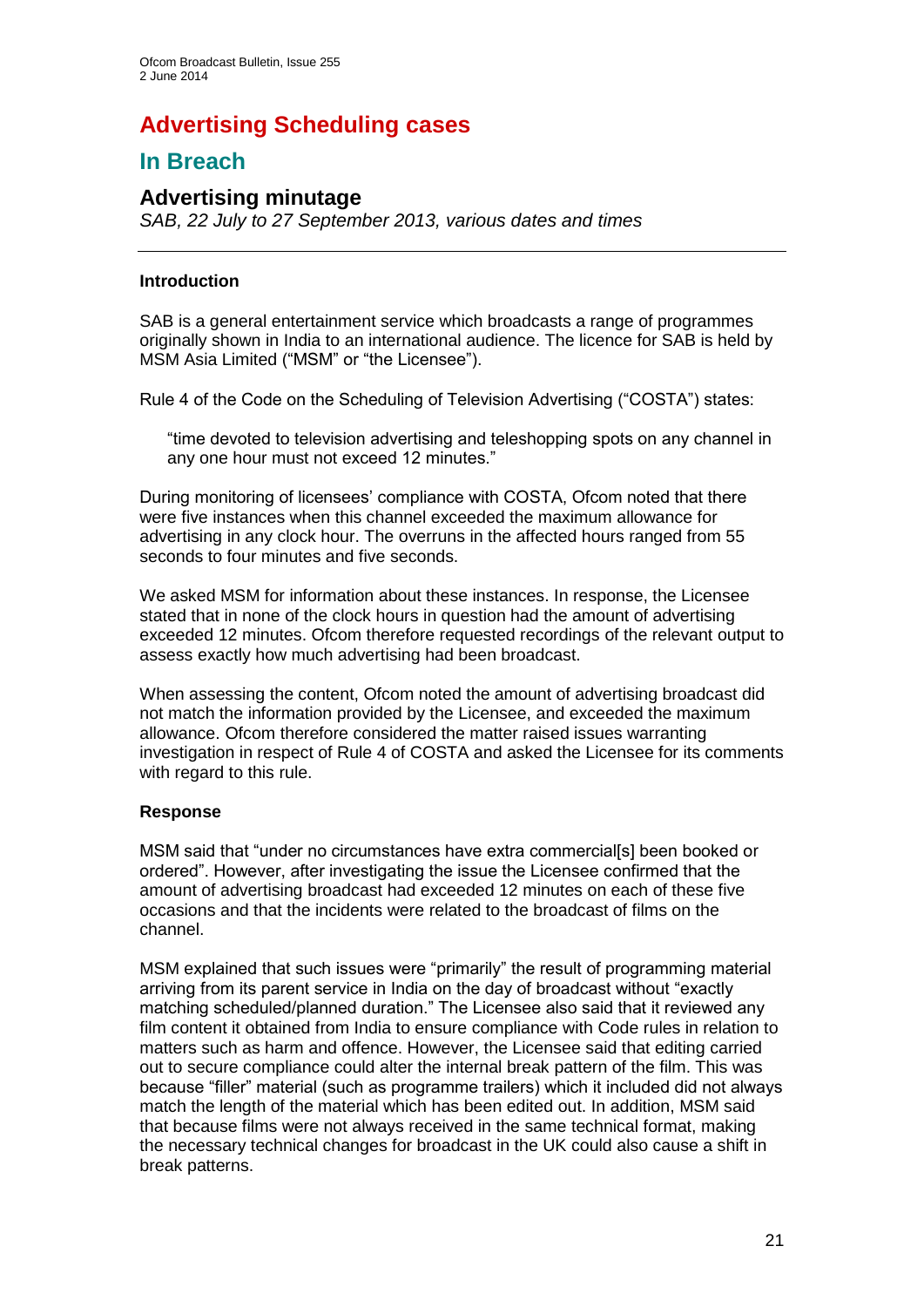# Advertising Scheduling cases

## In Breach

### Advertising minutage

*SAB, 22 July to 27 September 2013, various dates and times*

---

**Introduction**

SAB is a general entertainment service which broadcasts a range of programmes originally shown in India to an international audience. The licence for SAB is held by MSM Asia Limited ("MSM" or "the Licensee").

Rule 4 of the Code on the Scheduling of Television Advertising ("COSTA") states:

> "time devoted to television advertising and teleshopping spots on any channel in any one hour must not exceed 12 minutes."

During monitoring of licensees' compliance with COSTA, Ofcom noted that there were five instances when this channel exceeded the maximum allowance for advertising in any clock hour. The overruns in the affected hours ranged from 55 seconds to four minutes and five seconds.

We asked MSM for information about these instances. In response, the Licensee stated that in none of the clock hours in question had the amount of advertising exceeded 12 minutes. Ofcom therefore requested recordings of the relevant output to assess exactly how much advertising had been broadcast.

When assessing the content, Ofcom noted the amount of advertising broadcast did not match the information provided by the Licensee, and exceeded the maximum allowance. Ofcom therefore considered the matter raised issues warranting investigation in respect of Rule 4 of COSTA and asked the Licensee for its comments with regard to this rule.

**Response**

MSM said that "under no circumstances have extra commercial[s] been booked or ordered". However, after investigating the issue the Licensee confirmed that the amount of advertising broadcast had exceeded 12 minutes on each of these five occasions and that the incidents were related to the broadcast of films on the channel.

MSM explained that such issues were "primarily" the result of programming material arriving from its parent service in India on the day of broadcast without "exactly matching scheduled/planned duration." The Licensee also said that it reviewed any film content it obtained from India to ensure compliance with Code rules in relation to matters such as harm and offence. However, the Licensee said that editing carried out to secure compliance could alter the internal break pattern of the film. This was because "filler" material (such as programme trailers) which it included did not always match the length of the material which has been edited out. In addition, MSM said that because films were not always received in the same technical format, making the necessary technical changes for broadcast in the UK could also cause a shift in break patterns.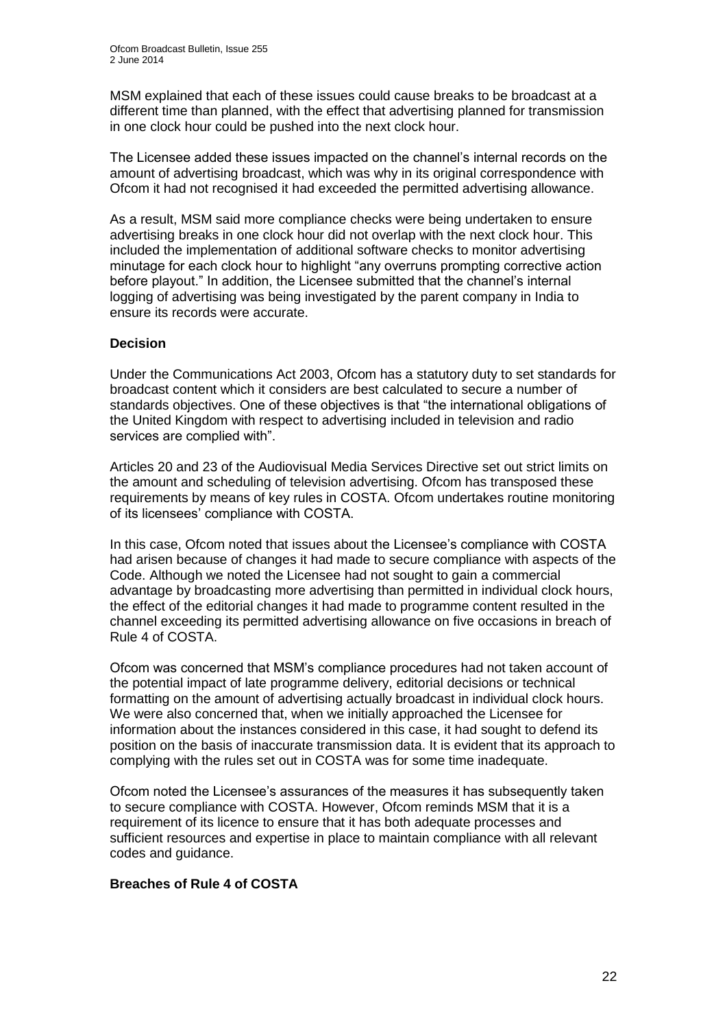MSM explained that each of these issues could cause breaks to be broadcast at a different time than planned, with the effect that advertising planned for transmission in one clock hour could be pushed into the next clock hour.

The Licensee added these issues impacted on the channel's internal records on the amount of advertising broadcast, which was why in its original correspondence with Ofcom it had not recognised it had exceeded the permitted advertising allowance.

As a result, MSM said more compliance checks were being undertaken to ensure advertising breaks in one clock hour did not overlap with the next clock hour. This included the implementation of additional software checks to monitor advertising minutage for each clock hour to highlight "any overruns prompting corrective action before playout." In addition, the Licensee submitted that the channel's internal logging of advertising was being investigated by the parent company in India to ensure its records were accurate.

**Decision**

Under the Communications Act 2003, Ofcom has a statutory duty to set standards for broadcast content which it considers are best calculated to secure a number of standards objectives. One of these objectives is that "the international obligations of the United Kingdom with respect to advertising included in television and radio services are complied with".

Articles 20 and 23 of the Audiovisual Media Services Directive set out strict limits on the amount and scheduling of television advertising. Ofcom has transposed these requirements by means of key rules in COSTA. Ofcom undertakes routine monitoring of its licensees' compliance with COSTA.

In this case, Ofcom noted that issues about the Licensee's compliance with COSTA had arisen because of changes it had made to secure compliance with aspects of the Code. Although we noted the Licensee had not sought to gain a commercial advantage by broadcasting more advertising than permitted in individual clock hours, the effect of the editorial changes it had made to programme content resulted in the channel exceeding its permitted advertising allowance on five occasions in breach of Rule 4 of COSTA.

Ofcom was concerned that MSM's compliance procedures had not taken account of the potential impact of late programme delivery, editorial decisions or technical formatting on the amount of advertising actually broadcast in individual clock hours. We were also concerned that, when we initially approached the Licensee for information about the instances considered in this case, it had sought to defend its position on the basis of inaccurate transmission data. It is evident that its approach to complying with the rules set out in COSTA was for some time inadequate.

Ofcom noted the Licensee's assurances of the measures it has subsequently taken to secure compliance with COSTA. However, Ofcom reminds MSM that it is a requirement of its licence to ensure that it has both adequate processes and sufficient resources and expertise in place to maintain compliance with all relevant codes and guidance.

**Breaches of Rule 4 of COSTA**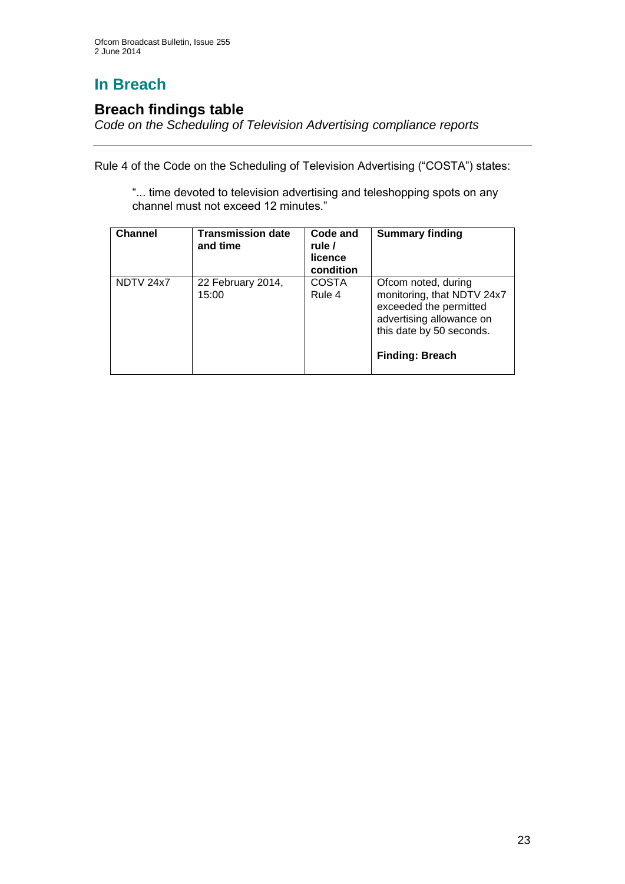# In Breach

## Breach findings table

*Code on the Scheduling of Television Advertising compliance reports*

---

Rule 4 of the Code on the Scheduling of Television Advertising ("COSTA") states:

> "... time devoted to television advertising and teleshopping spots on any channel must not exceed 12 minutes."

| Channel | Transmission date and time | Code and rule / licence condition | Summary finding |
|---|---|---|---|
| NDTV 24x7 | 22 February 2014, 15:00 | COSTA Rule 4 | Ofcom noted, during monitoring, that NDTV 24x7 exceeded the permitted advertising allowance on this date by 50 seconds.<br><br>**Finding: Breach** |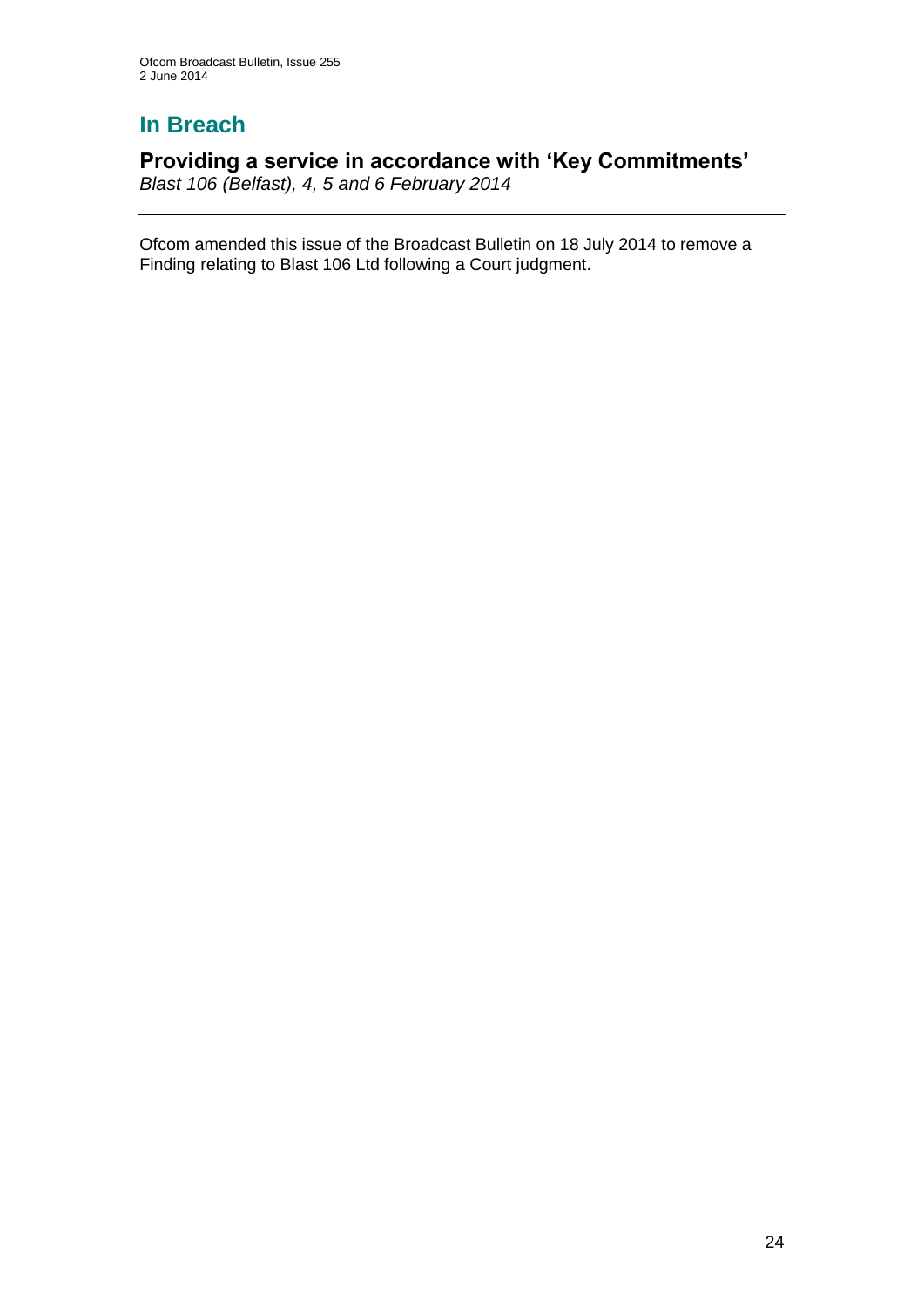# In Breach

## Providing a service in accordance with 'Key Commitments'

*Blast 106 (Belfast), 4, 5 and 6 February 2014*

---

Ofcom amended this issue of the Broadcast Bulletin on 18 July 2014 to remove a Finding relating to Blast 106 Ltd following a Court judgment.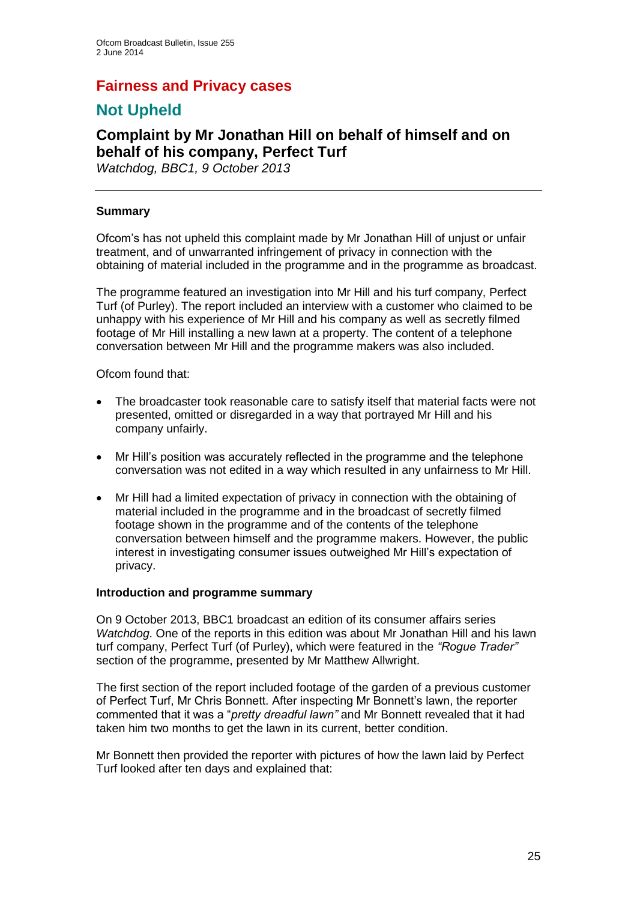# Fairness and Privacy cases

## Not Upheld

### Complaint by Mr Jonathan Hill on behalf of himself and on behalf of his company, Perfect Turf

*Watchdog, BBC1, 9 October 2013*

---

**Summary**

Ofcom's has not upheld this complaint made by Mr Jonathan Hill of unjust or unfair treatment, and of unwarranted infringement of privacy in connection with the obtaining of material included in the programme and in the programme as broadcast.

The programme featured an investigation into Mr Hill and his turf company, Perfect Turf (of Purley). The report included an interview with a customer who claimed to be unhappy with his experience of Mr Hill and his company as well as secretly filmed footage of Mr Hill installing a new lawn at a property. The content of a telephone conversation between Mr Hill and the programme makers was also included.

Ofcom found that:

- The broadcaster took reasonable care to satisfy itself that material facts were not presented, omitted or disregarded in a way that portrayed Mr Hill and his company unfairly.
- Mr Hill's position was accurately reflected in the programme and the telephone conversation was not edited in a way which resulted in any unfairness to Mr Hill.
- Mr Hill had a limited expectation of privacy in connection with the obtaining of material included in the programme and in the broadcast of secretly filmed footage shown in the programme and of the contents of the telephone conversation between himself and the programme makers. However, the public interest in investigating consumer issues outweighed Mr Hill's expectation of privacy.

**Introduction and programme summary**

On 9 October 2013, BBC1 broadcast an edition of its consumer affairs series *Watchdog*. One of the reports in this edition was about Mr Jonathan Hill and his lawn turf company, Perfect Turf (of Purley), which were featured in the *"Rogue Trader"* section of the programme, presented by Mr Matthew Allwright.

The first section of the report included footage of the garden of a previous customer of Perfect Turf, Mr Chris Bonnett. After inspecting Mr Bonnett's lawn, the reporter commented that it was a "*pretty dreadful lawn"* and Mr Bonnett revealed that it had taken him two months to get the lawn in its current, better condition.

Mr Bonnett then provided the reporter with pictures of how the lawn laid by Perfect Turf looked after ten days and explained that: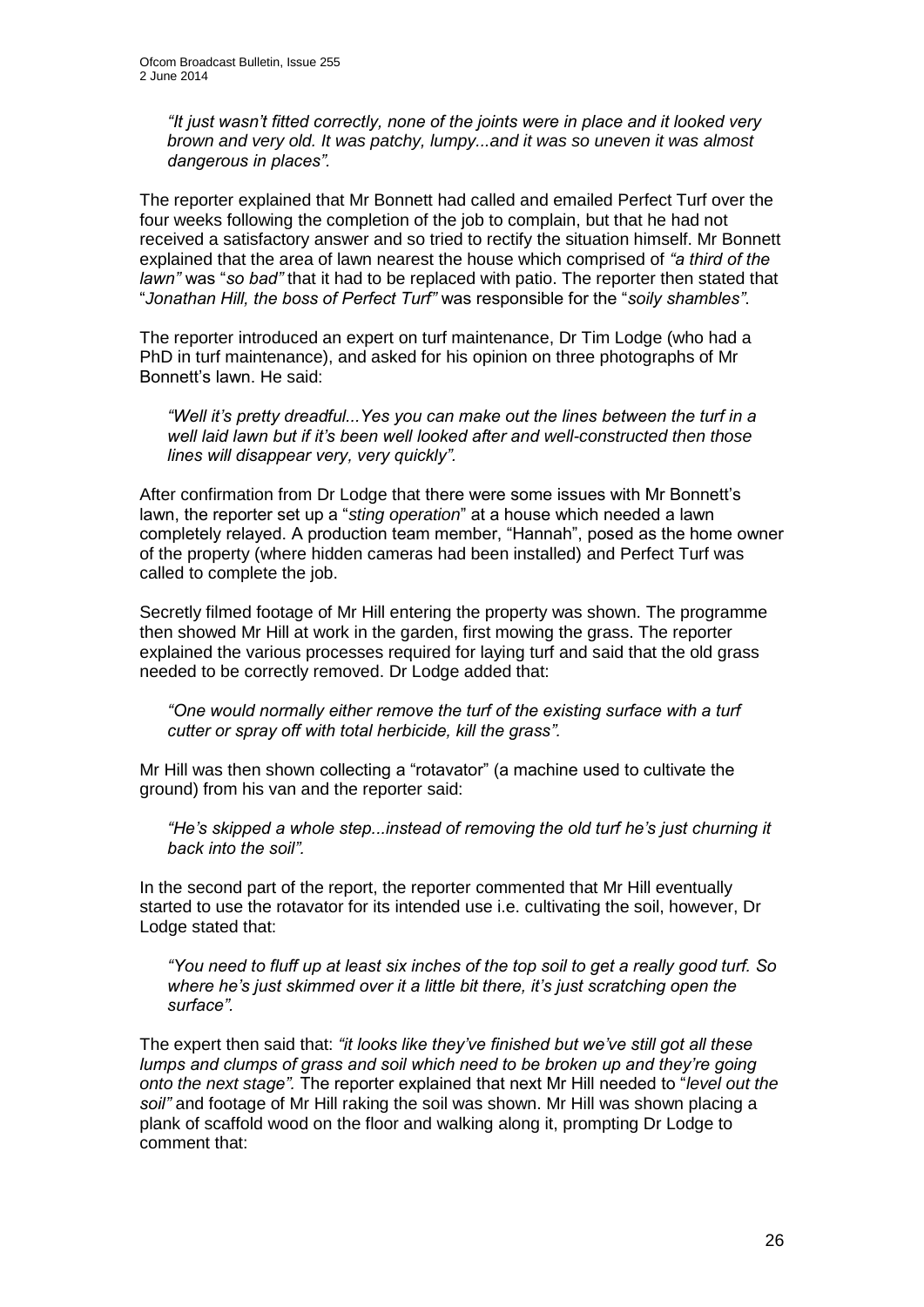> *"It just wasn't fitted correctly, none of the joints were in place and it looked very brown and very old. It was patchy, lumpy...and it was so uneven it was almost dangerous in places".*

The reporter explained that Mr Bonnett had called and emailed Perfect Turf over the four weeks following the completion of the job to complain, but that he had not received a satisfactory answer and so tried to rectify the situation himself. Mr Bonnett explained that the area of lawn nearest the house which comprised of *"a third of the lawn"* was "*so bad"* that it had to be replaced with patio. The reporter then stated that "*Jonathan Hill, the boss of Perfect Turf"* was responsible for the "*soily shambles"*.

The reporter introduced an expert on turf maintenance, Dr Tim Lodge (who had a PhD in turf maintenance), and asked for his opinion on three photographs of Mr Bonnett's lawn. He said:

> *"Well it's pretty dreadful...Yes you can make out the lines between the turf in a well laid lawn but if it's been well looked after and well-constructed then those lines will disappear very, very quickly".*

After confirmation from Dr Lodge that there were some issues with Mr Bonnett's lawn, the reporter set up a "*sting operation*" at a house which needed a lawn completely relayed. A production team member, "Hannah", posed as the home owner of the property (where hidden cameras had been installed) and Perfect Turf was called to complete the job.

Secretly filmed footage of Mr Hill entering the property was shown. The programme then showed Mr Hill at work in the garden, first mowing the grass. The reporter explained the various processes required for laying turf and said that the old grass needed to be correctly removed. Dr Lodge added that:

> *"One would normally either remove the turf of the existing surface with a turf cutter or spray off with total herbicide, kill the grass".*

Mr Hill was then shown collecting a "rotavator" (a machine used to cultivate the ground) from his van and the reporter said:

> *"He's skipped a whole step...instead of removing the old turf he's just churning it back into the soil".*

In the second part of the report, the reporter commented that Mr Hill eventually started to use the rotavator for its intended use i.e. cultivating the soil, however, Dr Lodge stated that:

> *"You need to fluff up at least six inches of the top soil to get a really good turf. So where he's just skimmed over it a little bit there, it's just scratching open the surface".*

The expert then said that: *"it looks like they've finished but we've still got all these lumps and clumps of grass and soil which need to be broken up and they're going onto the next stage".* The reporter explained that next Mr Hill needed to "*level out the soil"* and footage of Mr Hill raking the soil was shown. Mr Hill was shown placing a plank of scaffold wood on the floor and walking along it, prompting Dr Lodge to comment that: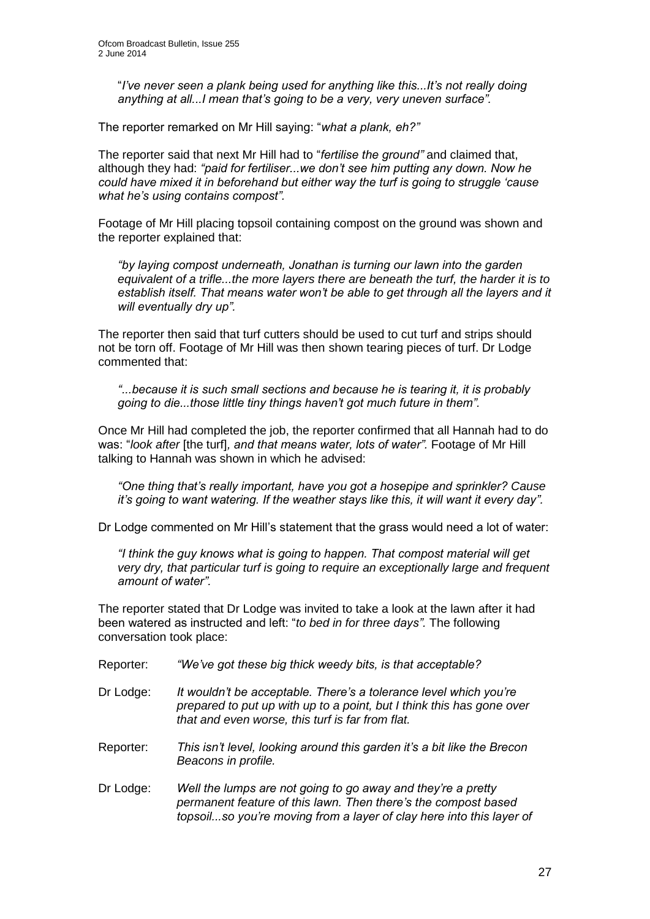"*I've never seen a plank being used for anything like this...It's not really doing anything at all...I mean that's going to be a very, very uneven surface".*

The reporter remarked on Mr Hill saying: "*what a plank, eh?"*

The reporter said that next Mr Hill had to "*fertilise the ground"* and claimed that, although they had: *"paid for fertiliser...we don't see him putting any down. Now he could have mixed it in beforehand but either way the turf is going to struggle 'cause what he's using contains compost".*

Footage of Mr Hill placing topsoil containing compost on the ground was shown and the reporter explained that:

> *"by laying compost underneath, Jonathan is turning our lawn into the garden equivalent of a trifle...the more layers there are beneath the turf, the harder it is to establish itself. That means water won't be able to get through all the layers and it will eventually dry up".*

The reporter then said that turf cutters should be used to cut turf and strips should not be torn off. Footage of Mr Hill was then shown tearing pieces of turf. Dr Lodge commented that:

> *"...because it is such small sections and because he is tearing it, it is probably going to die...those little tiny things haven't got much future in them".*

Once Mr Hill had completed the job, the reporter confirmed that all Hannah had to do was: "*look after* [the turf]*, and that means water, lots of water".* Footage of Mr Hill talking to Hannah was shown in which he advised:

> *"One thing that's really important, have you got a hosepipe and sprinkler? Cause it's going to want watering. If the weather stays like this, it will want it every day".*

Dr Lodge commented on Mr Hill's statement that the grass would need a lot of water:

> *"I think the guy knows what is going to happen. That compost material will get very dry, that particular turf is going to require an exceptionally large and frequent amount of water".*

The reporter stated that Dr Lodge was invited to take a look at the lawn after it had been watered as instructed and left: "*to bed in for three days".* The following conversation took place:

Reporter: *"We've got these big thick weedy bits, is that acceptable?*

Dr Lodge: *It wouldn't be acceptable. There's a tolerance level which you're prepared to put up with up to a point, but I think this has gone over that and even worse, this turf is far from flat.*

Reporter: *This isn't level, looking around this garden it's a bit like the Brecon Beacons in profile.*

Dr Lodge: *Well the lumps are not going to go away and they're a pretty permanent feature of this lawn. Then there's the compost based topsoil...so you're moving from a layer of clay here into this layer of*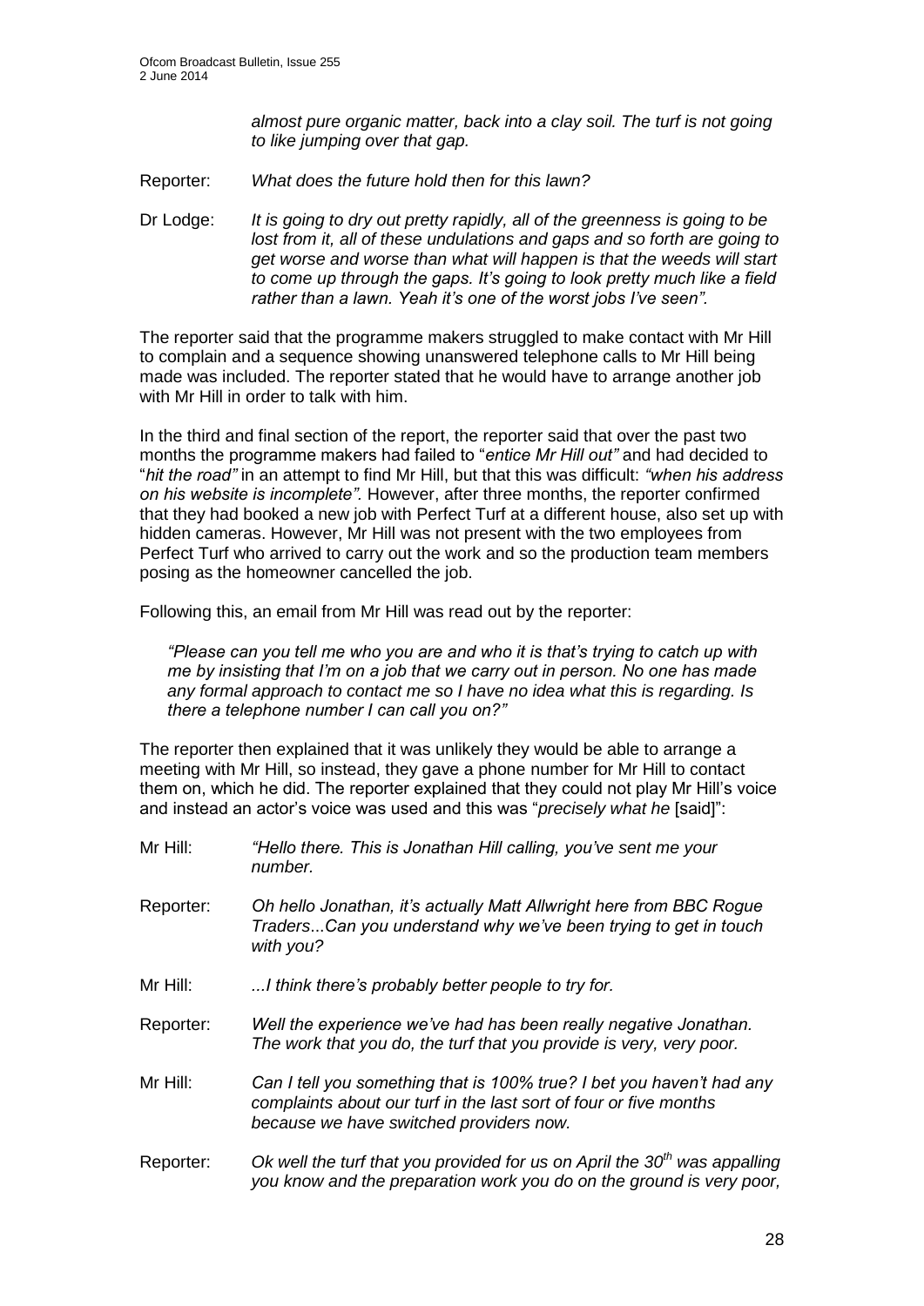*almost pure organic matter, back into a clay soil. The turf is not going to like jumping over that gap.*

Reporter: *What does the future hold then for this lawn?*

Dr Lodge: *It is going to dry out pretty rapidly, all of the greenness is going to be lost from it, all of these undulations and gaps and so forth are going to get worse and worse than what will happen is that the weeds will start to come up through the gaps. It's going to look pretty much like a field rather than a lawn. Yeah it's one of the worst jobs I've seen".*

The reporter said that the programme makers struggled to make contact with Mr Hill to complain and a sequence showing unanswered telephone calls to Mr Hill being made was included. The reporter stated that he would have to arrange another job with Mr Hill in order to talk with him.

In the third and final section of the report, the reporter said that over the past two months the programme makers had failed to "*entice Mr Hill out"* and had decided to "*hit the road"* in an attempt to find Mr Hill, but that this was difficult: *"when his address on his website is incomplete"*. However, after three months, the reporter confirmed that they had booked a new job with Perfect Turf at a different house, also set up with hidden cameras. However, Mr Hill was not present with the two employees from Perfect Turf who arrived to carry out the work and so the production team members posing as the homeowner cancelled the job.

Following this, an email from Mr Hill was read out by the reporter:

> *"Please can you tell me who you are and who it is that's trying to catch up with me by insisting that I'm on a job that we carry out in person. No one has made any formal approach to contact me so I have no idea what this is regarding. Is there a telephone number I can call you on?"*

The reporter then explained that it was unlikely they would be able to arrange a meeting with Mr Hill, so instead, they gave a phone number for Mr Hill to contact them on, which he did. The reporter explained that they could not play Mr Hill's voice and instead an actor's voice was used and this was "*precisely what he* [said]":

Mr Hill: *"Hello there. This is Jonathan Hill calling, you've sent me your number.*

Reporter: *Oh hello Jonathan, it's actually Matt Allwright here from BBC Rogue Traders...Can you understand why we've been trying to get in touch with you?*

Mr Hill: *...I think there's probably better people to try for.*

Reporter: *Well the experience we've had has been really negative Jonathan. The work that you do, the turf that you provide is very, very poor.*

Mr Hill: *Can I tell you something that is 100% true? I bet you haven't had any complaints about our turf in the last sort of four or five months because we have switched providers now.*

Reporter: *Ok well the turf that you provided for us on April the 30th was appalling you know and the preparation work you do on the ground is very poor,*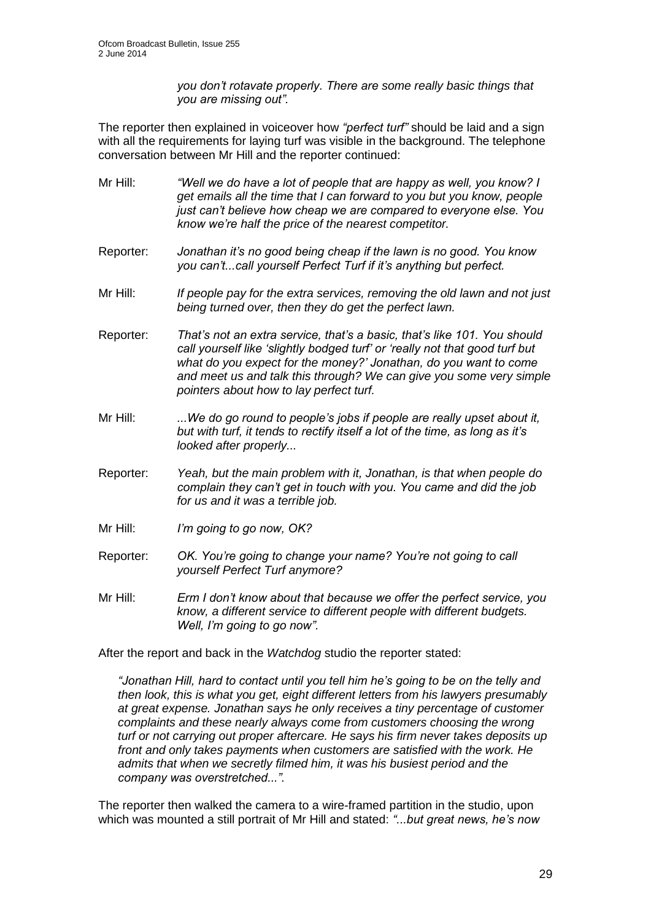> *you don't rotavate properly. There are some really basic things that you are missing out".*

The reporter then explained in voiceover how *"perfect turf"* should be laid and a sign with all the requirements for laying turf was visible in the background. The telephone conversation between Mr Hill and the reporter continued:

Mr Hill: *"Well we do have a lot of people that are happy as well, you know? I get emails all the time that I can forward to you but you know, people just can't believe how cheap we are compared to everyone else. You know we're half the price of the nearest competitor.*

Reporter: *Jonathan it's no good being cheap if the lawn is no good. You know you can't...call yourself Perfect Turf if it's anything but perfect.*

Mr Hill: *If people pay for the extra services, removing the old lawn and not just being turned over, then they do get the perfect lawn.*

Reporter: *That's not an extra service, that's a basic, that's like 101. You should call yourself like 'slightly bodged turf' or 'really not that good turf but what do you expect for the money?' Jonathan, do you want to come and meet us and talk this through? We can give you some very simple pointers about how to lay perfect turf.*

Mr Hill: *...We do go round to people's jobs if people are really upset about it, but with turf, it tends to rectify itself a lot of the time, as long as it's looked after properly...*

Reporter: *Yeah, but the main problem with it, Jonathan, is that when people do complain they can't get in touch with you. You came and did the job for us and it was a terrible job.*

Mr Hill: *I'm going to go now, OK?*

Reporter: *OK. You're going to change your name? You're not going to call yourself Perfect Turf anymore?*

Mr Hill: *Erm I don't know about that because we offer the perfect service, you know, a different service to different people with different budgets. Well, I'm going to go now".*

After the report and back in the *Watchdog* studio the reporter stated:

> *"Jonathan Hill, hard to contact until you tell him he's going to be on the telly and then look, this is what you get, eight different letters from his lawyers presumably at great expense. Jonathan says he only receives a tiny percentage of customer complaints and these nearly always come from customers choosing the wrong turf or not carrying out proper aftercare. He says his firm never takes deposits up front and only takes payments when customers are satisfied with the work. He admits that when we secretly filmed him, it was his busiest period and the company was overstretched...".*

The reporter then walked the camera to a wire-framed partition in the studio, upon which was mounted a still portrait of Mr Hill and stated: *"...but great news, he's now*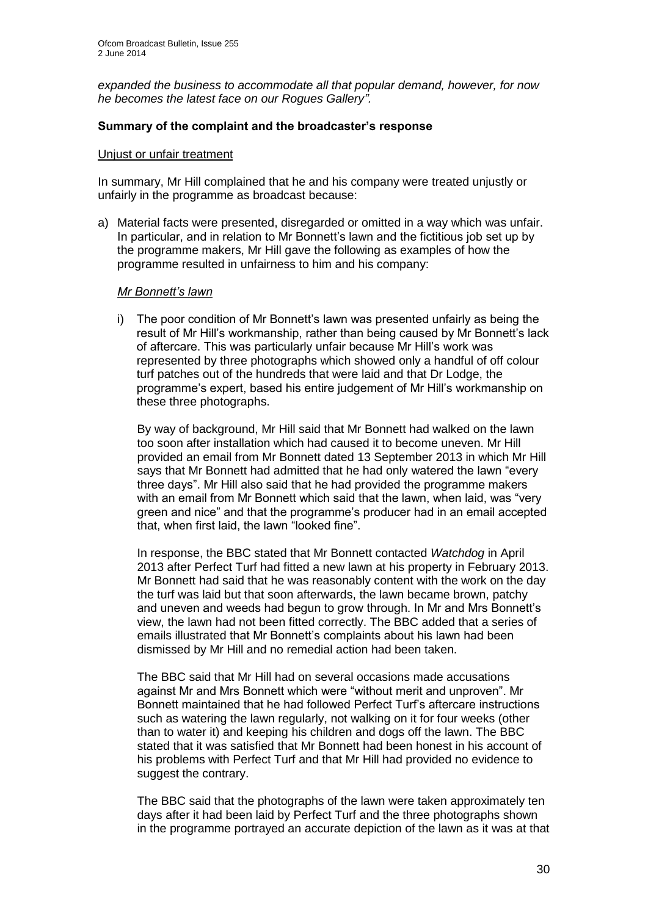*expanded the business to accommodate all that popular demand, however, for now he becomes the latest face on our Rogues Gallery".*

### Summary of the complaint and the broadcaster's response

Unjust or unfair treatment

In summary, Mr Hill complained that he and his company were treated unjustly or unfairly in the programme as broadcast because:

a) Material facts were presented, disregarded or omitted in a way which was unfair. In particular, and in relation to Mr Bonnett's lawn and the fictitious job set up by the programme makers, Mr Hill gave the following as examples of how the programme resulted in unfairness to him and his company:

   *Mr Bonnett's lawn*

   i) The poor condition of Mr Bonnett's lawn was presented unfairly as being the result of Mr Hill's workmanship, rather than being caused by Mr Bonnett's lack of aftercare. This was particularly unfair because Mr Hill's work was represented by three photographs which showed only a handful of off colour turf patches out of the hundreds that were laid and that Dr Lodge, the programme's expert, based his entire judgement of Mr Hill's workmanship on these three photographs.

   By way of background, Mr Hill said that Mr Bonnett had walked on the lawn too soon after installation which had caused it to become uneven. Mr Hill provided an email from Mr Bonnett dated 13 September 2013 in which Mr Hill says that Mr Bonnett had admitted that he had only watered the lawn "every three days". Mr Hill also said that he had provided the programme makers with an email from Mr Bonnett which said that the lawn, when laid, was "very green and nice" and that the programme's producer had in an email accepted that, when first laid, the lawn "looked fine".

   In response, the BBC stated that Mr Bonnett contacted *Watchdog* in April 2013 after Perfect Turf had fitted a new lawn at his property in February 2013. Mr Bonnett had said that he was reasonably content with the work on the day the turf was laid but that soon afterwards, the lawn became brown, patchy and uneven and weeds had begun to grow through. In Mr and Mrs Bonnett's view, the lawn had not been fitted correctly. The BBC added that a series of emails illustrated that Mr Bonnett's complaints about his lawn had been dismissed by Mr Hill and no remedial action had been taken.

   The BBC said that Mr Hill had on several occasions made accusations against Mr and Mrs Bonnett which were "without merit and unproven". Mr Bonnett maintained that he had followed Perfect Turf's aftercare instructions such as watering the lawn regularly, not walking on it for four weeks (other than to water it) and keeping his children and dogs off the lawn. The BBC stated that it was satisfied that Mr Bonnett had been honest in his account of his problems with Perfect Turf and that Mr Hill had provided no evidence to suggest the contrary.

   The BBC said that the photographs of the lawn were taken approximately ten days after it had been laid by Perfect Turf and the three photographs shown in the programme portrayed an accurate depiction of the lawn as it was at that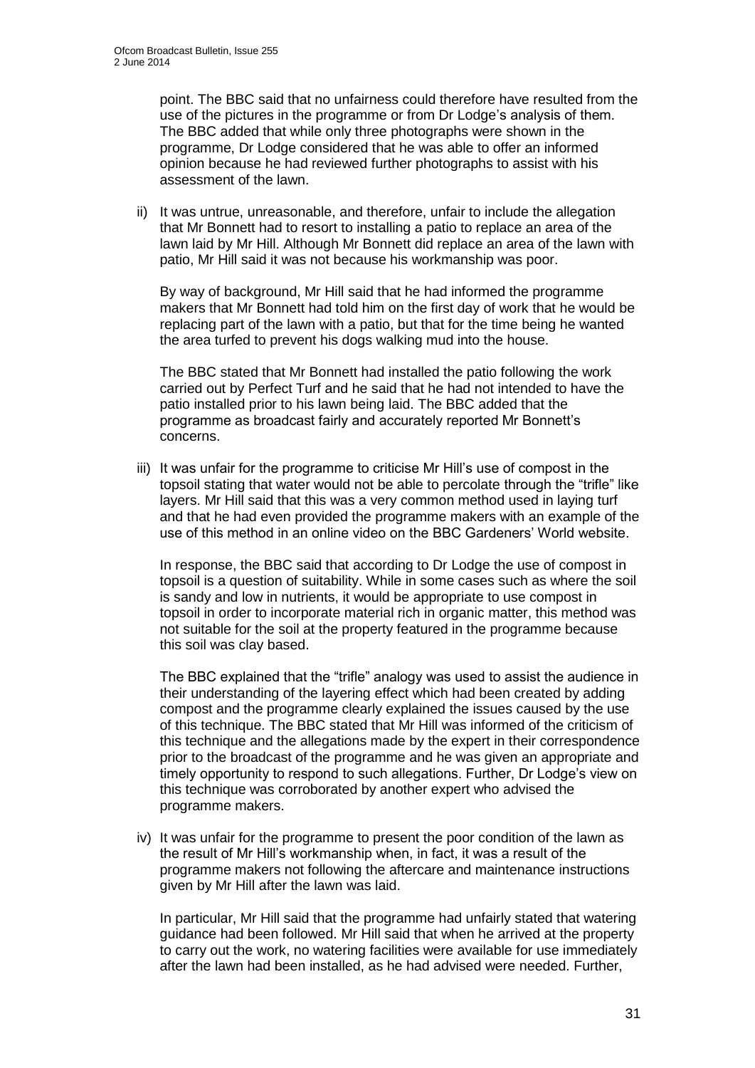point. The BBC said that no unfairness could therefore have resulted from the use of the pictures in the programme or from Dr Lodge's analysis of them. The BBC added that while only three photographs were shown in the programme, Dr Lodge considered that he was able to offer an informed opinion because he had reviewed further photographs to assist with his assessment of the lawn.

ii) It was untrue, unreasonable, and therefore, unfair to include the allegation that Mr Bonnett had to resort to installing a patio to replace an area of the lawn laid by Mr Hill. Although Mr Bonnett did replace an area of the lawn with patio, Mr Hill said it was not because his workmanship was poor.

By way of background, Mr Hill said that he had informed the programme makers that Mr Bonnett had told him on the first day of work that he would be replacing part of the lawn with a patio, but that for the time being he wanted the area turfed to prevent his dogs walking mud into the house.

The BBC stated that Mr Bonnett had installed the patio following the work carried out by Perfect Turf and he said that he had not intended to have the patio installed prior to his lawn being laid. The BBC added that the programme as broadcast fairly and accurately reported Mr Bonnett's concerns.

iii) It was unfair for the programme to criticise Mr Hill's use of compost in the topsoil stating that water would not be able to percolate through the "trifle" like layers. Mr Hill said that this was a very common method used in laying turf and that he had even provided the programme makers with an example of the use of this method in an online video on the BBC Gardeners' World website.

In response, the BBC said that according to Dr Lodge the use of compost in topsoil is a question of suitability. While in some cases such as where the soil is sandy and low in nutrients, it would be appropriate to use compost in topsoil in order to incorporate material rich in organic matter, this method was not suitable for the soil at the property featured in the programme because this soil was clay based.

The BBC explained that the "trifle" analogy was used to assist the audience in their understanding of the layering effect which had been created by adding compost and the programme clearly explained the issues caused by the use of this technique. The BBC stated that Mr Hill was informed of the criticism of this technique and the allegations made by the expert in their correspondence prior to the broadcast of the programme and he was given an appropriate and timely opportunity to respond to such allegations. Further, Dr Lodge's view on this technique was corroborated by another expert who advised the programme makers.

iv) It was unfair for the programme to present the poor condition of the lawn as the result of Mr Hill's workmanship when, in fact, it was a result of the programme makers not following the aftercare and maintenance instructions given by Mr Hill after the lawn was laid.

In particular, Mr Hill said that the programme had unfairly stated that watering guidance had been followed. Mr Hill said that when he arrived at the property to carry out the work, no watering facilities were available for use immediately after the lawn had been installed, as he had advised were needed. Further,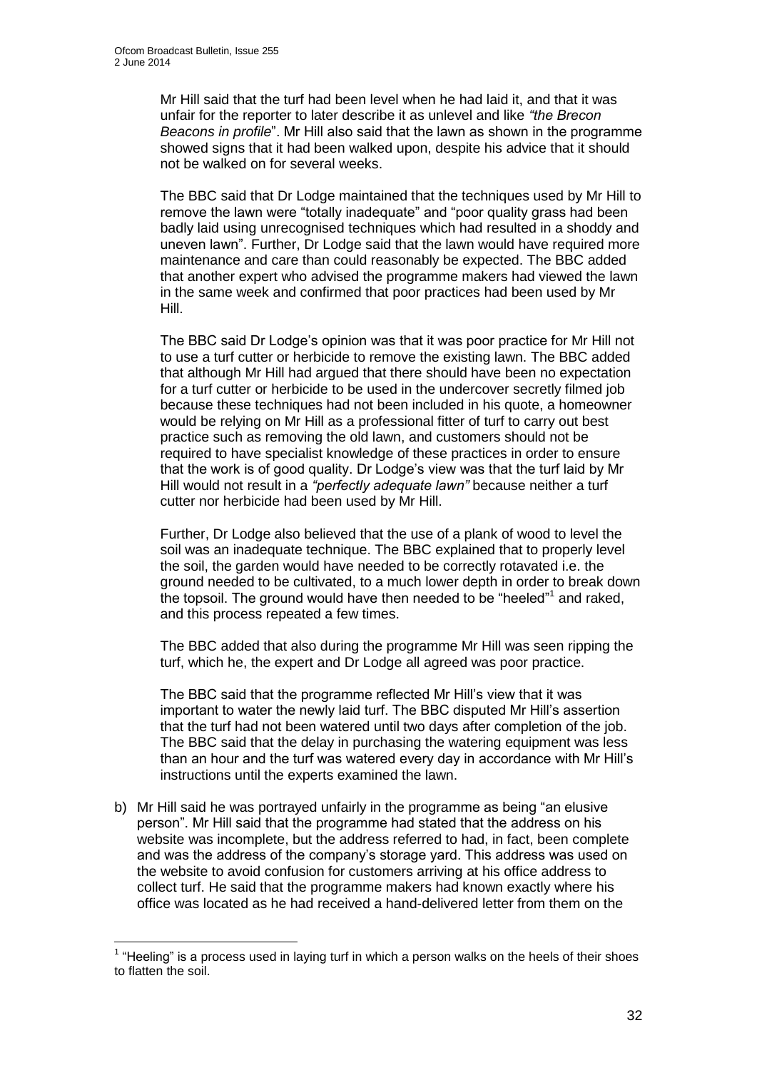Mr Hill said that the turf had been level when he had laid it, and that it was unfair for the reporter to later describe it as unlevel and like *"the Brecon Beacons in profile*". Mr Hill also said that the lawn as shown in the programme showed signs that it had been walked upon, despite his advice that it should not be walked on for several weeks.

The BBC said that Dr Lodge maintained that the techniques used by Mr Hill to remove the lawn were "totally inadequate" and "poor quality grass had been badly laid using unrecognised techniques which had resulted in a shoddy and uneven lawn". Further, Dr Lodge said that the lawn would have required more maintenance and care than could reasonably be expected. The BBC added that another expert who advised the programme makers had viewed the lawn in the same week and confirmed that poor practices had been used by Mr Hill.

The BBC said Dr Lodge's opinion was that it was poor practice for Mr Hill not to use a turf cutter or herbicide to remove the existing lawn. The BBC added that although Mr Hill had argued that there should have been no expectation for a turf cutter or herbicide to be used in the undercover secretly filmed job because these techniques had not been included in his quote, a homeowner would be relying on Mr Hill as a professional fitter of turf to carry out best practice such as removing the old lawn, and customers should not be required to have specialist knowledge of these practices in order to ensure that the work is of good quality. Dr Lodge's view was that the turf laid by Mr Hill would not result in a *"perfectly adequate lawn"* because neither a turf cutter nor herbicide had been used by Mr Hill.

Further, Dr Lodge also believed that the use of a plank of wood to level the soil was an inadequate technique. The BBC explained that to properly level the soil, the garden would have needed to be correctly rotavated i.e. the ground needed to be cultivated, to a much lower depth in order to break down the topsoil. The ground would have then needed to be "heeled"[1] and raked, and this process repeated a few times.

The BBC added that also during the programme Mr Hill was seen ripping the turf, which he, the expert and Dr Lodge all agreed was poor practice.

The BBC said that the programme reflected Mr Hill's view that it was important to water the newly laid turf. The BBC disputed Mr Hill's assertion that the turf had not been watered until two days after completion of the job. The BBC said that the delay in purchasing the watering equipment was less than an hour and the turf was watered every day in accordance with Mr Hill's instructions until the experts examined the lawn.

b) Mr Hill said he was portrayed unfairly in the programme as being "an elusive person". Mr Hill said that the programme had stated that the address on his website was incomplete, but the address referred to had, in fact, been complete and was the address of the company's storage yard. This address was used on the website to avoid confusion for customers arriving at his office address to collect turf. He said that the programme makers had known exactly where his office was located as he had received a hand-delivered letter from them on the

[1] "Heeling" is a process used in laying turf in which a person walks on the heels of their shoes to flatten the soil.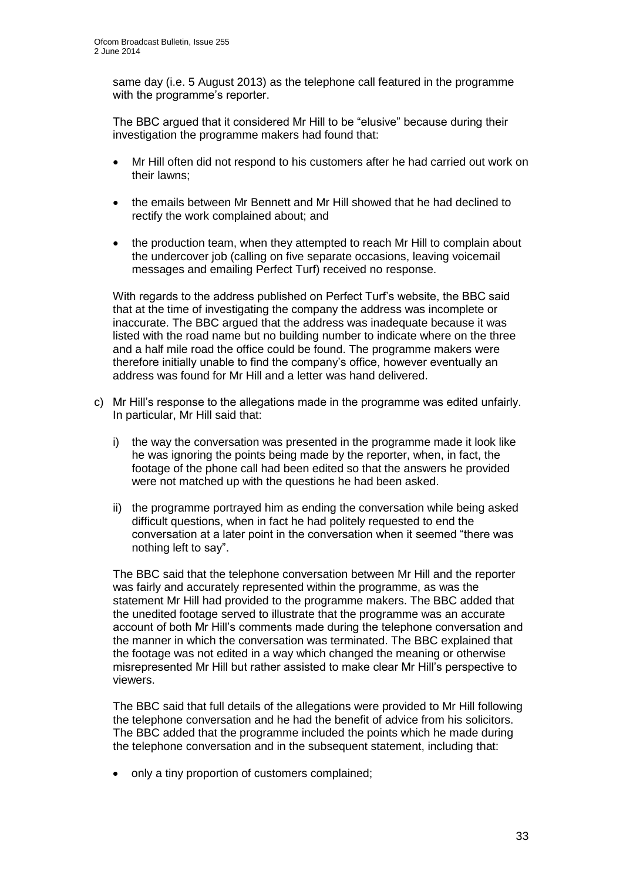same day (i.e. 5 August 2013) as the telephone call featured in the programme with the programme's reporter.

The BBC argued that it considered Mr Hill to be "elusive" because during their investigation the programme makers had found that:

- Mr Hill often did not respond to his customers after he had carried out work on their lawns;
- the emails between Mr Bennett and Mr Hill showed that he had declined to rectify the work complained about; and
- the production team, when they attempted to reach Mr Hill to complain about the undercover job (calling on five separate occasions, leaving voicemail messages and emailing Perfect Turf) received no response.

With regards to the address published on Perfect Turf's website, the BBC said that at the time of investigating the company the address was incomplete or inaccurate. The BBC argued that the address was inadequate because it was listed with the road name but no building number to indicate where on the three and a half mile road the office could be found. The programme makers were therefore initially unable to find the company's office, however eventually an address was found for Mr Hill and a letter was hand delivered.

c) Mr Hill's response to the allegations made in the programme was edited unfairly. In particular, Mr Hill said that:

   i) the way the conversation was presented in the programme made it look like he was ignoring the points being made by the reporter, when, in fact, the footage of the phone call had been edited so that the answers he provided were not matched up with the questions he had been asked.

   ii) the programme portrayed him as ending the conversation while being asked difficult questions, when in fact he had politely requested to end the conversation at a later point in the conversation when it seemed "there was nothing left to say".

The BBC said that the telephone conversation between Mr Hill and the reporter was fairly and accurately represented within the programme, as was the statement Mr Hill had provided to the programme makers. The BBC added that the unedited footage served to illustrate that the programme was an accurate account of both Mr Hill's comments made during the telephone conversation and the manner in which the conversation was terminated. The BBC explained that the footage was not edited in a way which changed the meaning or otherwise misrepresented Mr Hill but rather assisted to make clear Mr Hill's perspective to viewers.

The BBC said that full details of the allegations were provided to Mr Hill following the telephone conversation and he had the benefit of advice from his solicitors. The BBC added that the programme included the points which he made during the telephone conversation and in the subsequent statement, including that:

- only a tiny proportion of customers complained;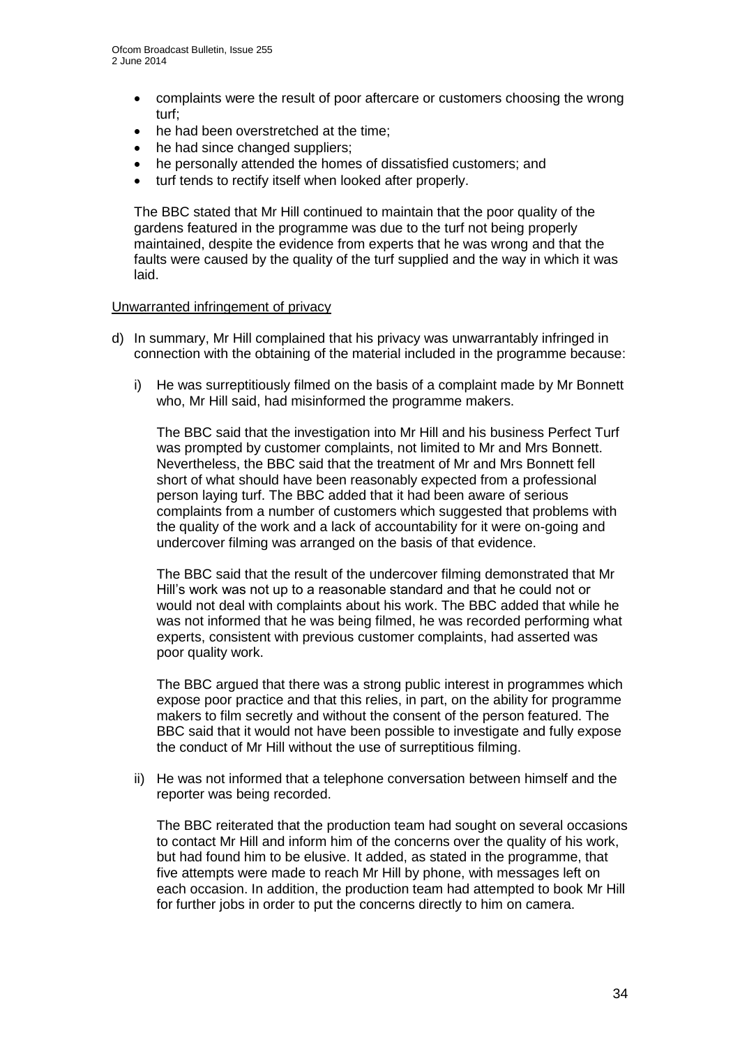- complaints were the result of poor aftercare or customers choosing the wrong turf;
- he had been overstretched at the time;
- he had since changed suppliers;
- he personally attended the homes of dissatisfied customers; and
- turf tends to rectify itself when looked after properly.

The BBC stated that Mr Hill continued to maintain that the poor quality of the gardens featured in the programme was due to the turf not being properly maintained, despite the evidence from experts that he was wrong and that the faults were caused by the quality of the turf supplied and the way in which it was laid.

Unwarranted infringement of privacy

d) In summary, Mr Hill complained that his privacy was unwarrantably infringed in connection with the obtaining of the material included in the programme because:

i) He was surreptitiously filmed on the basis of a complaint made by Mr Bonnett who, Mr Hill said, had misinformed the programme makers.

The BBC said that the investigation into Mr Hill and his business Perfect Turf was prompted by customer complaints, not limited to Mr and Mrs Bonnett. Nevertheless, the BBC said that the treatment of Mr and Mrs Bonnett fell short of what should have been reasonably expected from a professional person laying turf. The BBC added that it had been aware of serious complaints from a number of customers which suggested that problems with the quality of the work and a lack of accountability for it were on-going and undercover filming was arranged on the basis of that evidence.

The BBC said that the result of the undercover filming demonstrated that Mr Hill's work was not up to a reasonable standard and that he could not or would not deal with complaints about his work. The BBC added that while he was not informed that he was being filmed, he was recorded performing what experts, consistent with previous customer complaints, had asserted was poor quality work.

The BBC argued that there was a strong public interest in programmes which expose poor practice and that this relies, in part, on the ability for programme makers to film secretly and without the consent of the person featured. The BBC said that it would not have been possible to investigate and fully expose the conduct of Mr Hill without the use of surreptitious filming.

ii) He was not informed that a telephone conversation between himself and the reporter was being recorded.

The BBC reiterated that the production team had sought on several occasions to contact Mr Hill and inform him of the concerns over the quality of his work, but had found him to be elusive. It added, as stated in the programme, that five attempts were made to reach Mr Hill by phone, with messages left on each occasion. In addition, the production team had attempted to book Mr Hill for further jobs in order to put the concerns directly to him on camera.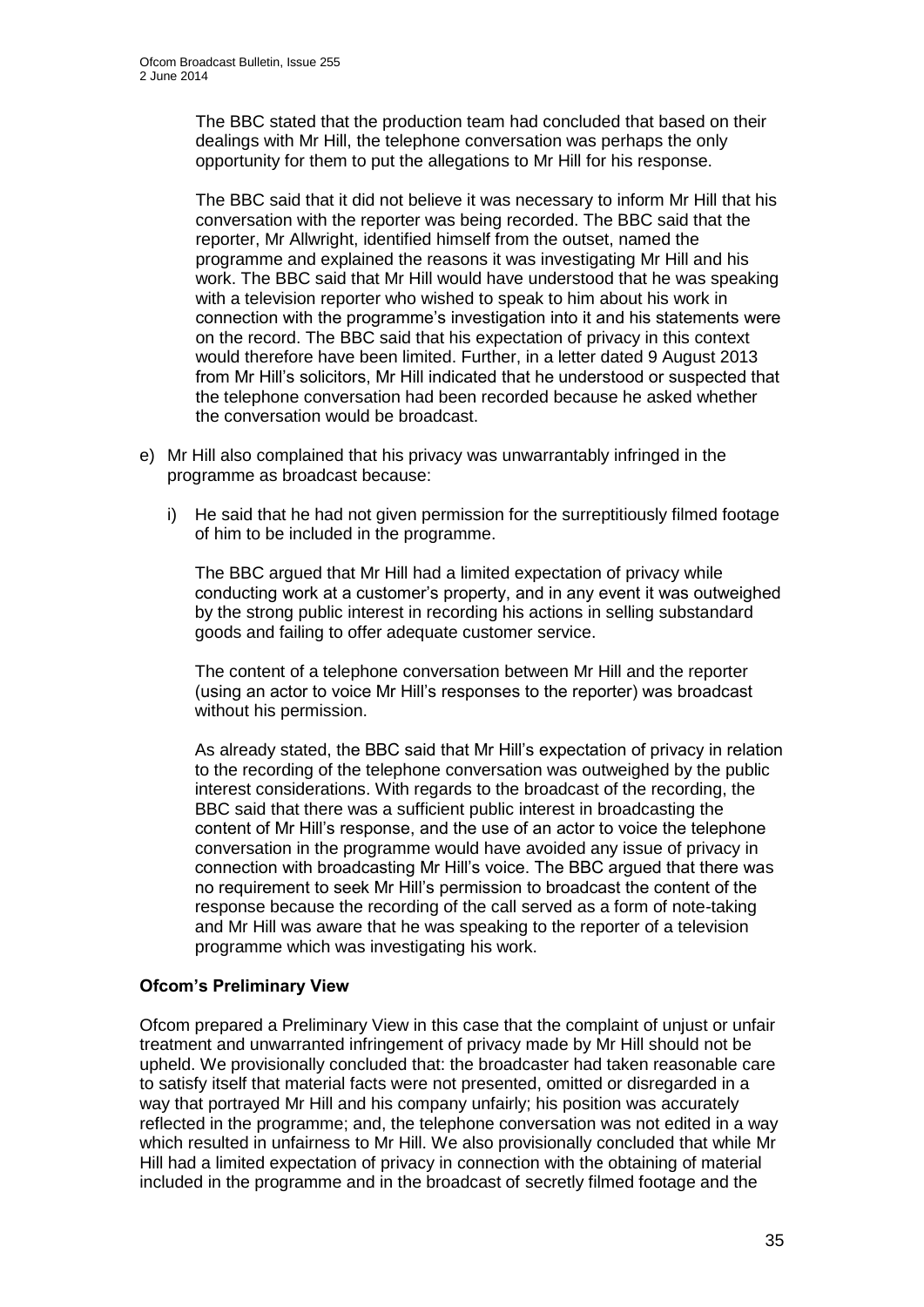The BBC stated that the production team had concluded that based on their dealings with Mr Hill, the telephone conversation was perhaps the only opportunity for them to put the allegations to Mr Hill for his response.

The BBC said that it did not believe it was necessary to inform Mr Hill that his conversation with the reporter was being recorded. The BBC said that the reporter, Mr Allwright, identified himself from the outset, named the programme and explained the reasons it was investigating Mr Hill and his work. The BBC said that Mr Hill would have understood that he was speaking with a television reporter who wished to speak to him about his work in connection with the programme's investigation into it and his statements were on the record. The BBC said that his expectation of privacy in this context would therefore have been limited. Further, in a letter dated 9 August 2013 from Mr Hill's solicitors, Mr Hill indicated that he understood or suspected that the telephone conversation had been recorded because he asked whether the conversation would be broadcast.

e) Mr Hill also complained that his privacy was unwarrantably infringed in the programme as broadcast because:

   i) He said that he had not given permission for the surreptitiously filmed footage of him to be included in the programme.

   The BBC argued that Mr Hill had a limited expectation of privacy while conducting work at a customer's property, and in any event it was outweighed by the strong public interest in recording his actions in selling substandard goods and failing to offer adequate customer service.

   The content of a telephone conversation between Mr Hill and the reporter (using an actor to voice Mr Hill's responses to the reporter) was broadcast without his permission.

   As already stated, the BBC said that Mr Hill's expectation of privacy in relation to the recording of the telephone conversation was outweighed by the public interest considerations. With regards to the broadcast of the recording, the BBC said that there was a sufficient public interest in broadcasting the content of Mr Hill's response, and the use of an actor to voice the telephone conversation in the programme would have avoided any issue of privacy in connection with broadcasting Mr Hill's voice. The BBC argued that there was no requirement to seek Mr Hill's permission to broadcast the content of the response because the recording of the call served as a form of note-taking and Mr Hill was aware that he was speaking to the reporter of a television programme which was investigating his work.

**Ofcom's Preliminary View**

Ofcom prepared a Preliminary View in this case that the complaint of unjust or unfair treatment and unwarranted infringement of privacy made by Mr Hill should not be upheld. We provisionally concluded that: the broadcaster had taken reasonable care to satisfy itself that material facts were not presented, omitted or disregarded in a way that portrayed Mr Hill and his company unfairly; his position was accurately reflected in the programme; and, the telephone conversation was not edited in a way which resulted in unfairness to Mr Hill. We also provisionally concluded that while Mr Hill had a limited expectation of privacy in connection with the obtaining of material included in the programme and in the broadcast of secretly filmed footage and the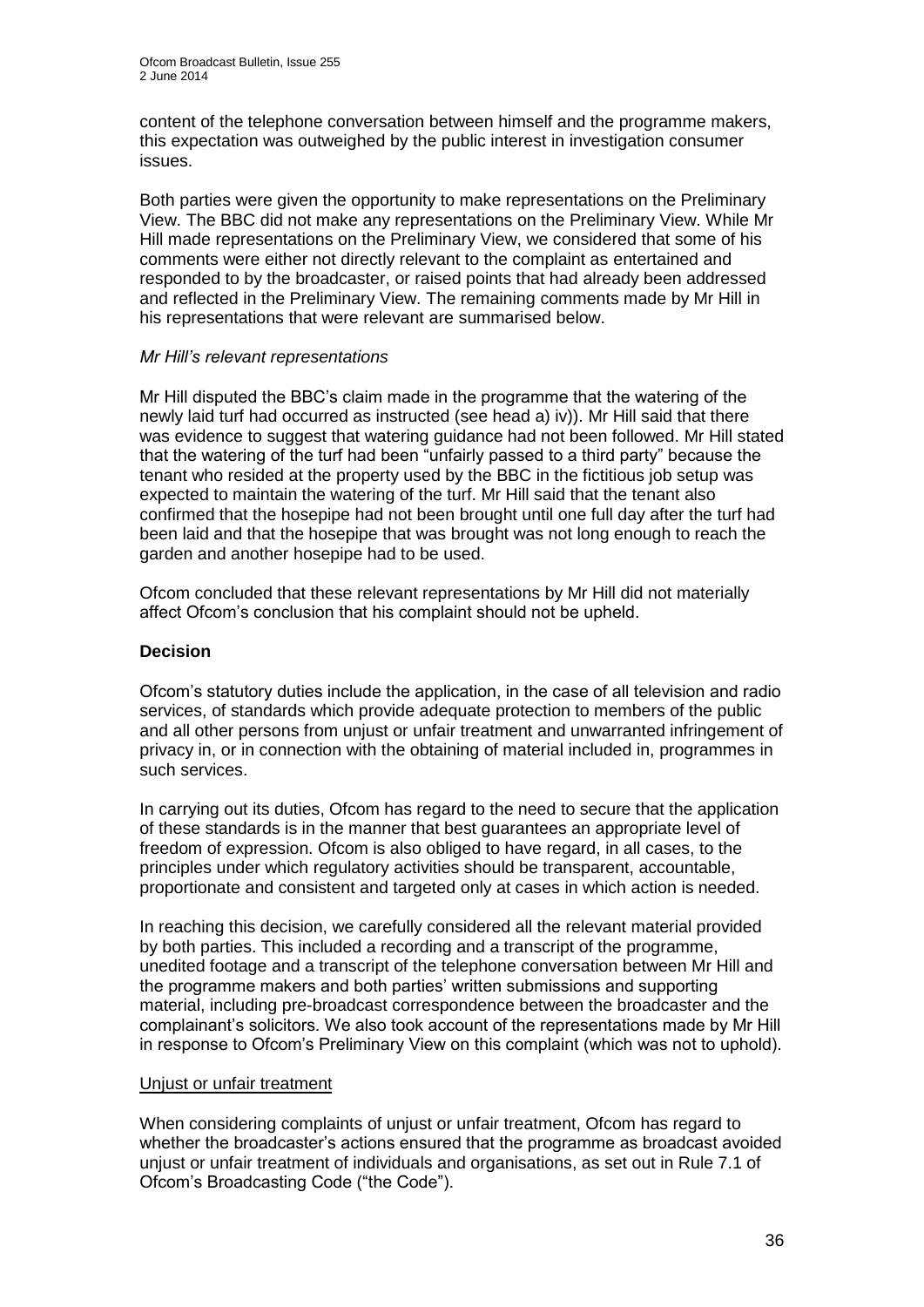content of the telephone conversation between himself and the programme makers, this expectation was outweighed by the public interest in investigation consumer issues.

Both parties were given the opportunity to make representations on the Preliminary View. The BBC did not make any representations on the Preliminary View. While Mr Hill made representations on the Preliminary View, we considered that some of his comments were either not directly relevant to the complaint as entertained and responded to by the broadcaster, or raised points that had already been addressed and reflected in the Preliminary View. The remaining comments made by Mr Hill in his representations that were relevant are summarised below.

*Mr Hill's relevant representations*

Mr Hill disputed the BBC's claim made in the programme that the watering of the newly laid turf had occurred as instructed (see head a) iv)). Mr Hill said that there was evidence to suggest that watering guidance had not been followed. Mr Hill stated that the watering of the turf had been "unfairly passed to a third party" because the tenant who resided at the property used by the BBC in the fictitious job setup was expected to maintain the watering of the turf. Mr Hill said that the tenant also confirmed that the hosepipe had not been brought until one full day after the turf had been laid and that the hosepipe that was brought was not long enough to reach the garden and another hosepipe had to be used.

Ofcom concluded that these relevant representations by Mr Hill did not materially affect Ofcom's conclusion that his complaint should not be upheld.

**Decision**

Ofcom's statutory duties include the application, in the case of all television and radio services, of standards which provide adequate protection to members of the public and all other persons from unjust or unfair treatment and unwarranted infringement of privacy in, or in connection with the obtaining of material included in, programmes in such services.

In carrying out its duties, Ofcom has regard to the need to secure that the application of these standards is in the manner that best guarantees an appropriate level of freedom of expression. Ofcom is also obliged to have regard, in all cases, to the principles under which regulatory activities should be transparent, accountable, proportionate and consistent and targeted only at cases in which action is needed.

In reaching this decision, we carefully considered all the relevant material provided by both parties. This included a recording and a transcript of the programme, unedited footage and a transcript of the telephone conversation between Mr Hill and the programme makers and both parties' written submissions and supporting material, including pre-broadcast correspondence between the broadcaster and the complainant's solicitors. We also took account of the representations made by Mr Hill in response to Ofcom's Preliminary View on this complaint (which was not to uphold).

<u>Unjust or unfair treatment</u>

When considering complaints of unjust or unfair treatment, Ofcom has regard to whether the broadcaster's actions ensured that the programme as broadcast avoided unjust or unfair treatment of individuals and organisations, as set out in Rule 7.1 of Ofcom's Broadcasting Code ("the Code").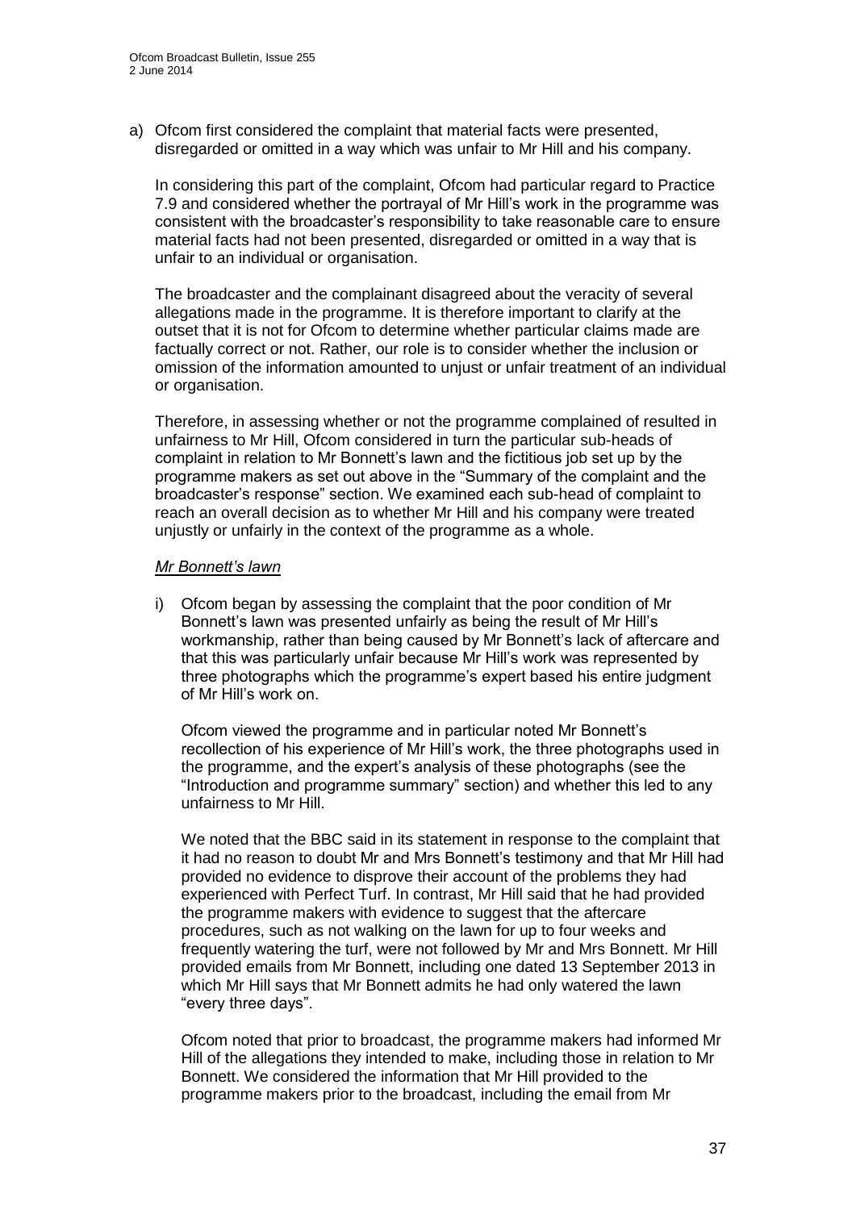a) Ofcom first considered the complaint that material facts were presented, disregarded or omitted in a way which was unfair to Mr Hill and his company.

   In considering this part of the complaint, Ofcom had particular regard to Practice 7.9 and considered whether the portrayal of Mr Hill's work in the programme was consistent with the broadcaster's responsibility to take reasonable care to ensure material facts had not been presented, disregarded or omitted in a way that is unfair to an individual or organisation.

   The broadcaster and the complainant disagreed about the veracity of several allegations made in the programme. It is therefore important to clarify at the outset that it is not for Ofcom to determine whether particular claims made are factually correct or not. Rather, our role is to consider whether the inclusion or omission of the information amounted to unjust or unfair treatment of an individual or organisation.

   Therefore, in assessing whether or not the programme complained of resulted in unfairness to Mr Hill, Ofcom considered in turn the particular sub-heads of complaint in relation to Mr Bonnett's lawn and the fictitious job set up by the programme makers as set out above in the "Summary of the complaint and the broadcaster's response" section. We examined each sub-head of complaint to reach an overall decision as to whether Mr Hill and his company were treated unjustly or unfairly in the context of the programme as a whole.

   ***Mr Bonnett's lawn***

   i) Ofcom began by assessing the complaint that the poor condition of Mr Bonnett's lawn was presented unfairly as being the result of Mr Hill's workmanship, rather than being caused by Mr Bonnett's lack of aftercare and that this was particularly unfair because Mr Hill's work was represented by three photographs which the programme's expert based his entire judgment of Mr Hill's work on.

      Ofcom viewed the programme and in particular noted Mr Bonnett's recollection of his experience of Mr Hill's work, the three photographs used in the programme, and the expert's analysis of these photographs (see the "Introduction and programme summary" section) and whether this led to any unfairness to Mr Hill.

      We noted that the BBC said in its statement in response to the complaint that it had no reason to doubt Mr and Mrs Bonnett's testimony and that Mr Hill had provided no evidence to disprove their account of the problems they had experienced with Perfect Turf. In contrast, Mr Hill said that he had provided the programme makers with evidence to suggest that the aftercare procedures, such as not walking on the lawn for up to four weeks and frequently watering the turf, were not followed by Mr and Mrs Bonnett. Mr Hill provided emails from Mr Bonnett, including one dated 13 September 2013 in which Mr Hill says that Mr Bonnett admits he had only watered the lawn "every three days".

      Ofcom noted that prior to broadcast, the programme makers had informed Mr Hill of the allegations they intended to make, including those in relation to Mr Bonnett. We considered the information that Mr Hill provided to the programme makers prior to the broadcast, including the email from Mr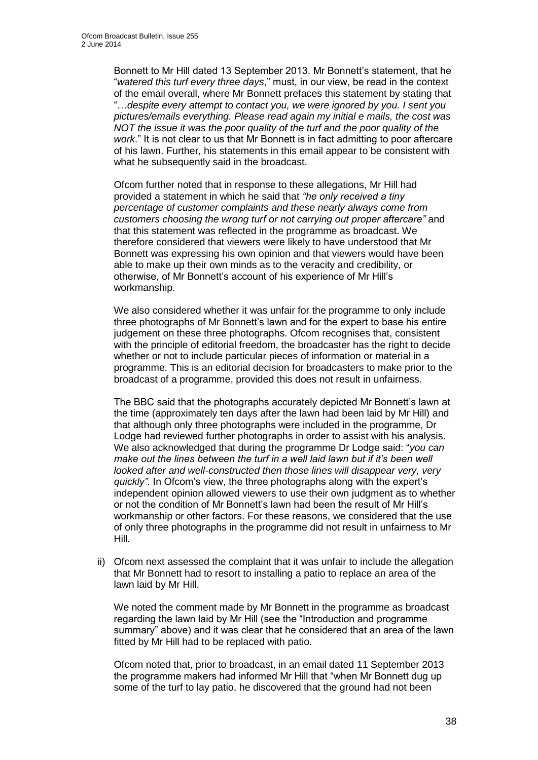Bonnett to Mr Hill dated 13 September 2013. Mr Bonnett's statement, that he "*watered this turf every three days*," must, in our view, be read in the context of the email overall, where Mr Bonnett prefaces this statement by stating that "…*despite every attempt to contact you, we were ignored by you. I sent you pictures/emails everything. Please read again my initial e mails, the cost was NOT the issue it was the poor quality of the turf and the poor quality of the work*." It is not clear to us that Mr Bonnett is in fact admitting to poor aftercare of his lawn. Further, his statements in this email appear to be consistent with what he subsequently said in the broadcast.

Ofcom further noted that in response to these allegations, Mr Hill had provided a statement in which he said that *"he only received a tiny percentage of customer complaints and these nearly always come from customers choosing the wrong turf or not carrying out proper aftercare"* and that this statement was reflected in the programme as broadcast. We therefore considered that viewers were likely to have understood that Mr Bonnett was expressing his own opinion and that viewers would have been able to make up their own minds as to the veracity and credibility, or otherwise, of Mr Bonnett's account of his experience of Mr Hill's workmanship.

We also considered whether it was unfair for the programme to only include three photographs of Mr Bonnett's lawn and for the expert to base his entire judgement on these three photographs. Ofcom recognises that, consistent with the principle of editorial freedom, the broadcaster has the right to decide whether or not to include particular pieces of information or material in a programme. This is an editorial decision for broadcasters to make prior to the broadcast of a programme, provided this does not result in unfairness.

The BBC said that the photographs accurately depicted Mr Bonnett's lawn at the time (approximately ten days after the lawn had been laid by Mr Hill) and that although only three photographs were included in the programme, Dr Lodge had reviewed further photographs in order to assist with his analysis. We also acknowledged that during the programme Dr Lodge said: "*you can make out the lines between the turf in a well laid lawn but if it's been well looked after and well-constructed then those lines will disappear very, very quickly"*. In Ofcom's view, the three photographs along with the expert's independent opinion allowed viewers to use their own judgment as to whether or not the condition of Mr Bonnett's lawn had been the result of Mr Hill's workmanship or other factors. For these reasons, we considered that the use of only three photographs in the programme did not result in unfairness to Mr Hill.

ii) Ofcom next assessed the complaint that it was unfair to include the allegation that Mr Bonnett had to resort to installing a patio to replace an area of the lawn laid by Mr Hill.

We noted the comment made by Mr Bonnett in the programme as broadcast regarding the lawn laid by Mr Hill (see the "Introduction and programme summary" above) and it was clear that he considered that an area of the lawn fitted by Mr Hill had to be replaced with patio.

Ofcom noted that, prior to broadcast, in an email dated 11 September 2013 the programme makers had informed Mr Hill that "when Mr Bonnett dug up some of the turf to lay patio, he discovered that the ground had not been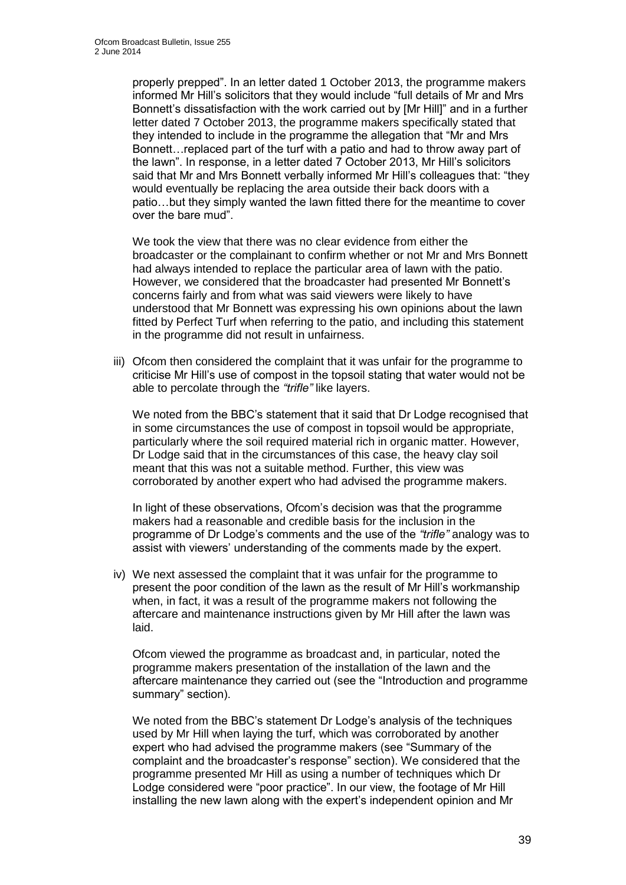properly prepped". In an letter dated 1 October 2013, the programme makers informed Mr Hill's solicitors that they would include "full details of Mr and Mrs Bonnett's dissatisfaction with the work carried out by [Mr Hill]" and in a further letter dated 7 October 2013, the programme makers specifically stated that they intended to include in the programme the allegation that "Mr and Mrs Bonnett…replaced part of the turf with a patio and had to throw away part of the lawn". In response, in a letter dated 7 October 2013, Mr Hill's solicitors said that Mr and Mrs Bonnett verbally informed Mr Hill's colleagues that: "they would eventually be replacing the area outside their back doors with a patio…but they simply wanted the lawn fitted there for the meantime to cover over the bare mud".

We took the view that there was no clear evidence from either the broadcaster or the complainant to confirm whether or not Mr and Mrs Bonnett had always intended to replace the particular area of lawn with the patio. However, we considered that the broadcaster had presented Mr Bonnett's concerns fairly and from what was said viewers were likely to have understood that Mr Bonnett was expressing his own opinions about the lawn fitted by Perfect Turf when referring to the patio, and including this statement in the programme did not result in unfairness.

iii) Ofcom then considered the complaint that it was unfair for the programme to criticise Mr Hill's use of compost in the topsoil stating that water would not be able to percolate through the *"trifle"* like layers.

We noted from the BBC's statement that it said that Dr Lodge recognised that in some circumstances the use of compost in topsoil would be appropriate, particularly where the soil required material rich in organic matter. However, Dr Lodge said that in the circumstances of this case, the heavy clay soil meant that this was not a suitable method. Further, this view was corroborated by another expert who had advised the programme makers.

In light of these observations, Ofcom's decision was that the programme makers had a reasonable and credible basis for the inclusion in the programme of Dr Lodge's comments and the use of the *"trifle"* analogy was to assist with viewers' understanding of the comments made by the expert.

iv) We next assessed the complaint that it was unfair for the programme to present the poor condition of the lawn as the result of Mr Hill's workmanship when, in fact, it was a result of the programme makers not following the aftercare and maintenance instructions given by Mr Hill after the lawn was laid.

Ofcom viewed the programme as broadcast and, in particular, noted the programme makers presentation of the installation of the lawn and the aftercare maintenance they carried out (see the "Introduction and programme summary" section).

We noted from the BBC's statement Dr Lodge's analysis of the techniques used by Mr Hill when laying the turf, which was corroborated by another expert who had advised the programme makers (see "Summary of the complaint and the broadcaster's response" section). We considered that the programme presented Mr Hill as using a number of techniques which Dr Lodge considered were "poor practice". In our view, the footage of Mr Hill installing the new lawn along with the expert's independent opinion and Mr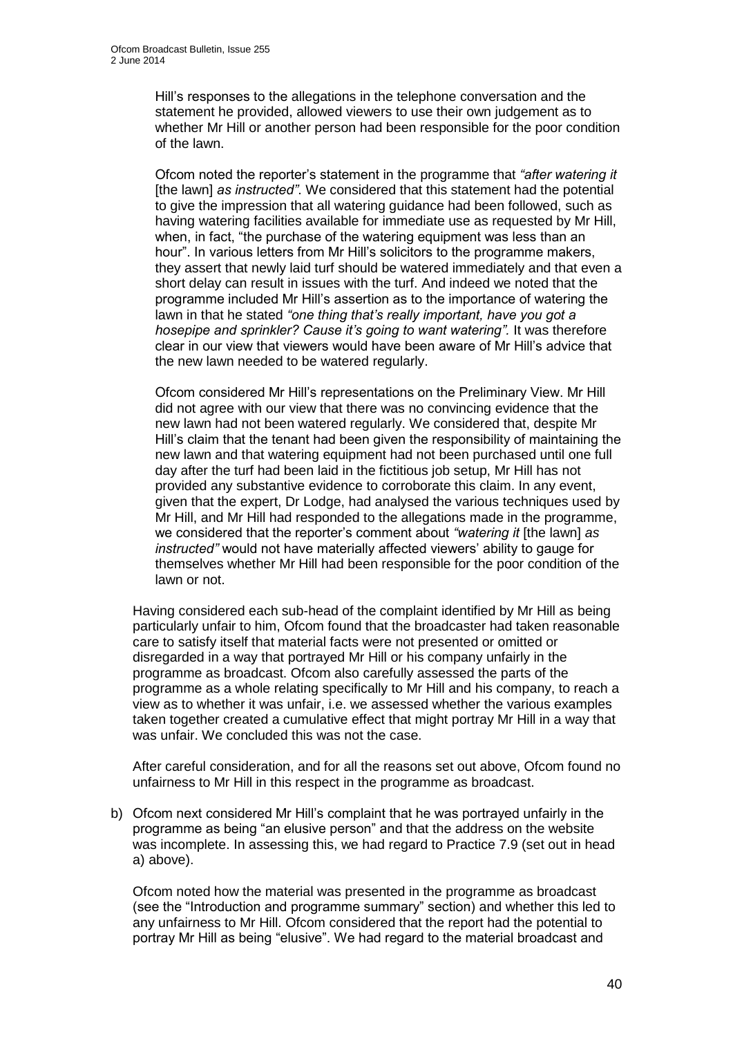Hill's responses to the allegations in the telephone conversation and the statement he provided, allowed viewers to use their own judgement as to whether Mr Hill or another person had been responsible for the poor condition of the lawn.

Ofcom noted the reporter's statement in the programme that *"after watering it* [the lawn] *as instructed"*. We considered that this statement had the potential to give the impression that all watering guidance had been followed, such as having watering facilities available for immediate use as requested by Mr Hill, when, in fact, "the purchase of the watering equipment was less than an hour". In various letters from Mr Hill's solicitors to the programme makers, they assert that newly laid turf should be watered immediately and that even a short delay can result in issues with the turf. And indeed we noted that the programme included Mr Hill's assertion as to the importance of watering the lawn in that he stated *"one thing that's really important, have you got a hosepipe and sprinkler? Cause it's going to want watering"*. It was therefore clear in our view that viewers would have been aware of Mr Hill's advice that the new lawn needed to be watered regularly.

Ofcom considered Mr Hill's representations on the Preliminary View. Mr Hill did not agree with our view that there was no convincing evidence that the new lawn had not been watered regularly. We considered that, despite Mr Hill's claim that the tenant had been given the responsibility of maintaining the new lawn and that watering equipment had not been purchased until one full day after the turf had been laid in the fictitious job setup, Mr Hill has not provided any substantive evidence to corroborate this claim. In any event, given that the expert, Dr Lodge, had analysed the various techniques used by Mr Hill, and Mr Hill had responded to the allegations made in the programme, we considered that the reporter's comment about *"watering it* [the lawn] *as instructed"* would not have materially affected viewers' ability to gauge for themselves whether Mr Hill had been responsible for the poor condition of the lawn or not.

Having considered each sub-head of the complaint identified by Mr Hill as being particularly unfair to him, Ofcom found that the broadcaster had taken reasonable care to satisfy itself that material facts were not presented or omitted or disregarded in a way that portrayed Mr Hill or his company unfairly in the programme as broadcast. Ofcom also carefully assessed the parts of the programme as a whole relating specifically to Mr Hill and his company, to reach a view as to whether it was unfair, i.e. we assessed whether the various examples taken together created a cumulative effect that might portray Mr Hill in a way that was unfair. We concluded this was not the case.

After careful consideration, and for all the reasons set out above, Ofcom found no unfairness to Mr Hill in this respect in the programme as broadcast.

b) Ofcom next considered Mr Hill's complaint that he was portrayed unfairly in the programme as being "an elusive person" and that the address on the website was incomplete. In assessing this, we had regard to Practice 7.9 (set out in head a) above).

Ofcom noted how the material was presented in the programme as broadcast (see the "Introduction and programme summary" section) and whether this led to any unfairness to Mr Hill. Ofcom considered that the report had the potential to portray Mr Hill as being "elusive". We had regard to the material broadcast and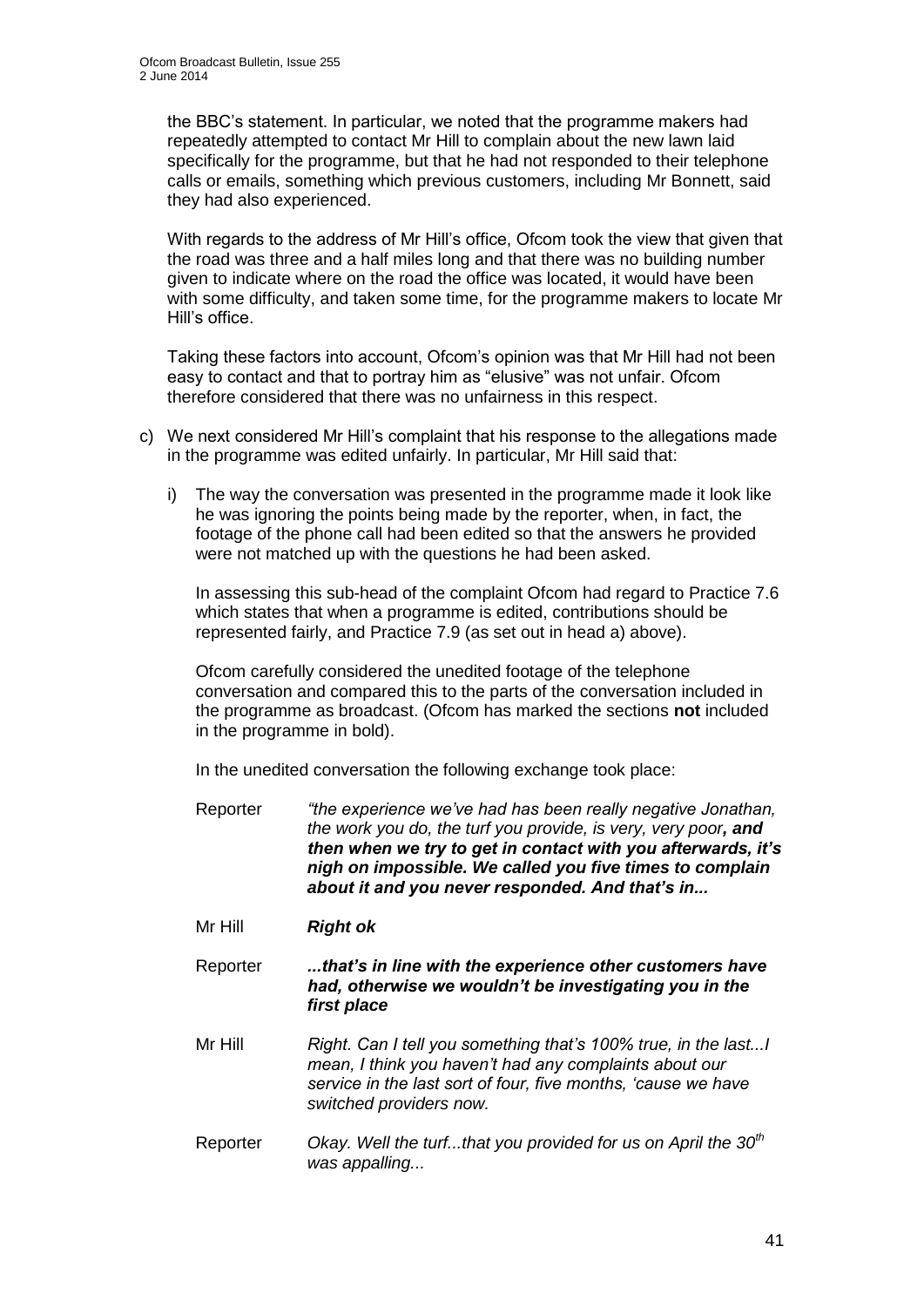the BBC's statement. In particular, we noted that the programme makers had repeatedly attempted to contact Mr Hill to complain about the new lawn laid specifically for the programme, but that he had not responded to their telephone calls or emails, something which previous customers, including Mr Bonnett, said they had also experienced.

With regards to the address of Mr Hill's office, Ofcom took the view that given that the road was three and a half miles long and that there was no building number given to indicate where on the road the office was located, it would have been with some difficulty, and taken some time, for the programme makers to locate Mr Hill's office.

Taking these factors into account, Ofcom's opinion was that Mr Hill had not been easy to contact and that to portray him as "elusive" was not unfair. Ofcom therefore considered that there was no unfairness in this respect.

c) We next considered Mr Hill's complaint that his response to the allegations made in the programme was edited unfairly. In particular, Mr Hill said that:

   i) The way the conversation was presented in the programme made it look like he was ignoring the points being made by the reporter, when, in fact, the footage of the phone call had been edited so that the answers he provided were not matched up with the questions he had been asked.

   In assessing this sub-head of the complaint Ofcom had regard to Practice 7.6 which states that when a programme is edited, contributions should be represented fairly, and Practice 7.9 (as set out in head a) above).

   Ofcom carefully considered the unedited footage of the telephone conversation and compared this to the parts of the conversation included in the programme as broadcast. (Ofcom has marked the sections **not** included in the programme in bold).

   In the unedited conversation the following exchange took place:

   Reporter *"the experience we've had has been really negative Jonathan, the work you do, the turf you provide, is very, very poor**, and then when we try to get in contact with you afterwards, it's nigh on impossible. We called you five times to complain about it and you never responded. And that's in...***

   Mr Hill ***Right ok***

   Reporter ***...that's in line with the experience other customers have had, otherwise we wouldn't be investigating you in the first place***

   Mr Hill *Right. Can I tell you something that's 100% true, in the last...I mean, I think you haven't had any complaints about our service in the last sort of four, five months, 'cause we have switched providers now.*

   Reporter *Okay. Well the turf...that you provided for us on April the 30th was appalling...*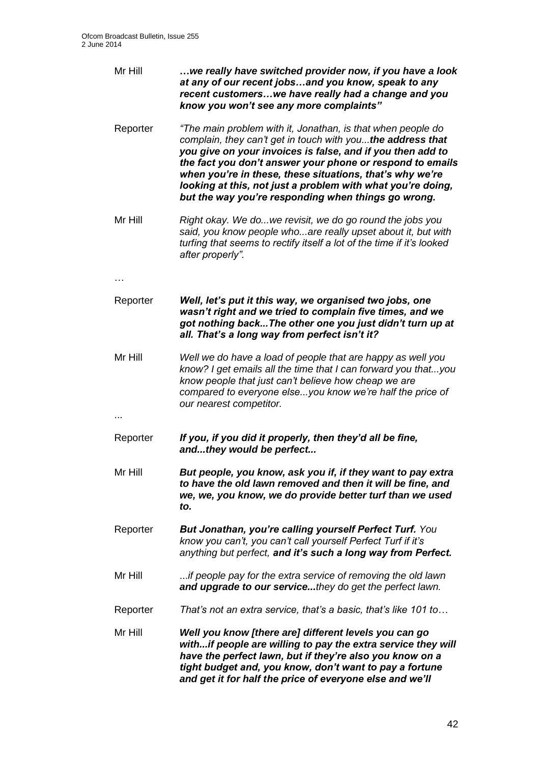| | |
|---|---|
| Mr Hill | ***…we really have switched provider now, if you have a look at any of our recent jobs…and you know, speak to any recent customers…we have really had a change and you know you won't see any more complaints"*** |
| Reporter | *"The main problem with it, Jonathan, is that when people do complain, they can't get in touch with you...**the address that you give on your invoices is false, and if you then add to the fact you don't answer your phone or respond to emails when you're in these, these situations, that's why we're looking at this, not just a problem with what you're doing, but the way you're responding when things go wrong.*** |
| Mr Hill | *Right okay. We do...we revisit, we do go round the jobs you said, you know people who...are really upset about it, but with turfing that seems to rectify itself a lot of the time if it's looked after properly".* |
| … | |
| Reporter | ***Well, let's put it this way, we organised two jobs, one wasn't right and we tried to complain five times, and we got nothing back...The other one you just didn't turn up at all. That's a long way from perfect isn't it?*** |
| Mr Hill | *Well we do have a load of people that are happy as well you know? I get emails all the time that I can forward you that...you know people that just can't believe how cheap we are compared to everyone else...you know we're half the price of our nearest competitor.* |
| ... | |
| Reporter | ***If you, if you did it properly, then they'd all be fine, and...they would be perfect...*** |
| Mr Hill | ***But people, you know, ask you if, if they want to pay extra to have the old lawn removed and then it will be fine, and we, we, you know, we do provide better turf than we used to.*** |
| Reporter | ***But Jonathan, you're calling yourself Perfect Turf.** You know you can't, you can't call yourself Perfect Turf if it's anything but perfect, **and it's such a long way from Perfect.*** |
| Mr Hill | *...if people pay for the extra service of removing the old lawn **and upgrade to our service...**they do get the perfect lawn.* |
| Reporter | *That's not an extra service, that's a basic, that's like 101 to…* |
| Mr Hill | ***Well you know [there are] different levels you can go with...if people are willing to pay the extra service they will have the perfect lawn, but if they're also you know on a tight budget and, you know, don't want to pay a fortune and get it for half the price of everyone else and we'll*** |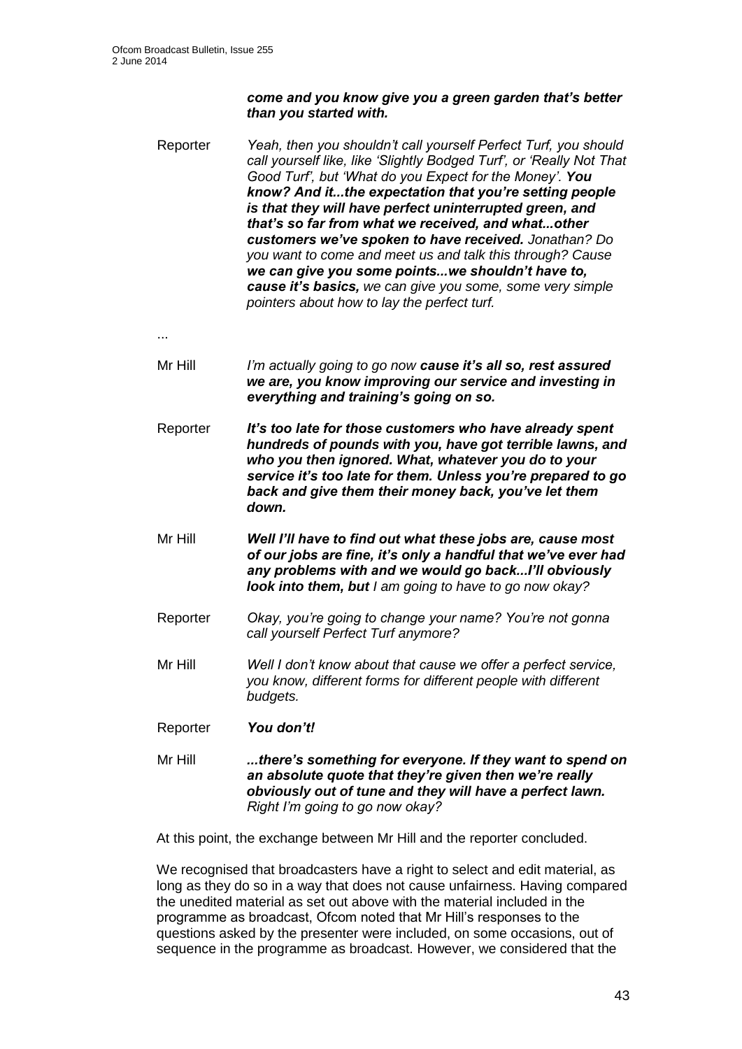***come and you know give you a green garden that's better than you started with.***

| | |
|---|---|
| Reporter | *Yeah, then you shouldn't call yourself Perfect Turf, you should call yourself like, like 'Slightly Bodged Turf', or 'Really Not That Good Turf', but 'What do you Expect for the Money'.* ***You know? And it...the expectation that you're setting people is that they will have perfect uninterrupted green, and that's so far from what we received, and what...other customers we've spoken to have received.*** *Jonathan? Do you want to come and meet us and talk this through? Cause* ***we can give you some points...we shouldn't have to, cause it's basics,*** *we can give you some, some very simple pointers about how to lay the perfect turf.* |
| ... | |
| Mr Hill | *I'm actually going to go now* ***cause it's all so, rest assured we are, you know improving our service and investing in everything and training's going on so.*** |
| Reporter | ***It's too late for those customers who have already spent hundreds of pounds with you, have got terrible lawns, and who you then ignored. What, whatever you do to your service it's too late for them. Unless you're prepared to go back and give them their money back, you've let them down.*** |
| Mr Hill | ***Well I'll have to find out what these jobs are, cause most of our jobs are fine, it's only a handful that we've ever had any problems with and we would go back...I'll obviously look into them, but*** *I am going to have to go now okay?* |
| Reporter | *Okay, you're going to change your name? You're not gonna call yourself Perfect Turf anymore?* |
| Mr Hill | *Well I don't know about that cause we offer a perfect service, you know, different forms for different people with different budgets.* |
| Reporter | ***You don't!*** |
| Mr Hill | ***...there's something for everyone. If they want to spend on an absolute quote that they're given then we're really obviously out of tune and they will have a perfect lawn.*** *Right I'm going to go now okay?* |

At this point, the exchange between Mr Hill and the reporter concluded.

We recognised that broadcasters have a right to select and edit material, as long as they do so in a way that does not cause unfairness. Having compared the unedited material as set out above with the material included in the programme as broadcast, Ofcom noted that Mr Hill's responses to the questions asked by the presenter were included, on some occasions, out of sequence in the programme as broadcast. However, we considered that the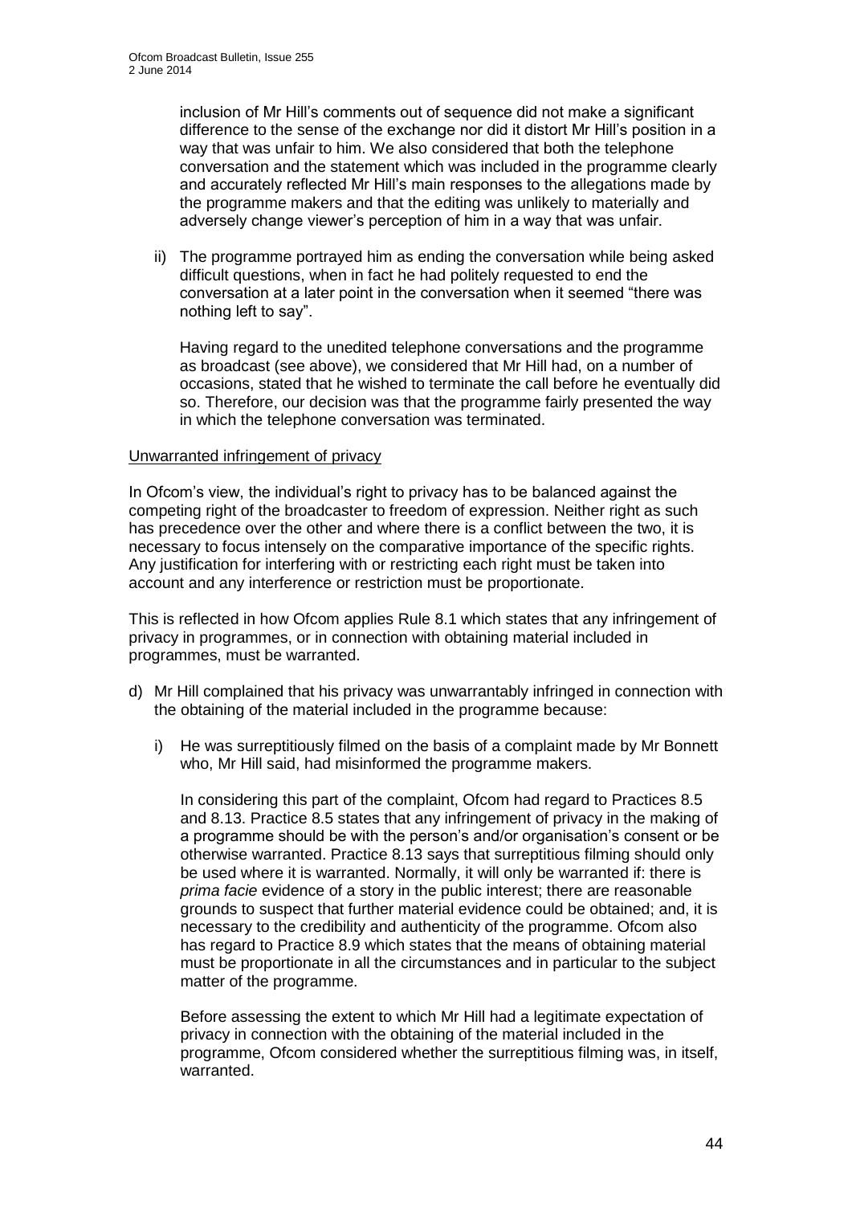inclusion of Mr Hill's comments out of sequence did not make a significant difference to the sense of the exchange nor did it distort Mr Hill's position in a way that was unfair to him. We also considered that both the telephone conversation and the statement which was included in the programme clearly and accurately reflected Mr Hill's main responses to the allegations made by the programme makers and that the editing was unlikely to materially and adversely change viewer's perception of him in a way that was unfair.

ii) The programme portrayed him as ending the conversation while being asked difficult questions, when in fact he had politely requested to end the conversation at a later point in the conversation when it seemed "there was nothing left to say".

   Having regard to the unedited telephone conversations and the programme as broadcast (see above), we considered that Mr Hill had, on a number of occasions, stated that he wished to terminate the call before he eventually did so. Therefore, our decision was that the programme fairly presented the way in which the telephone conversation was terminated.

Unwarranted infringement of privacy

In Ofcom's view, the individual's right to privacy has to be balanced against the competing right of the broadcaster to freedom of expression. Neither right as such has precedence over the other and where there is a conflict between the two, it is necessary to focus intensely on the comparative importance of the specific rights. Any justification for interfering with or restricting each right must be taken into account and any interference or restriction must be proportionate.

This is reflected in how Ofcom applies Rule 8.1 which states that any infringement of privacy in programmes, or in connection with obtaining material included in programmes, must be warranted.

d) Mr Hill complained that his privacy was unwarrantably infringed in connection with the obtaining of the material included in the programme because:

   i) He was surreptitiously filmed on the basis of a complaint made by Mr Bonnett who, Mr Hill said, had misinformed the programme makers.

   In considering this part of the complaint, Ofcom had regard to Practices 8.5 and 8.13. Practice 8.5 states that any infringement of privacy in the making of a programme should be with the person's and/or organisation's consent or be otherwise warranted. Practice 8.13 says that surreptitious filming should only be used where it is warranted. Normally, it will only be warranted if: there is *prima facie* evidence of a story in the public interest; there are reasonable grounds to suspect that further material evidence could be obtained; and, it is necessary to the credibility and authenticity of the programme. Ofcom also has regard to Practice 8.9 which states that the means of obtaining material must be proportionate in all the circumstances and in particular to the subject matter of the programme.

   Before assessing the extent to which Mr Hill had a legitimate expectation of privacy in connection with the obtaining of the material included in the programme, Ofcom considered whether the surreptitious filming was, in itself, warranted.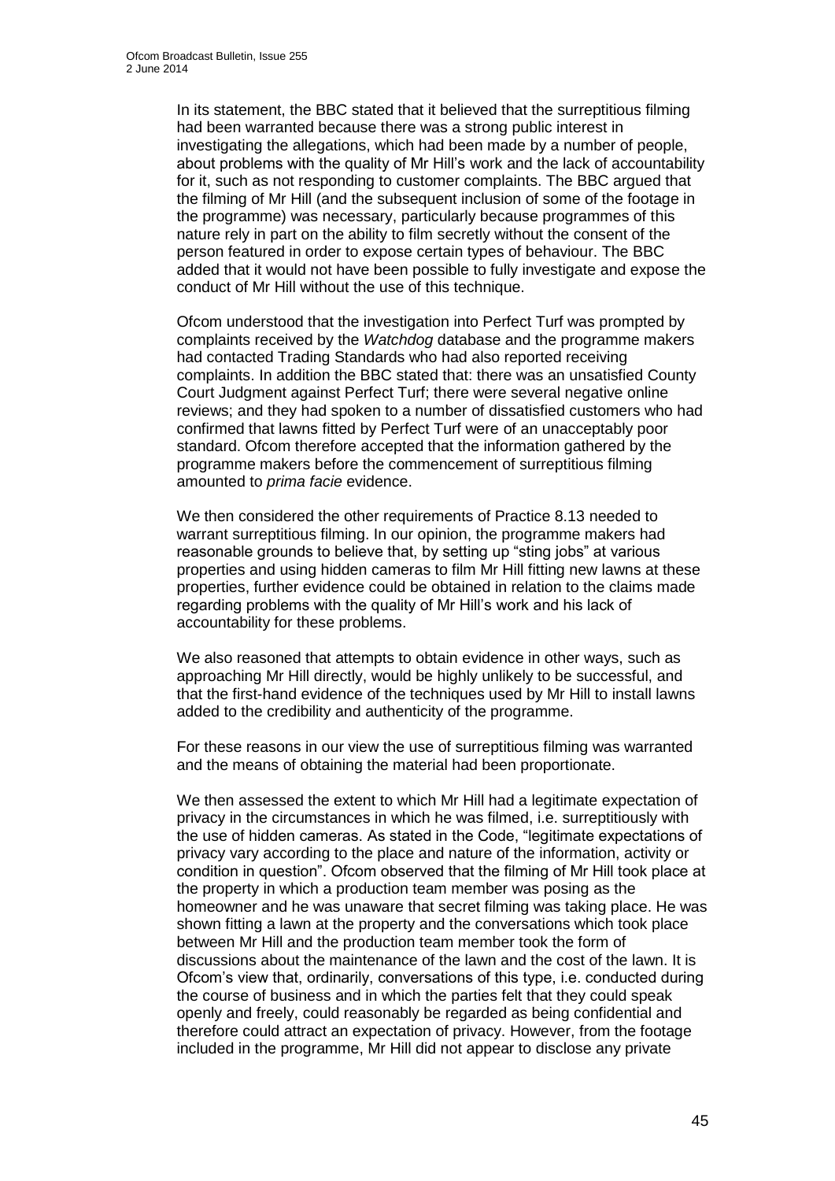In its statement, the BBC stated that it believed that the surreptitious filming had been warranted because there was a strong public interest in investigating the allegations, which had been made by a number of people, about problems with the quality of Mr Hill's work and the lack of accountability for it, such as not responding to customer complaints. The BBC argued that the filming of Mr Hill (and the subsequent inclusion of some of the footage in the programme) was necessary, particularly because programmes of this nature rely in part on the ability to film secretly without the consent of the person featured in order to expose certain types of behaviour. The BBC added that it would not have been possible to fully investigate and expose the conduct of Mr Hill without the use of this technique.

Ofcom understood that the investigation into Perfect Turf was prompted by complaints received by the *Watchdog* database and the programme makers had contacted Trading Standards who had also reported receiving complaints. In addition the BBC stated that: there was an unsatisfied County Court Judgment against Perfect Turf; there were several negative online reviews; and they had spoken to a number of dissatisfied customers who had confirmed that lawns fitted by Perfect Turf were of an unacceptably poor standard. Ofcom therefore accepted that the information gathered by the programme makers before the commencement of surreptitious filming amounted to *prima facie* evidence.

We then considered the other requirements of Practice 8.13 needed to warrant surreptitious filming. In our opinion, the programme makers had reasonable grounds to believe that, by setting up "sting jobs" at various properties and using hidden cameras to film Mr Hill fitting new lawns at these properties, further evidence could be obtained in relation to the claims made regarding problems with the quality of Mr Hill's work and his lack of accountability for these problems.

We also reasoned that attempts to obtain evidence in other ways, such as approaching Mr Hill directly, would be highly unlikely to be successful, and that the first-hand evidence of the techniques used by Mr Hill to install lawns added to the credibility and authenticity of the programme.

For these reasons in our view the use of surreptitious filming was warranted and the means of obtaining the material had been proportionate.

We then assessed the extent to which Mr Hill had a legitimate expectation of privacy in the circumstances in which he was filmed, i.e. surreptitiously with the use of hidden cameras. As stated in the Code, "legitimate expectations of privacy vary according to the place and nature of the information, activity or condition in question". Ofcom observed that the filming of Mr Hill took place at the property in which a production team member was posing as the homeowner and he was unaware that secret filming was taking place. He was shown fitting a lawn at the property and the conversations which took place between Mr Hill and the production team member took the form of discussions about the maintenance of the lawn and the cost of the lawn. It is Ofcom's view that, ordinarily, conversations of this type, i.e. conducted during the course of business and in which the parties felt that they could speak openly and freely, could reasonably be regarded as being confidential and therefore could attract an expectation of privacy. However, from the footage included in the programme, Mr Hill did not appear to disclose any private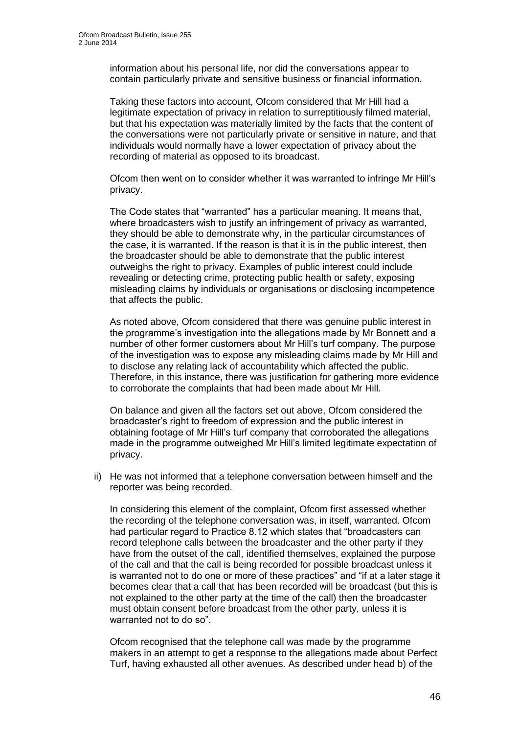information about his personal life, nor did the conversations appear to contain particularly private and sensitive business or financial information.

Taking these factors into account, Ofcom considered that Mr Hill had a legitimate expectation of privacy in relation to surreptitiously filmed material, but that his expectation was materially limited by the facts that the content of the conversations were not particularly private or sensitive in nature, and that individuals would normally have a lower expectation of privacy about the recording of material as opposed to its broadcast.

Ofcom then went on to consider whether it was warranted to infringe Mr Hill's privacy.

The Code states that "warranted" has a particular meaning. It means that, where broadcasters wish to justify an infringement of privacy as warranted, they should be able to demonstrate why, in the particular circumstances of the case, it is warranted. If the reason is that it is in the public interest, then the broadcaster should be able to demonstrate that the public interest outweighs the right to privacy. Examples of public interest could include revealing or detecting crime, protecting public health or safety, exposing misleading claims by individuals or organisations or disclosing incompetence that affects the public.

As noted above, Ofcom considered that there was genuine public interest in the programme's investigation into the allegations made by Mr Bonnett and a number of other former customers about Mr Hill's turf company. The purpose of the investigation was to expose any misleading claims made by Mr Hill and to disclose any relating lack of accountability which affected the public. Therefore, in this instance, there was justification for gathering more evidence to corroborate the complaints that had been made about Mr Hill.

On balance and given all the factors set out above, Ofcom considered the broadcaster's right to freedom of expression and the public interest in obtaining footage of Mr Hill's turf company that corroborated the allegations made in the programme outweighed Mr Hill's limited legitimate expectation of privacy.

ii) He was not informed that a telephone conversation between himself and the reporter was being recorded.

In considering this element of the complaint, Ofcom first assessed whether the recording of the telephone conversation was, in itself, warranted. Ofcom had particular regard to Practice 8.12 which states that "broadcasters can record telephone calls between the broadcaster and the other party if they have from the outset of the call, identified themselves, explained the purpose of the call and that the call is being recorded for possible broadcast unless it is warranted not to do one or more of these practices" and "if at a later stage it becomes clear that a call that has been recorded will be broadcast (but this is not explained to the other party at the time of the call) then the broadcaster must obtain consent before broadcast from the other party, unless it is warranted not to do so".

Ofcom recognised that the telephone call was made by the programme makers in an attempt to get a response to the allegations made about Perfect Turf, having exhausted all other avenues. As described under head b) of the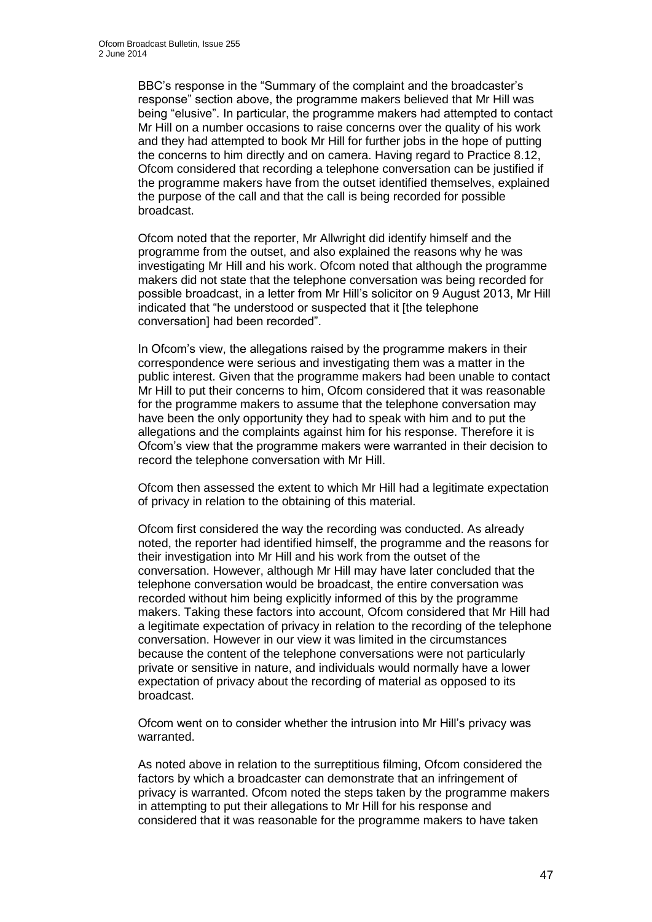BBC's response in the "Summary of the complaint and the broadcaster's response" section above, the programme makers believed that Mr Hill was being "elusive". In particular, the programme makers had attempted to contact Mr Hill on a number occasions to raise concerns over the quality of his work and they had attempted to book Mr Hill for further jobs in the hope of putting the concerns to him directly and on camera. Having regard to Practice 8.12, Ofcom considered that recording a telephone conversation can be justified if the programme makers have from the outset identified themselves, explained the purpose of the call and that the call is being recorded for possible broadcast.

Ofcom noted that the reporter, Mr Allwright did identify himself and the programme from the outset, and also explained the reasons why he was investigating Mr Hill and his work. Ofcom noted that although the programme makers did not state that the telephone conversation was being recorded for possible broadcast, in a letter from Mr Hill's solicitor on 9 August 2013, Mr Hill indicated that "he understood or suspected that it [the telephone conversation] had been recorded".

In Ofcom's view, the allegations raised by the programme makers in their correspondence were serious and investigating them was a matter in the public interest. Given that the programme makers had been unable to contact Mr Hill to put their concerns to him, Ofcom considered that it was reasonable for the programme makers to assume that the telephone conversation may have been the only opportunity they had to speak with him and to put the allegations and the complaints against him for his response. Therefore it is Ofcom's view that the programme makers were warranted in their decision to record the telephone conversation with Mr Hill.

Ofcom then assessed the extent to which Mr Hill had a legitimate expectation of privacy in relation to the obtaining of this material.

Ofcom first considered the way the recording was conducted. As already noted, the reporter had identified himself, the programme and the reasons for their investigation into Mr Hill and his work from the outset of the conversation. However, although Mr Hill may have later concluded that the telephone conversation would be broadcast, the entire conversation was recorded without him being explicitly informed of this by the programme makers. Taking these factors into account, Ofcom considered that Mr Hill had a legitimate expectation of privacy in relation to the recording of the telephone conversation. However in our view it was limited in the circumstances because the content of the telephone conversations were not particularly private or sensitive in nature, and individuals would normally have a lower expectation of privacy about the recording of material as opposed to its broadcast.

Ofcom went on to consider whether the intrusion into Mr Hill's privacy was warranted.

As noted above in relation to the surreptitious filming, Ofcom considered the factors by which a broadcaster can demonstrate that an infringement of privacy is warranted. Ofcom noted the steps taken by the programme makers in attempting to put their allegations to Mr Hill for his response and considered that it was reasonable for the programme makers to have taken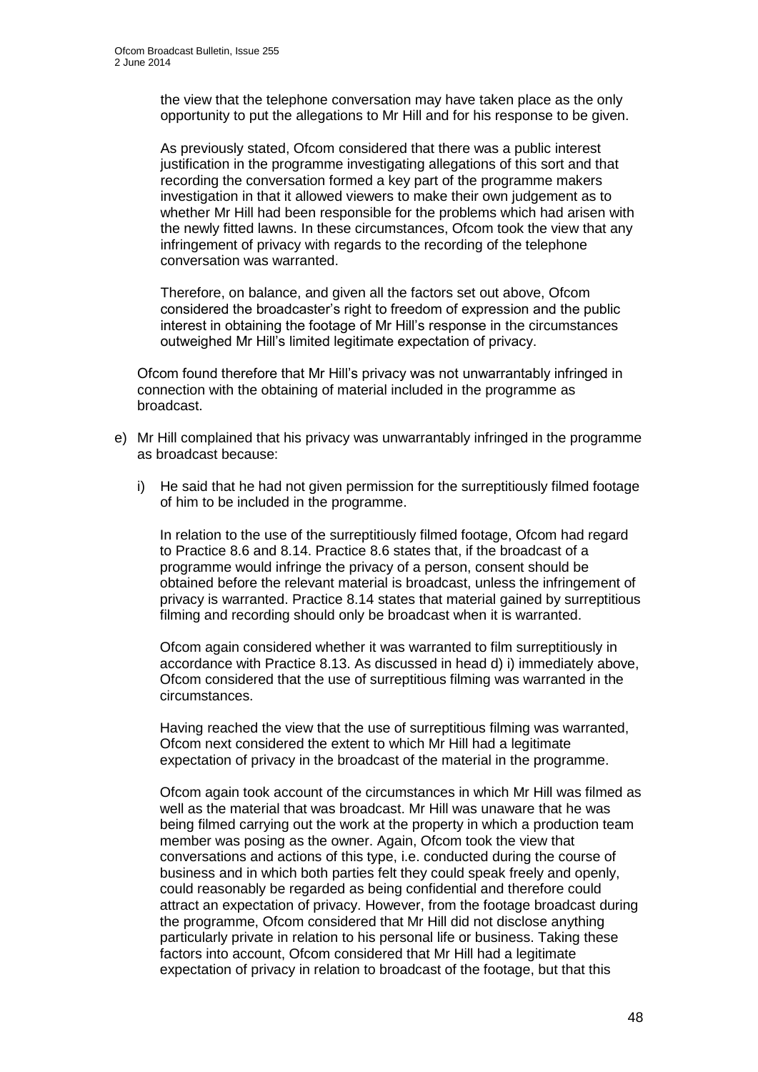the view that the telephone conversation may have taken place as the only opportunity to put the allegations to Mr Hill and for his response to be given.

As previously stated, Ofcom considered that there was a public interest justification in the programme investigating allegations of this sort and that recording the conversation formed a key part of the programme makers investigation in that it allowed viewers to make their own judgement as to whether Mr Hill had been responsible for the problems which had arisen with the newly fitted lawns. In these circumstances, Ofcom took the view that any infringement of privacy with regards to the recording of the telephone conversation was warranted.

Therefore, on balance, and given all the factors set out above, Ofcom considered the broadcaster's right to freedom of expression and the public interest in obtaining the footage of Mr Hill's response in the circumstances outweighed Mr Hill's limited legitimate expectation of privacy.

Ofcom found therefore that Mr Hill's privacy was not unwarrantably infringed in connection with the obtaining of material included in the programme as broadcast.

e) Mr Hill complained that his privacy was unwarrantably infringed in the programme as broadcast because:

   i) He said that he had not given permission for the surreptitiously filmed footage of him to be included in the programme.

   In relation to the use of the surreptitiously filmed footage, Ofcom had regard to Practice 8.6 and 8.14. Practice 8.6 states that, if the broadcast of a programme would infringe the privacy of a person, consent should be obtained before the relevant material is broadcast, unless the infringement of privacy is warranted. Practice 8.14 states that material gained by surreptitious filming and recording should only be broadcast when it is warranted.

   Ofcom again considered whether it was warranted to film surreptitiously in accordance with Practice 8.13. As discussed in head d) i) immediately above, Ofcom considered that the use of surreptitious filming was warranted in the circumstances.

   Having reached the view that the use of surreptitious filming was warranted, Ofcom next considered the extent to which Mr Hill had a legitimate expectation of privacy in the broadcast of the material in the programme.

   Ofcom again took account of the circumstances in which Mr Hill was filmed as well as the material that was broadcast. Mr Hill was unaware that he was being filmed carrying out the work at the property in which a production team member was posing as the owner. Again, Ofcom took the view that conversations and actions of this type, i.e. conducted during the course of business and in which both parties felt they could speak freely and openly, could reasonably be regarded as being confidential and therefore could attract an expectation of privacy. However, from the footage broadcast during the programme, Ofcom considered that Mr Hill did not disclose anything particularly private in relation to his personal life or business. Taking these factors into account, Ofcom considered that Mr Hill had a legitimate expectation of privacy in relation to broadcast of the footage, but that this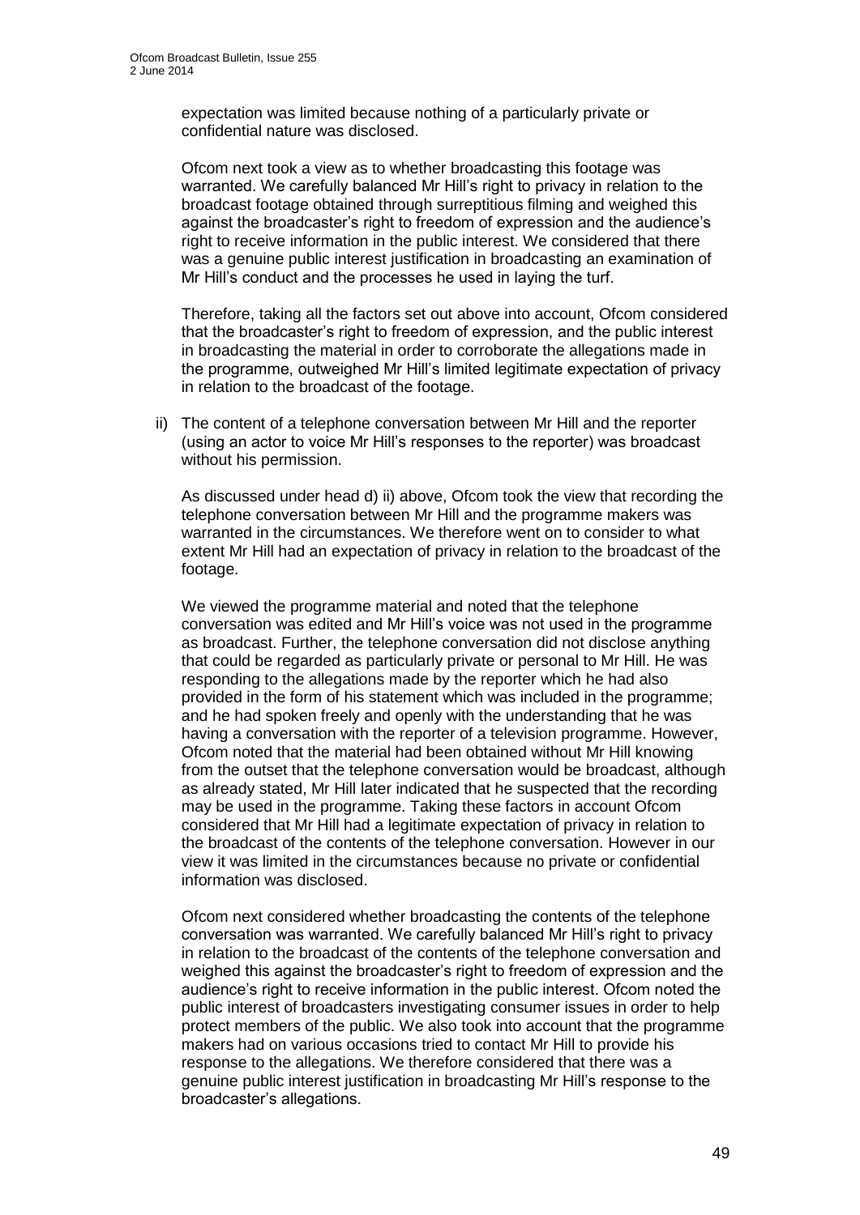expectation was limited because nothing of a particularly private or confidential nature was disclosed.

Ofcom next took a view as to whether broadcasting this footage was warranted. We carefully balanced Mr Hill's right to privacy in relation to the broadcast footage obtained through surreptitious filming and weighed this against the broadcaster's right to freedom of expression and the audience's right to receive information in the public interest. We considered that there was a genuine public interest justification in broadcasting an examination of Mr Hill's conduct and the processes he used in laying the turf.

Therefore, taking all the factors set out above into account, Ofcom considered that the broadcaster's right to freedom of expression, and the public interest in broadcasting the material in order to corroborate the allegations made in the programme, outweighed Mr Hill's limited legitimate expectation of privacy in relation to the broadcast of the footage.

ii) The content of a telephone conversation between Mr Hill and the reporter (using an actor to voice Mr Hill's responses to the reporter) was broadcast without his permission.

As discussed under head d) ii) above, Ofcom took the view that recording the telephone conversation between Mr Hill and the programme makers was warranted in the circumstances. We therefore went on to consider to what extent Mr Hill had an expectation of privacy in relation to the broadcast of the footage.

We viewed the programme material and noted that the telephone conversation was edited and Mr Hill's voice was not used in the programme as broadcast. Further, the telephone conversation did not disclose anything that could be regarded as particularly private or personal to Mr Hill. He was responding to the allegations made by the reporter which he had also provided in the form of his statement which was included in the programme; and he had spoken freely and openly with the understanding that he was having a conversation with the reporter of a television programme. However, Ofcom noted that the material had been obtained without Mr Hill knowing from the outset that the telephone conversation would be broadcast, although as already stated, Mr Hill later indicated that he suspected that the recording may be used in the programme. Taking these factors in account Ofcom considered that Mr Hill had a legitimate expectation of privacy in relation to the broadcast of the contents of the telephone conversation. However in our view it was limited in the circumstances because no private or confidential information was disclosed.

Ofcom next considered whether broadcasting the contents of the telephone conversation was warranted. We carefully balanced Mr Hill's right to privacy in relation to the broadcast of the contents of the telephone conversation and weighed this against the broadcaster's right to freedom of expression and the audience's right to receive information in the public interest. Ofcom noted the public interest of broadcasters investigating consumer issues in order to help protect members of the public. We also took into account that the programme makers had on various occasions tried to contact Mr Hill to provide his response to the allegations. We therefore considered that there was a genuine public interest justification in broadcasting Mr Hill's response to the broadcaster's allegations.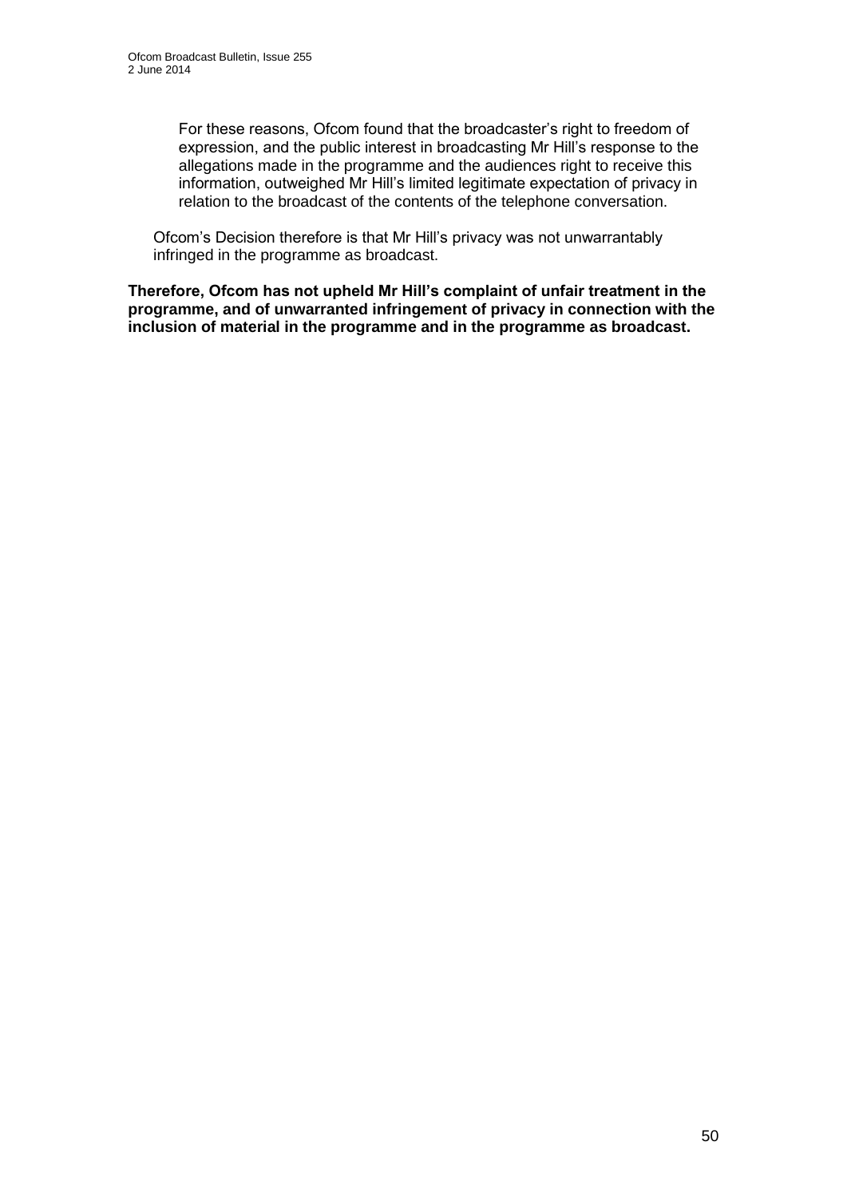For these reasons, Ofcom found that the broadcaster's right to freedom of expression, and the public interest in broadcasting Mr Hill's response to the allegations made in the programme and the audiences right to receive this information, outweighed Mr Hill's limited legitimate expectation of privacy in relation to the broadcast of the contents of the telephone conversation.

Ofcom's Decision therefore is that Mr Hill's privacy was not unwarrantably infringed in the programme as broadcast.

**Therefore, Ofcom has not upheld Mr Hill's complaint of unfair treatment in the programme, and of unwarranted infringement of privacy in connection with the inclusion of material in the programme and in the programme as broadcast.**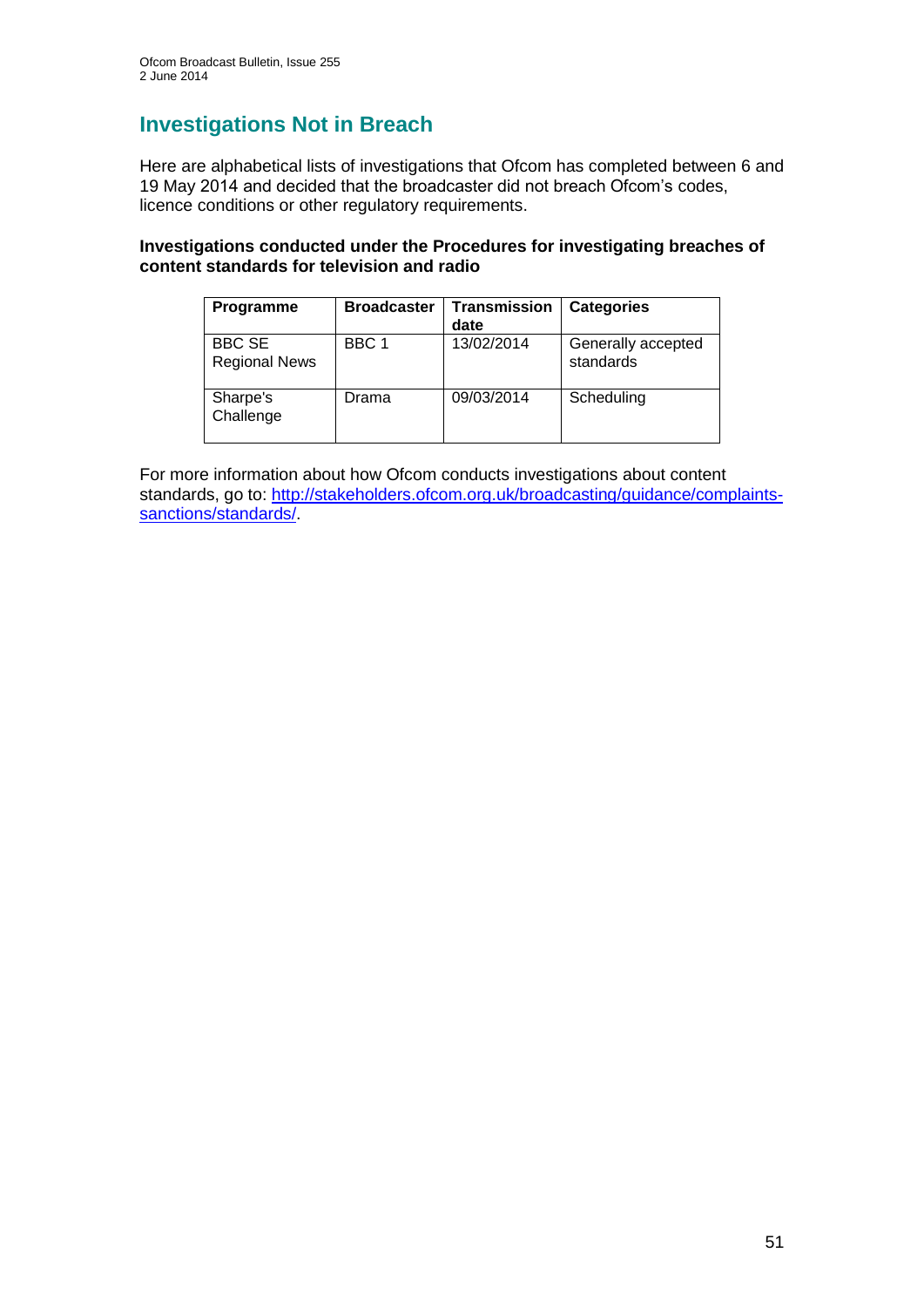# Investigations Not in Breach

Here are alphabetical lists of investigations that Ofcom has completed between 6 and 19 May 2014 and decided that the broadcaster did not breach Ofcom's codes, licence conditions or other regulatory requirements.

**Investigations conducted under the Procedures for investigating breaches of content standards for television and radio**

| Programme | Broadcaster | Transmission date | Categories |
|---|---|---|---|
| BBC SE Regional News | BBC 1 | 13/02/2014 | Generally accepted standards |
| Sharpe's Challenge | Drama | 09/03/2014 | Scheduling |

For more information about how Ofcom conducts investigations about content standards, go to: [http://stakeholders.ofcom.org.uk/broadcasting/guidance/complaints-sanctions/standards/](http://stakeholders.ofcom.org.uk/broadcasting/guidance/complaints-sanctions/standards/).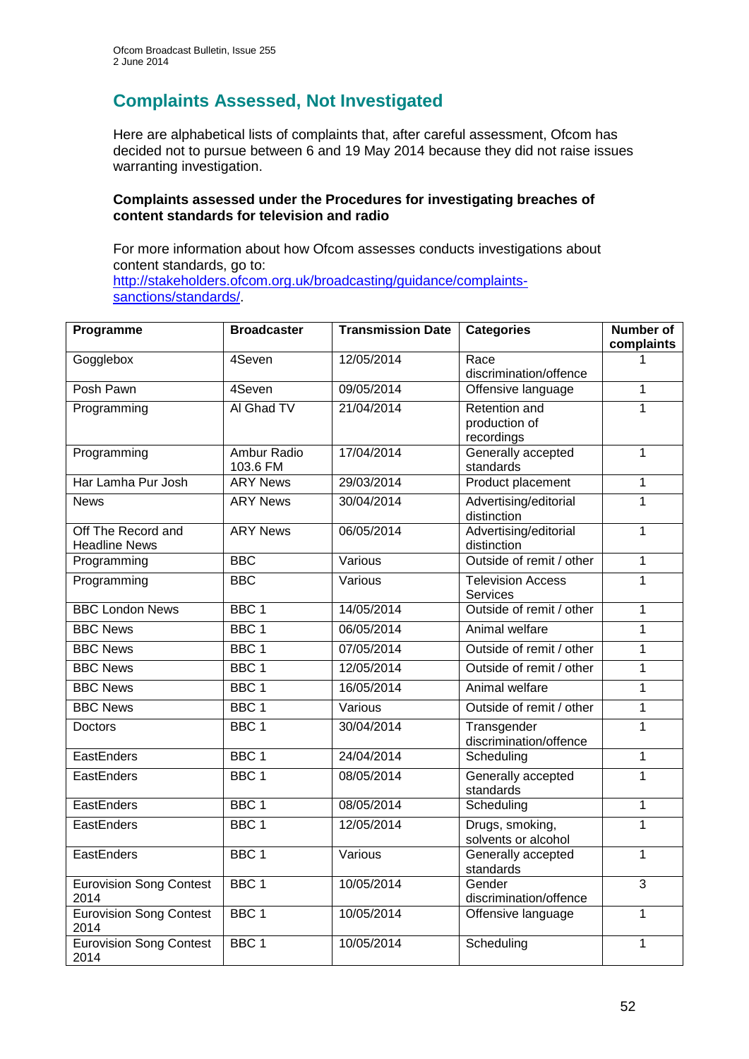## Complaints Assessed, Not Investigated

Here are alphabetical lists of complaints that, after careful assessment, Ofcom has decided not to pursue between 6 and 19 May 2014 because they did not raise issues warranting investigation.

**Complaints assessed under the Procedures for investigating breaches of content standards for television and radio**

For more information about how Ofcom assesses conducts investigations about content standards, go to: [http://stakeholders.ofcom.org.uk/broadcasting/guidance/complaints-sanctions/standards/](http://stakeholders.ofcom.org.uk/broadcasting/guidance/complaints-sanctions/standards/).

| Programme | Broadcaster | Transmission Date | Categories | Number of complaints |
|---|---|---|---|---|
| Gogglebox | 4Seven | 12/05/2014 | Race discrimination/offence | 1 |
| Posh Pawn | 4Seven | 09/05/2014 | Offensive language | 1 |
| Programming | Al Ghad TV | 21/04/2014 | Retention and production of recordings | 1 |
| Programming | Ambur Radio 103.6 FM | 17/04/2014 | Generally accepted standards | 1 |
| Har Lamha Pur Josh | ARY News | 29/03/2014 | Product placement | 1 |
| News | ARY News | 30/04/2014 | Advertising/editorial distinction | 1 |
| Off The Record and Headline News | ARY News | 06/05/2014 | Advertising/editorial distinction | 1 |
| Programming | BBC | Various | Outside of remit / other | 1 |
| Programming | BBC | Various | Television Access Services | 1 |
| BBC London News | BBC 1 | 14/05/2014 | Outside of remit / other | 1 |
| BBC News | BBC 1 | 06/05/2014 | Animal welfare | 1 |
| BBC News | BBC 1 | 07/05/2014 | Outside of remit / other | 1 |
| BBC News | BBC 1 | 12/05/2014 | Outside of remit / other | 1 |
| BBC News | BBC 1 | 16/05/2014 | Animal welfare | 1 |
| BBC News | BBC 1 | Various | Outside of remit / other | 1 |
| Doctors | BBC 1 | 30/04/2014 | Transgender discrimination/offence | 1 |
| EastEnders | BBC 1 | 24/04/2014 | Scheduling | 1 |
| EastEnders | BBC 1 | 08/05/2014 | Generally accepted standards | 1 |
| EastEnders | BBC 1 | 08/05/2014 | Scheduling | 1 |
| EastEnders | BBC 1 | 12/05/2014 | Drugs, smoking, solvents or alcohol | 1 |
| EastEnders | BBC 1 | Various | Generally accepted standards | 1 |
| Eurovision Song Contest 2014 | BBC 1 | 10/05/2014 | Gender discrimination/offence | 3 |
| Eurovision Song Contest 2014 | BBC 1 | 10/05/2014 | Offensive language | 1 |
| Eurovision Song Contest 2014 | BBC 1 | 10/05/2014 | Scheduling | 1 |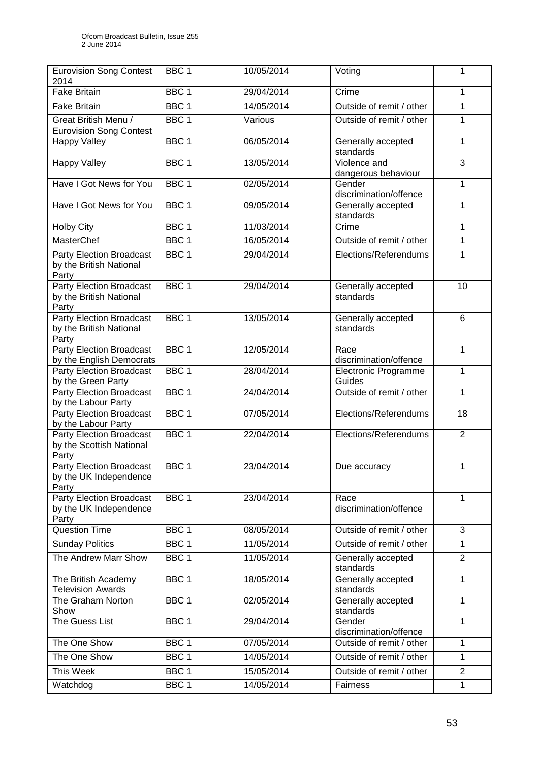| Eurovision Song Contest 2014 | BBC 1 | 10/05/2014 | Voting | 1 |
|---|---|---|---|---|
| Fake Britain | BBC 1 | 29/04/2014 | Crime | 1 |
| Fake Britain | BBC 1 | 14/05/2014 | Outside of remit / other | 1 |
| Great British Menu / Eurovision Song Contest | BBC 1 | Various | Outside of remit / other | 1 |
| Happy Valley | BBC 1 | 06/05/2014 | Generally accepted standards | 1 |
| Happy Valley | BBC 1 | 13/05/2014 | Violence and dangerous behaviour | 3 |
| Have I Got News for You | BBC 1 | 02/05/2014 | Gender discrimination/offence | 1 |
| Have I Got News for You | BBC 1 | 09/05/2014 | Generally accepted standards | 1 |
| Holby City | BBC 1 | 11/03/2014 | Crime | 1 |
| MasterChef | BBC 1 | 16/05/2014 | Outside of remit / other | 1 |
| Party Election Broadcast by the British National Party | BBC 1 | 29/04/2014 | Elections/Referendums | 1 |
| Party Election Broadcast by the British National Party | BBC 1 | 29/04/2014 | Generally accepted standards | 10 |
| Party Election Broadcast by the British National Party | BBC 1 | 13/05/2014 | Generally accepted standards | 6 |
| Party Election Broadcast by the English Democrats | BBC 1 | 12/05/2014 | Race discrimination/offence | 1 |
| Party Election Broadcast by the Green Party | BBC 1 | 28/04/2014 | Electronic Programme Guides | 1 |
| Party Election Broadcast by the Labour Party | BBC 1 | 24/04/2014 | Outside of remit / other | 1 |
| Party Election Broadcast by the Labour Party | BBC 1 | 07/05/2014 | Elections/Referendums | 18 |
| Party Election Broadcast by the Scottish National Party | BBC 1 | 22/04/2014 | Elections/Referendums | 2 |
| Party Election Broadcast by the UK Independence Party | BBC 1 | 23/04/2014 | Due accuracy | 1 |
| Party Election Broadcast by the UK Independence Party | BBC 1 | 23/04/2014 | Race discrimination/offence | 1 |
| Question Time | BBC 1 | 08/05/2014 | Outside of remit / other | 3 |
| Sunday Politics | BBC 1 | 11/05/2014 | Outside of remit / other | 1 |
| The Andrew Marr Show | BBC 1 | 11/05/2014 | Generally accepted standards | 2 |
| The British Academy Television Awards | BBC 1 | 18/05/2014 | Generally accepted standards | 1 |
| The Graham Norton Show | BBC 1 | 02/05/2014 | Generally accepted standards | 1 |
| The Guess List | BBC 1 | 29/04/2014 | Gender discrimination/offence | 1 |
| The One Show | BBC 1 | 07/05/2014 | Outside of remit / other | 1 |
| The One Show | BBC 1 | 14/05/2014 | Outside of remit / other | 1 |
| This Week | BBC 1 | 15/05/2014 | Outside of remit / other | 2 |
| Watchdog | BBC 1 | 14/05/2014 | Fairness | 1 |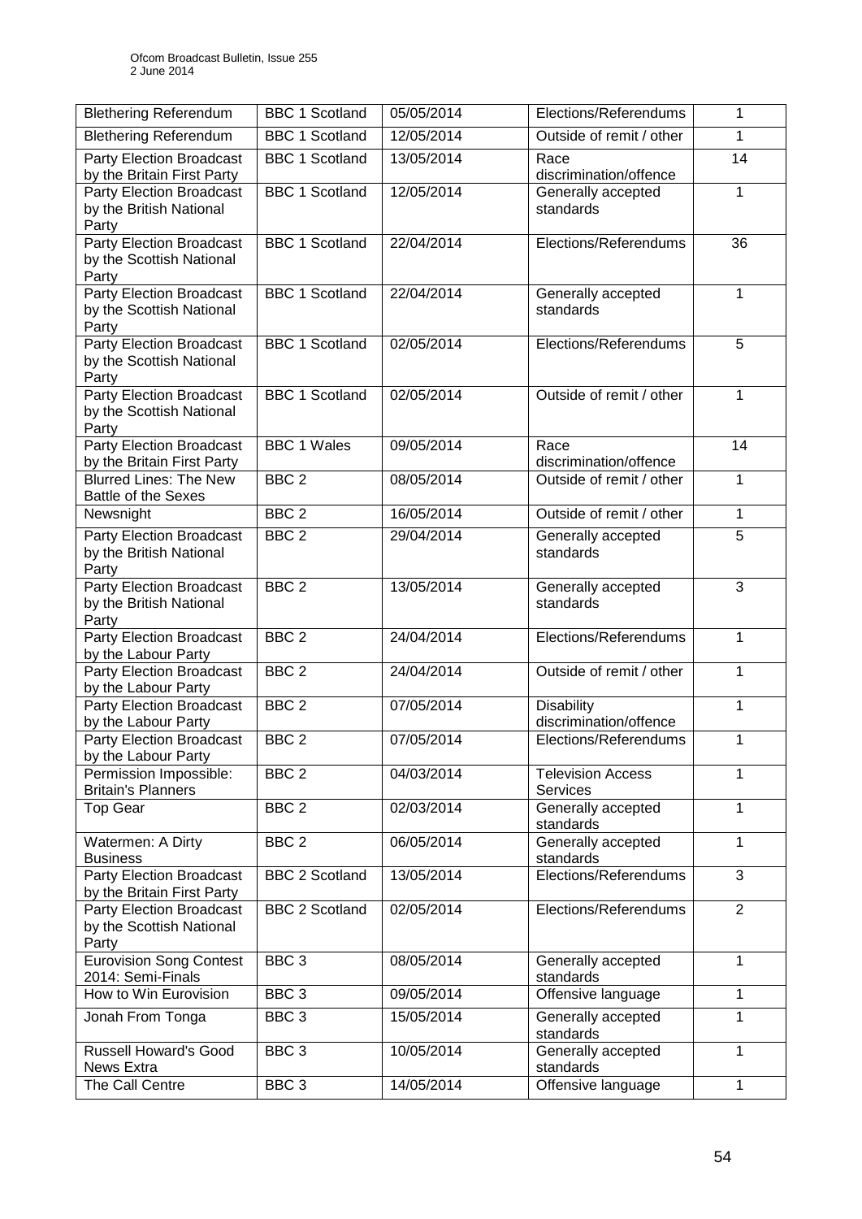| Blethering Referendum | BBC 1 Scotland | 05/05/2014 | Elections/Referendums | 1 |
|---|---|---|---|---|
| Blethering Referendum | BBC 1 Scotland | 12/05/2014 | Outside of remit / other | 1 |
| Party Election Broadcast by the Britain First Party | BBC 1 Scotland | 13/05/2014 | Race discrimination/offence | 14 |
| Party Election Broadcast by the British National Party | BBC 1 Scotland | 12/05/2014 | Generally accepted standards | 1 |
| Party Election Broadcast by the Scottish National Party | BBC 1 Scotland | 22/04/2014 | Elections/Referendums | 36 |
| Party Election Broadcast by the Scottish National Party | BBC 1 Scotland | 22/04/2014 | Generally accepted standards | 1 |
| Party Election Broadcast by the Scottish National Party | BBC 1 Scotland | 02/05/2014 | Elections/Referendums | 5 |
| Party Election Broadcast by the Scottish National Party | BBC 1 Scotland | 02/05/2014 | Outside of remit / other | 1 |
| Party Election Broadcast by the Britain First Party | BBC 1 Wales | 09/05/2014 | Race discrimination/offence | 14 |
| Blurred Lines: The New Battle of the Sexes | BBC 2 | 08/05/2014 | Outside of remit / other | 1 |
| Newsnight | BBC 2 | 16/05/2014 | Outside of remit / other | 1 |
| Party Election Broadcast by the British National Party | BBC 2 | 29/04/2014 | Generally accepted standards | 5 |
| Party Election Broadcast by the British National Party | BBC 2 | 13/05/2014 | Generally accepted standards | 3 |
| Party Election Broadcast by the Labour Party | BBC 2 | 24/04/2014 | Elections/Referendums | 1 |
| Party Election Broadcast by the Labour Party | BBC 2 | 24/04/2014 | Outside of remit / other | 1 |
| Party Election Broadcast by the Labour Party | BBC 2 | 07/05/2014 | Disability discrimination/offence | 1 |
| Party Election Broadcast by the Labour Party | BBC 2 | 07/05/2014 | Elections/Referendums | 1 |
| Permission Impossible: Britain's Planners | BBC 2 | 04/03/2014 | Television Access Services | 1 |
| Top Gear | BBC 2 | 02/03/2014 | Generally accepted standards | 1 |
| Watermen: A Dirty Business | BBC 2 | 06/05/2014 | Generally accepted standards | 1 |
| Party Election Broadcast by the Britain First Party | BBC 2 Scotland | 13/05/2014 | Elections/Referendums | 3 |
| Party Election Broadcast by the Scottish National Party | BBC 2 Scotland | 02/05/2014 | Elections/Referendums | 2 |
| Eurovision Song Contest 2014: Semi-Finals | BBC 3 | 08/05/2014 | Generally accepted standards | 1 |
| How to Win Eurovision | BBC 3 | 09/05/2014 | Offensive language | 1 |
| Jonah From Tonga | BBC 3 | 15/05/2014 | Generally accepted standards | 1 |
| Russell Howard's Good News Extra | BBC 3 | 10/05/2014 | Generally accepted standards | 1 |
| The Call Centre | BBC 3 | 14/05/2014 | Offensive language | 1 |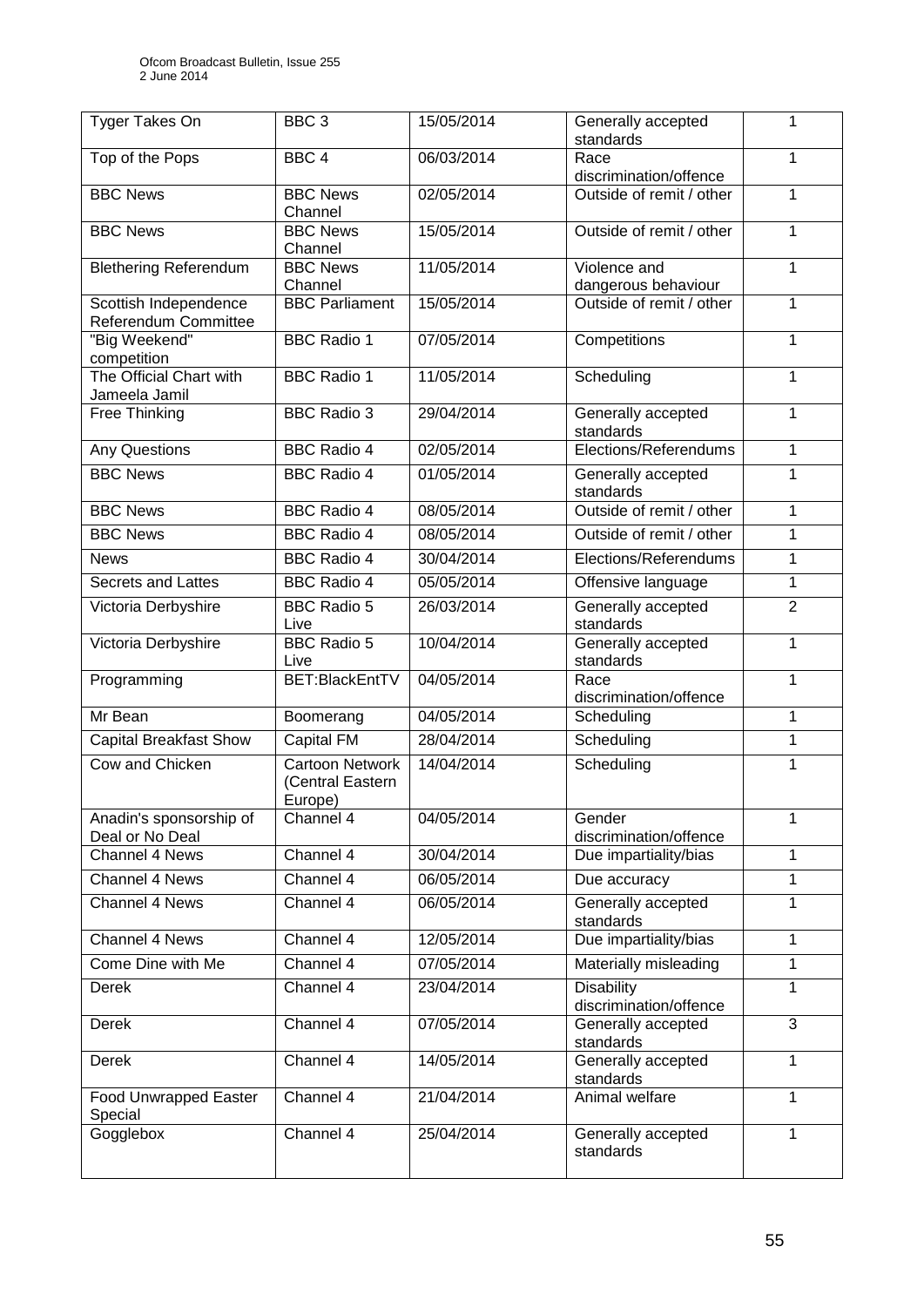| Tyger Takes On | BBC 3 | 15/05/2014 | Generally accepted standards | 1 |
|---|---|---|---|---|
| Top of the Pops | BBC 4 | 06/03/2014 | Race discrimination/offence | 1 |
| BBC News | BBC News Channel | 02/05/2014 | Outside of remit / other | 1 |
| BBC News | BBC News Channel | 15/05/2014 | Outside of remit / other | 1 |
| Blethering Referendum | BBC News Channel | 11/05/2014 | Violence and dangerous behaviour | 1 |
| Scottish Independence Referendum Committee | BBC Parliament | 15/05/2014 | Outside of remit / other | 1 |
| "Big Weekend" competition | BBC Radio 1 | 07/05/2014 | Competitions | 1 |
| The Official Chart with Jameela Jamil | BBC Radio 1 | 11/05/2014 | Scheduling | 1 |
| Free Thinking | BBC Radio 3 | 29/04/2014 | Generally accepted standards | 1 |
| Any Questions | BBC Radio 4 | 02/05/2014 | Elections/Referendums | 1 |
| BBC News | BBC Radio 4 | 01/05/2014 | Generally accepted standards | 1 |
| BBC News | BBC Radio 4 | 08/05/2014 | Outside of remit / other | 1 |
| BBC News | BBC Radio 4 | 08/05/2014 | Outside of remit / other | 1 |
| News | BBC Radio 4 | 30/04/2014 | Elections/Referendums | 1 |
| Secrets and Lattes | BBC Radio 4 | 05/05/2014 | Offensive language | 1 |
| Victoria Derbyshire | BBC Radio 5 Live | 26/03/2014 | Generally accepted standards | 2 |
| Victoria Derbyshire | BBC Radio 5 Live | 10/04/2014 | Generally accepted standards | 1 |
| Programming | BET:BlackEntTV | 04/05/2014 | Race discrimination/offence | 1 |
| Mr Bean | Boomerang | 04/05/2014 | Scheduling | 1 |
| Capital Breakfast Show | Capital FM | 28/04/2014 | Scheduling | 1 |
| Cow and Chicken | Cartoon Network (Central Eastern Europe) | 14/04/2014 | Scheduling | 1 |
| Anadin's sponsorship of Deal or No Deal | Channel 4 | 04/05/2014 | Gender discrimination/offence | 1 |
| Channel 4 News | Channel 4 | 30/04/2014 | Due impartiality/bias | 1 |
| Channel 4 News | Channel 4 | 06/05/2014 | Due accuracy | 1 |
| Channel 4 News | Channel 4 | 06/05/2014 | Generally accepted standards | 1 |
| Channel 4 News | Channel 4 | 12/05/2014 | Due impartiality/bias | 1 |
| Come Dine with Me | Channel 4 | 07/05/2014 | Materially misleading | 1 |
| Derek | Channel 4 | 23/04/2014 | Disability discrimination/offence | 1 |
| Derek | Channel 4 | 07/05/2014 | Generally accepted standards | 3 |
| Derek | Channel 4 | 14/05/2014 | Generally accepted standards | 1 |
| Food Unwrapped Easter Special | Channel 4 | 21/04/2014 | Animal welfare | 1 |
| Gogglebox | Channel 4 | 25/04/2014 | Generally accepted standards | 1 |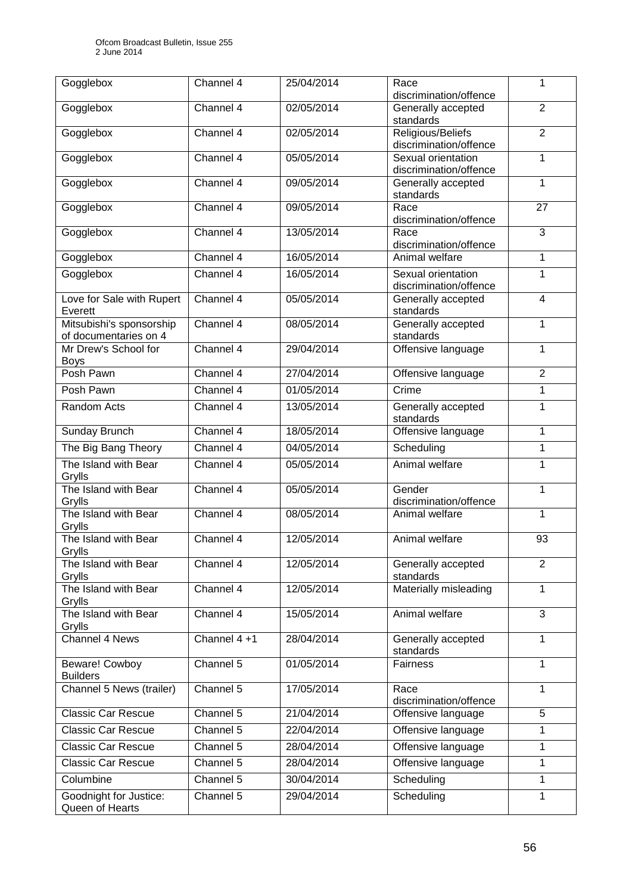| Gogglebox | Channel 4 | 25/04/2014 | Race discrimination/offence | 1 |
|---|---|---|---|---|
| Gogglebox | Channel 4 | 02/05/2014 | Generally accepted standards | 2 |
| Gogglebox | Channel 4 | 02/05/2014 | Religious/Beliefs discrimination/offence | 2 |
| Gogglebox | Channel 4 | 05/05/2014 | Sexual orientation discrimination/offence | 1 |
| Gogglebox | Channel 4 | 09/05/2014 | Generally accepted standards | 1 |
| Gogglebox | Channel 4 | 09/05/2014 | Race discrimination/offence | 27 |
| Gogglebox | Channel 4 | 13/05/2014 | Race discrimination/offence | 3 |
| Gogglebox | Channel 4 | 16/05/2014 | Animal welfare | 1 |
| Gogglebox | Channel 4 | 16/05/2014 | Sexual orientation discrimination/offence | 1 |
| Love for Sale with Rupert Everett | Channel 4 | 05/05/2014 | Generally accepted standards | 4 |
| Mitsubishi's sponsorship of documentaries on 4 | Channel 4 | 08/05/2014 | Generally accepted standards | 1 |
| Mr Drew's School for Boys | Channel 4 | 29/04/2014 | Offensive language | 1 |
| Posh Pawn | Channel 4 | 27/04/2014 | Offensive language | 2 |
| Posh Pawn | Channel 4 | 01/05/2014 | Crime | 1 |
| Random Acts | Channel 4 | 13/05/2014 | Generally accepted standards | 1 |
| Sunday Brunch | Channel 4 | 18/05/2014 | Offensive language | 1 |
| The Big Bang Theory | Channel 4 | 04/05/2014 | Scheduling | 1 |
| The Island with Bear Grylls | Channel 4 | 05/05/2014 | Animal welfare | 1 |
| The Island with Bear Grylls | Channel 4 | 05/05/2014 | Gender discrimination/offence | 1 |
| The Island with Bear Grylls | Channel 4 | 08/05/2014 | Animal welfare | 1 |
| The Island with Bear Grylls | Channel 4 | 12/05/2014 | Animal welfare | 93 |
| The Island with Bear Grylls | Channel 4 | 12/05/2014 | Generally accepted standards | 2 |
| The Island with Bear Grylls | Channel 4 | 12/05/2014 | Materially misleading | 1 |
| The Island with Bear Grylls | Channel 4 | 15/05/2014 | Animal welfare | 3 |
| Channel 4 News | Channel 4 +1 | 28/04/2014 | Generally accepted standards | 1 |
| Beware! Cowboy Builders | Channel 5 | 01/05/2014 | Fairness | 1 |
| Channel 5 News (trailer) | Channel 5 | 17/05/2014 | Race discrimination/offence | 1 |
| Classic Car Rescue | Channel 5 | 21/04/2014 | Offensive language | 5 |
| Classic Car Rescue | Channel 5 | 22/04/2014 | Offensive language | 1 |
| Classic Car Rescue | Channel 5 | 28/04/2014 | Offensive language | 1 |
| Classic Car Rescue | Channel 5 | 28/04/2014 | Offensive language | 1 |
| Columbine | Channel 5 | 30/04/2014 | Scheduling | 1 |
| Goodnight for Justice: Queen of Hearts | Channel 5 | 29/04/2014 | Scheduling | 1 |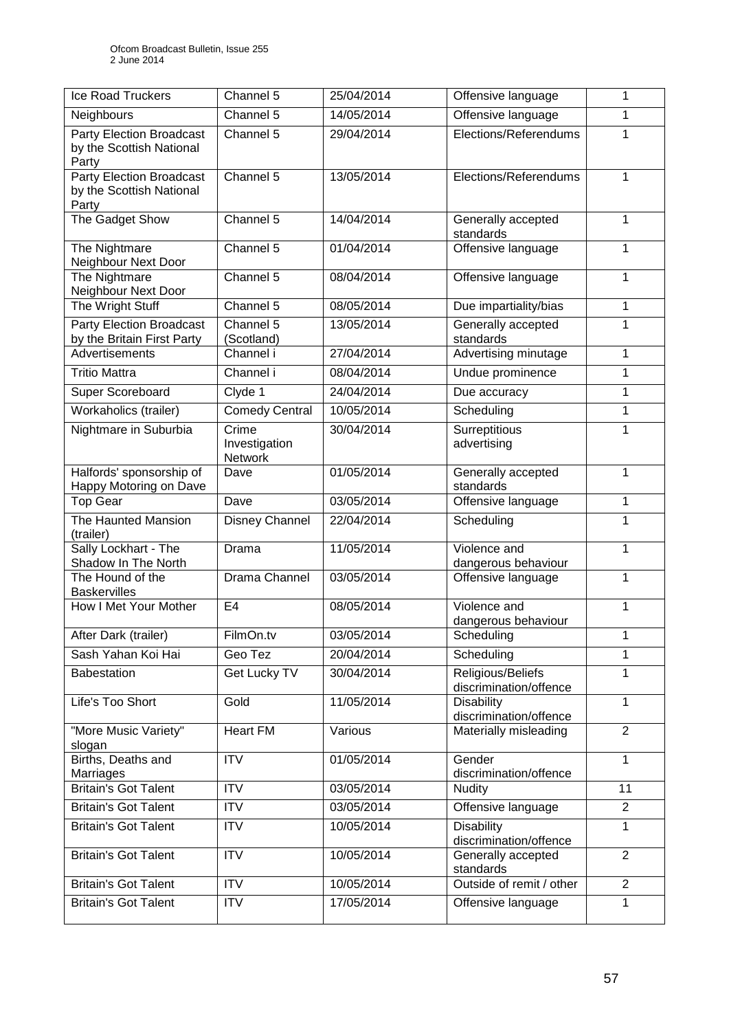| Ice Road Truckers | Channel 5 | 25/04/2014 | Offensive language | 1 |
|---|---|---|---|---|
| Neighbours | Channel 5 | 14/05/2014 | Offensive language | 1 |
| Party Election Broadcast by the Scottish National Party | Channel 5 | 29/04/2014 | Elections/Referendums | 1 |
| Party Election Broadcast by the Scottish National Party | Channel 5 | 13/05/2014 | Elections/Referendums | 1 |
| The Gadget Show | Channel 5 | 14/04/2014 | Generally accepted standards | 1 |
| The Nightmare Neighbour Next Door | Channel 5 | 01/04/2014 | Offensive language | 1 |
| The Nightmare Neighbour Next Door | Channel 5 | 08/04/2014 | Offensive language | 1 |
| The Wright Stuff | Channel 5 | 08/05/2014 | Due impartiality/bias | 1 |
| Party Election Broadcast by the Britain First Party | Channel 5 (Scotland) | 13/05/2014 | Generally accepted standards | 1 |
| Advertisements | Channel i | 27/04/2014 | Advertising minutage | 1 |
| Tritio Mattra | Channel i | 08/04/2014 | Undue prominence | 1 |
| Super Scoreboard | Clyde 1 | 24/04/2014 | Due accuracy | 1 |
| Workaholics (trailer) | Comedy Central | 10/05/2014 | Scheduling | 1 |
| Nightmare in Suburbia | Crime Investigation Network | 30/04/2014 | Surreptitious advertising | 1 |
| Halfords' sponsorship of Happy Motoring on Dave | Dave | 01/05/2014 | Generally accepted standards | 1 |
| Top Gear | Dave | 03/05/2014 | Offensive language | 1 |
| The Haunted Mansion (trailer) | Disney Channel | 22/04/2014 | Scheduling | 1 |
| Sally Lockhart - The Shadow In The North | Drama | 11/05/2014 | Violence and dangerous behaviour | 1 |
| The Hound of the Baskervilles | Drama Channel | 03/05/2014 | Offensive language | 1 |
| How I Met Your Mother | E4 | 08/05/2014 | Violence and dangerous behaviour | 1 |
| After Dark (trailer) | FilmOn.tv | 03/05/2014 | Scheduling | 1 |
| Sash Yahan Koi Hai | Geo Tez | 20/04/2014 | Scheduling | 1 |
| Babestation | Get Lucky TV | 30/04/2014 | Religious/Beliefs discrimination/offence | 1 |
| Life's Too Short | Gold | 11/05/2014 | Disability discrimination/offence | 1 |
| "More Music Variety" slogan | Heart FM | Various | Materially misleading | 2 |
| Births, Deaths and Marriages | ITV | 01/05/2014 | Gender discrimination/offence | 1 |
| Britain's Got Talent | ITV | 03/05/2014 | Nudity | 11 |
| Britain's Got Talent | ITV | 03/05/2014 | Offensive language | 2 |
| Britain's Got Talent | ITV | 10/05/2014 | Disability discrimination/offence | 1 |
| Britain's Got Talent | ITV | 10/05/2014 | Generally accepted standards | 2 |
| Britain's Got Talent | ITV | 10/05/2014 | Outside of remit / other | 2 |
| Britain's Got Talent | ITV | 17/05/2014 | Offensive language | 1 |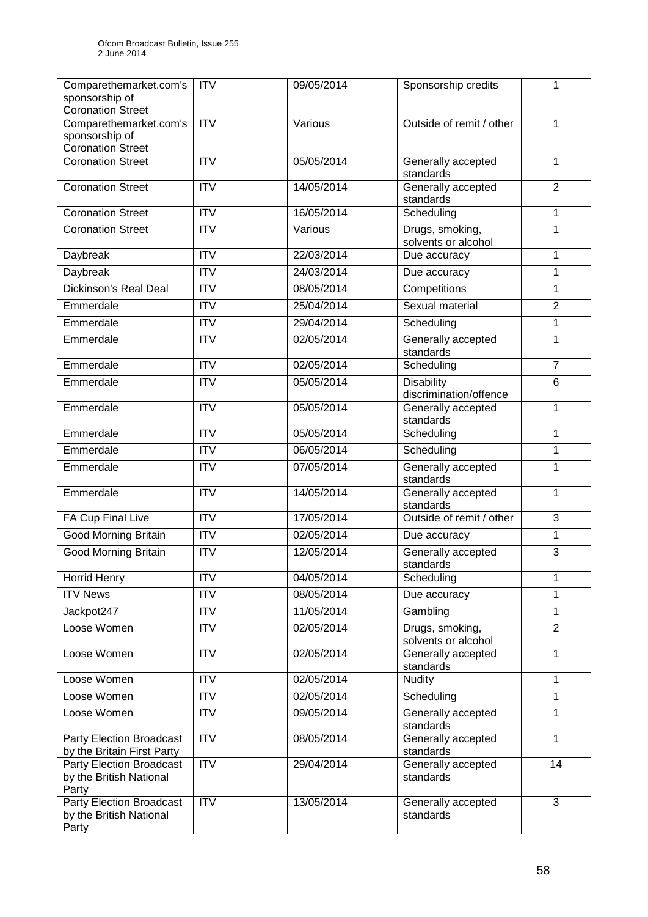| Comparethemarket.com's sponsorship of Coronation Street | ITV | 09/05/2014 | Sponsorship credits | 1 |
|---|---|---|---|---|
| Comparethemarket.com's sponsorship of Coronation Street | ITV | Various | Outside of remit / other | 1 |
| Coronation Street | ITV | 05/05/2014 | Generally accepted standards | 1 |
| Coronation Street | ITV | 14/05/2014 | Generally accepted standards | 2 |
| Coronation Street | ITV | 16/05/2014 | Scheduling | 1 |
| Coronation Street | ITV | Various | Drugs, smoking, solvents or alcohol | 1 |
| Daybreak | ITV | 22/03/2014 | Due accuracy | 1 |
| Daybreak | ITV | 24/03/2014 | Due accuracy | 1 |
| Dickinson's Real Deal | ITV | 08/05/2014 | Competitions | 1 |
| Emmerdale | ITV | 25/04/2014 | Sexual material | 2 |
| Emmerdale | ITV | 29/04/2014 | Scheduling | 1 |
| Emmerdale | ITV | 02/05/2014 | Generally accepted standards | 1 |
| Emmerdale | ITV | 02/05/2014 | Scheduling | 7 |
| Emmerdale | ITV | 05/05/2014 | Disability discrimination/offence | 6 |
| Emmerdale | ITV | 05/05/2014 | Generally accepted standards | 1 |
| Emmerdale | ITV | 05/05/2014 | Scheduling | 1 |
| Emmerdale | ITV | 06/05/2014 | Scheduling | 1 |
| Emmerdale | ITV | 07/05/2014 | Generally accepted standards | 1 |
| Emmerdale | ITV | 14/05/2014 | Generally accepted standards | 1 |
| FA Cup Final Live | ITV | 17/05/2014 | Outside of remit / other | 3 |
| Good Morning Britain | ITV | 02/05/2014 | Due accuracy | 1 |
| Good Morning Britain | ITV | 12/05/2014 | Generally accepted standards | 3 |
| Horrid Henry | ITV | 04/05/2014 | Scheduling | 1 |
| ITV News | ITV | 08/05/2014 | Due accuracy | 1 |
| Jackpot247 | ITV | 11/05/2014 | Gambling | 1 |
| Loose Women | ITV | 02/05/2014 | Drugs, smoking, solvents or alcohol | 2 |
| Loose Women | ITV | 02/05/2014 | Generally accepted standards | 1 |
| Loose Women | ITV | 02/05/2014 | Nudity | 1 |
| Loose Women | ITV | 02/05/2014 | Scheduling | 1 |
| Loose Women | ITV | 09/05/2014 | Generally accepted standards | 1 |
| Party Election Broadcast by the Britain First Party | ITV | 08/05/2014 | Generally accepted standards | 1 |
| Party Election Broadcast by the British National Party | ITV | 29/04/2014 | Generally accepted standards | 14 |
| Party Election Broadcast by the British National Party | ITV | 13/05/2014 | Generally accepted standards | 3 |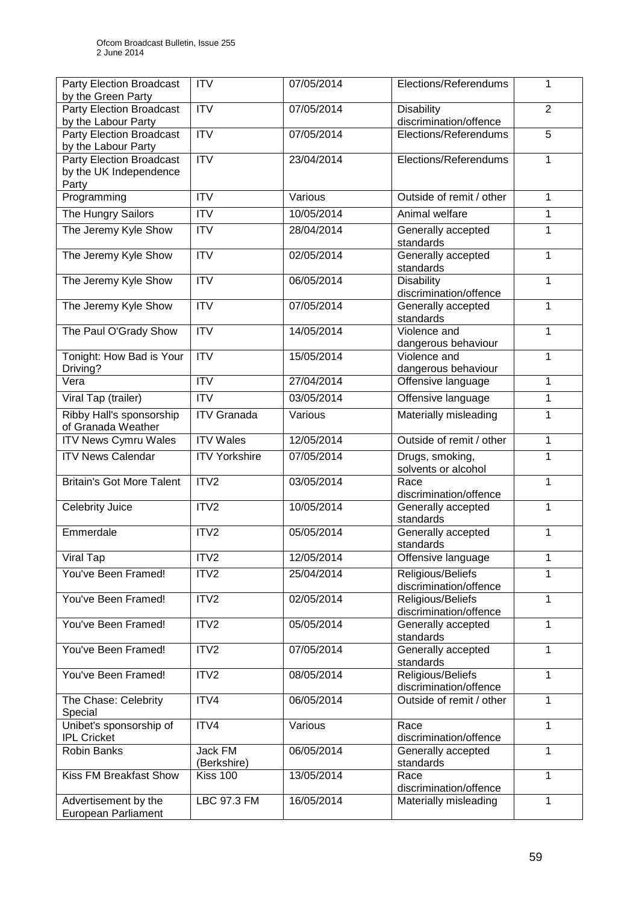| | | | | |
|---|---|---|---|---|
| Party Election Broadcast by the Green Party | ITV | 07/05/2014 | Elections/Referendums | 1 |
| Party Election Broadcast by the Labour Party | ITV | 07/05/2014 | Disability discrimination/offence | 2 |
| Party Election Broadcast by the Labour Party | ITV | 07/05/2014 | Elections/Referendums | 5 |
| Party Election Broadcast by the UK Independence Party | ITV | 23/04/2014 | Elections/Referendums | 1 |
| Programming | ITV | Various | Outside of remit / other | 1 |
| The Hungry Sailors | ITV | 10/05/2014 | Animal welfare | 1 |
| The Jeremy Kyle Show | ITV | 28/04/2014 | Generally accepted standards | 1 |
| The Jeremy Kyle Show | ITV | 02/05/2014 | Generally accepted standards | 1 |
| The Jeremy Kyle Show | ITV | 06/05/2014 | Disability discrimination/offence | 1 |
| The Jeremy Kyle Show | ITV | 07/05/2014 | Generally accepted standards | 1 |
| The Paul O'Grady Show | ITV | 14/05/2014 | Violence and dangerous behaviour | 1 |
| Tonight: How Bad is Your Driving? | ITV | 15/05/2014 | Violence and dangerous behaviour | 1 |
| Vera | ITV | 27/04/2014 | Offensive language | 1 |
| Viral Tap (trailer) | ITV | 03/05/2014 | Offensive language | 1 |
| Ribby Hall's sponsorship of Granada Weather | ITV Granada | Various | Materially misleading | 1 |
| ITV News Cymru Wales | ITV Wales | 12/05/2014 | Outside of remit / other | 1 |
| ITV News Calendar | ITV Yorkshire | 07/05/2014 | Drugs, smoking, solvents or alcohol | 1 |
| Britain's Got More Talent | ITV2 | 03/05/2014 | Race discrimination/offence | 1 |
| Celebrity Juice | ITV2 | 10/05/2014 | Generally accepted standards | 1 |
| Emmerdale | ITV2 | 05/05/2014 | Generally accepted standards | 1 |
| Viral Tap | ITV2 | 12/05/2014 | Offensive language | 1 |
| You've Been Framed! | ITV2 | 25/04/2014 | Religious/Beliefs discrimination/offence | 1 |
| You've Been Framed! | ITV2 | 02/05/2014 | Religious/Beliefs discrimination/offence | 1 |
| You've Been Framed! | ITV2 | 05/05/2014 | Generally accepted standards | 1 |
| You've Been Framed! | ITV2 | 07/05/2014 | Generally accepted standards | 1 |
| You've Been Framed! | ITV2 | 08/05/2014 | Religious/Beliefs discrimination/offence | 1 |
| The Chase: Celebrity Special | ITV4 | 06/05/2014 | Outside of remit / other | 1 |
| Unibet's sponsorship of IPL Cricket | ITV4 | Various | Race discrimination/offence | 1 |
| Robin Banks | Jack FM (Berkshire) | 06/05/2014 | Generally accepted standards | 1 |
| Kiss FM Breakfast Show | Kiss 100 | 13/05/2014 | Race discrimination/offence | 1 |
| Advertisement by the European Parliament | LBC 97.3 FM | 16/05/2014 | Materially misleading | 1 |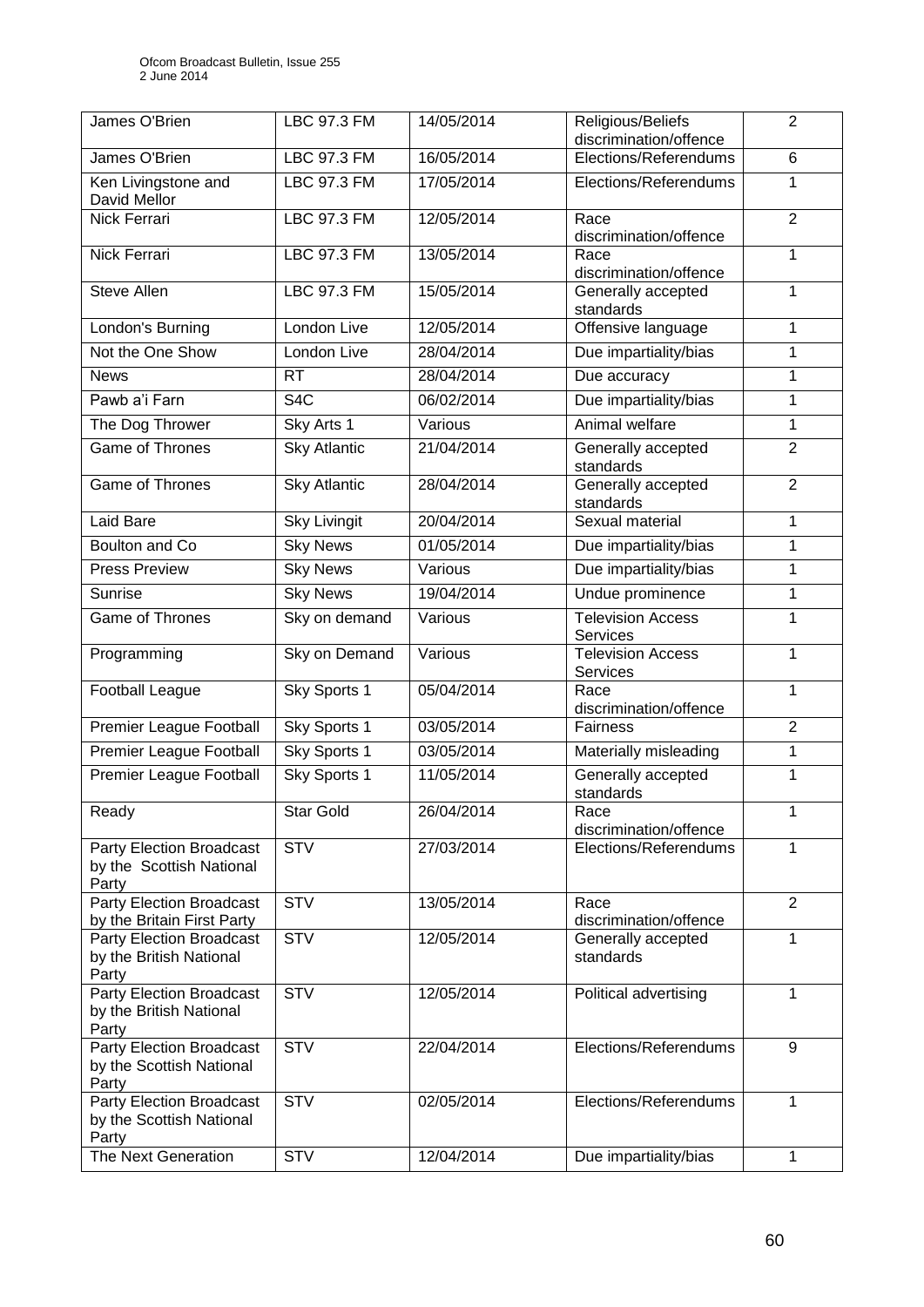| James O'Brien | LBC 97.3 FM | 14/05/2014 | Religious/Beliefs discrimination/offence | 2 |
|---|---|---|---|---|
| James O'Brien | LBC 97.3 FM | 16/05/2014 | Elections/Referendums | 6 |
| Ken Livingstone and David Mellor | LBC 97.3 FM | 17/05/2014 | Elections/Referendums | 1 |
| Nick Ferrari | LBC 97.3 FM | 12/05/2014 | Race discrimination/offence | 2 |
| Nick Ferrari | LBC 97.3 FM | 13/05/2014 | Race discrimination/offence | 1 |
| Steve Allen | LBC 97.3 FM | 15/05/2014 | Generally accepted standards | 1 |
| London's Burning | London Live | 12/05/2014 | Offensive language | 1 |
| Not the One Show | London Live | 28/04/2014 | Due impartiality/bias | 1 |
| News | RT | 28/04/2014 | Due accuracy | 1 |
| Pawb a'i Farn | S4C | 06/02/2014 | Due impartiality/bias | 1 |
| The Dog Thrower | Sky Arts 1 | Various | Animal welfare | 1 |
| Game of Thrones | Sky Atlantic | 21/04/2014 | Generally accepted standards | 2 |
| Game of Thrones | Sky Atlantic | 28/04/2014 | Generally accepted standards | 2 |
| Laid Bare | Sky Livingit | 20/04/2014 | Sexual material | 1 |
| Boulton and Co | Sky News | 01/05/2014 | Due impartiality/bias | 1 |
| Press Preview | Sky News | Various | Due impartiality/bias | 1 |
| Sunrise | Sky News | 19/04/2014 | Undue prominence | 1 |
| Game of Thrones | Sky on demand | Various | Television Access Services | 1 |
| Programming | Sky on Demand | Various | Television Access Services | 1 |
| Football League | Sky Sports 1 | 05/04/2014 | Race discrimination/offence | 1 |
| Premier League Football | Sky Sports 1 | 03/05/2014 | Fairness | 2 |
| Premier League Football | Sky Sports 1 | 03/05/2014 | Materially misleading | 1 |
| Premier League Football | Sky Sports 1 | 11/05/2014 | Generally accepted standards | 1 |
| Ready | Star Gold | 26/04/2014 | Race discrimination/offence | 1 |
| Party Election Broadcast by the Scottish National Party | STV | 27/03/2014 | Elections/Referendums | 1 |
| Party Election Broadcast by the Britain First Party | STV | 13/05/2014 | Race discrimination/offence | 2 |
| Party Election Broadcast by the British National Party | STV | 12/05/2014 | Generally accepted standards | 1 |
| Party Election Broadcast by the British National Party | STV | 12/05/2014 | Political advertising | 1 |
| Party Election Broadcast by the Scottish National Party | STV | 22/04/2014 | Elections/Referendums | 9 |
| Party Election Broadcast by the Scottish National Party | STV | 02/05/2014 | Elections/Referendums | 1 |
| The Next Generation | STV | 12/04/2014 | Due impartiality/bias | 1 |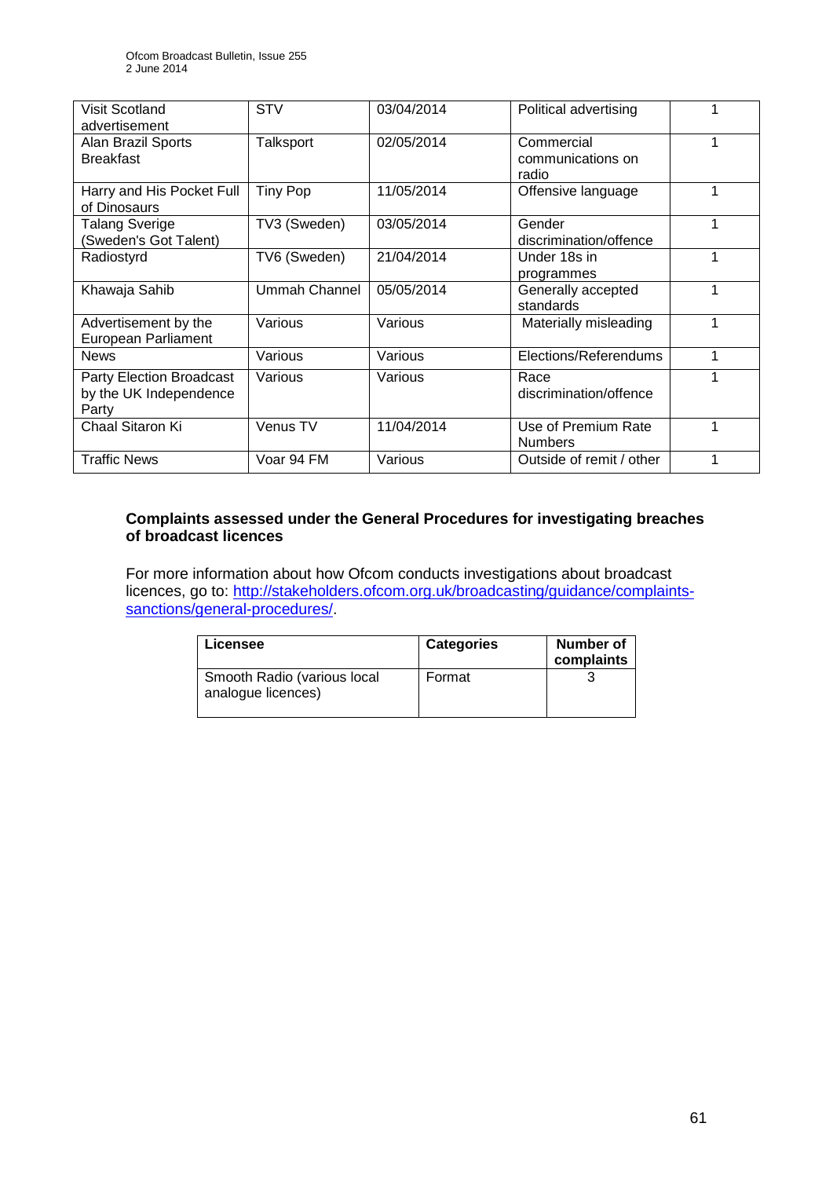| | | | | |
|---|---|---|---|---|
| Visit Scotland advertisement | STV | 03/04/2014 | Political advertising | 1 |
| Alan Brazil Sports Breakfast | Talksport | 02/05/2014 | Commercial communications on radio | 1 |
| Harry and His Pocket Full of Dinosaurs | Tiny Pop | 11/05/2014 | Offensive language | 1 |
| Talang Sverige (Sweden's Got Talent) | TV3 (Sweden) | 03/05/2014 | Gender discrimination/offence | 1 |
| Radiostyrd | TV6 (Sweden) | 21/04/2014 | Under 18s in programmes | 1 |
| Khawaja Sahib | Ummah Channel | 05/05/2014 | Generally accepted standards | 1 |
| Advertisement by the European Parliament | Various | Various | Materially misleading | 1 |
| News | Various | Various | Elections/Referendums | 1 |
| Party Election Broadcast by the UK Independence Party | Various | Various | Race discrimination/offence | 1 |
| Chaal Sitaron Ki | Venus TV | 11/04/2014 | Use of Premium Rate Numbers | 1 |
| Traffic News | Voar 94 FM | Various | Outside of remit / other | 1 |

**Complaints assessed under the General Procedures for investigating breaches of broadcast licences**

For more information about how Ofcom conducts investigations about broadcast licences, go to: http://stakeholders.ofcom.org.uk/broadcasting/guidance/complaints-sanctions/general-procedures/.

| Licensee | Categories | Number of complaints |
|---|---|---|
| Smooth Radio (various local analogue licences) | Format | 3 |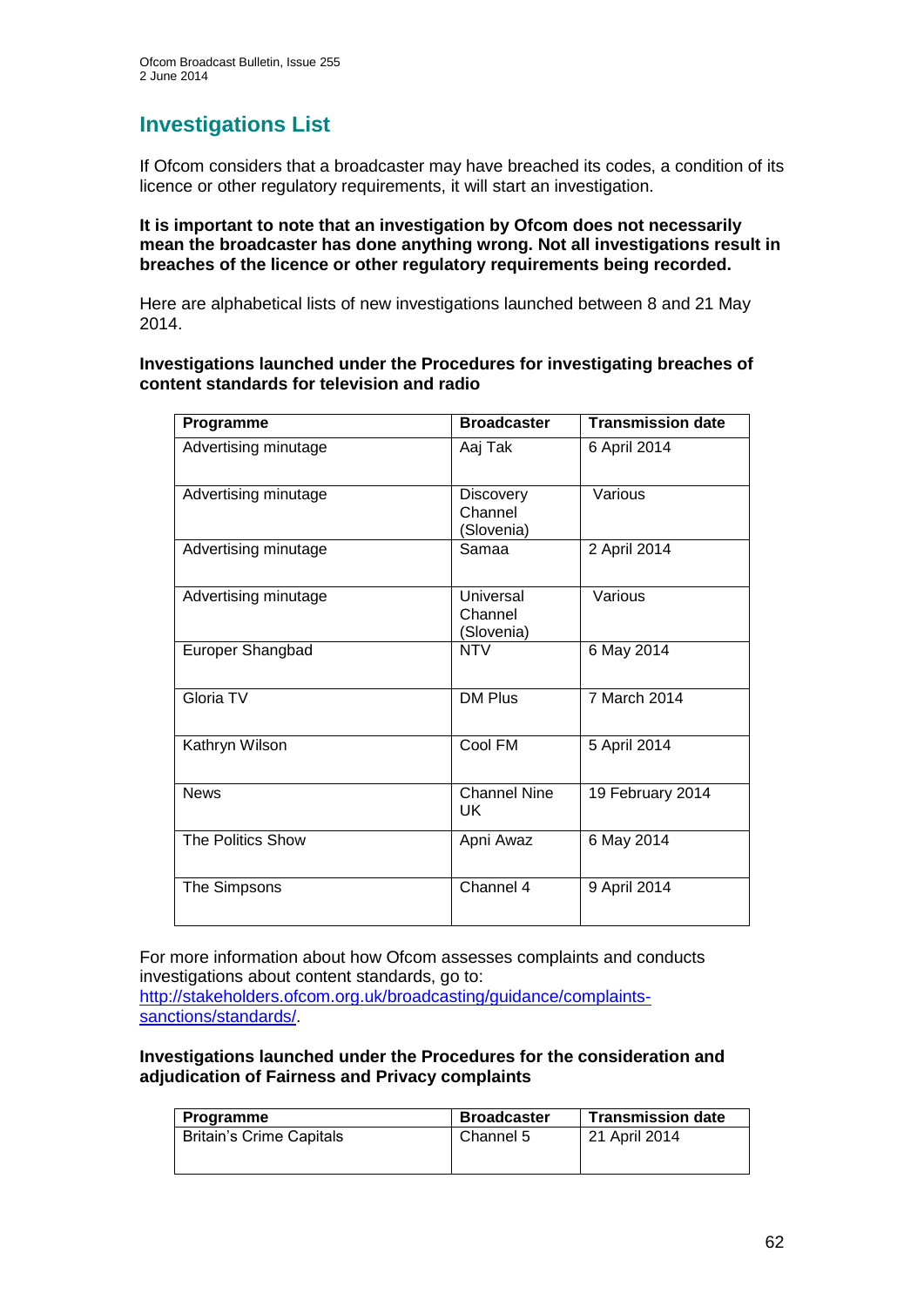## Investigations List

If Ofcom considers that a broadcaster may have breached its codes, a condition of its licence or other regulatory requirements, it will start an investigation.

**It is important to note that an investigation by Ofcom does not necessarily mean the broadcaster has done anything wrong. Not all investigations result in breaches of the licence or other regulatory requirements being recorded.**

Here are alphabetical lists of new investigations launched between 8 and 21 May 2014.

**Investigations launched under the Procedures for investigating breaches of content standards for television and radio**

| Programme | Broadcaster | Transmission date |
|---|---|---|
| Advertising minutage | Aaj Tak | 6 April 2014 |
| Advertising minutage | Discovery Channel (Slovenia) | Various |
| Advertising minutage | Samaa | 2 April 2014 |
| Advertising minutage | Universal Channel (Slovenia) | Various |
| Europer Shangbad | NTV | 6 May 2014 |
| Gloria TV | DM Plus | 7 March 2014 |
| Kathryn Wilson | Cool FM | 5 April 2014 |
| News | Channel Nine UK | 19 February 2014 |
| The Politics Show | Apni Awaz | 6 May 2014 |
| The Simpsons | Channel 4 | 9 April 2014 |

For more information about how Ofcom assesses complaints and conducts investigations about content standards, go to: http://stakeholders.ofcom.org.uk/broadcasting/guidance/complaints-sanctions/standards/.

**Investigations launched under the Procedures for the consideration and adjudication of Fairness and Privacy complaints**

| Programme | Broadcaster | Transmission date |
|---|---|---|
| Britain's Crime Capitals | Channel 5 | 21 April 2014 |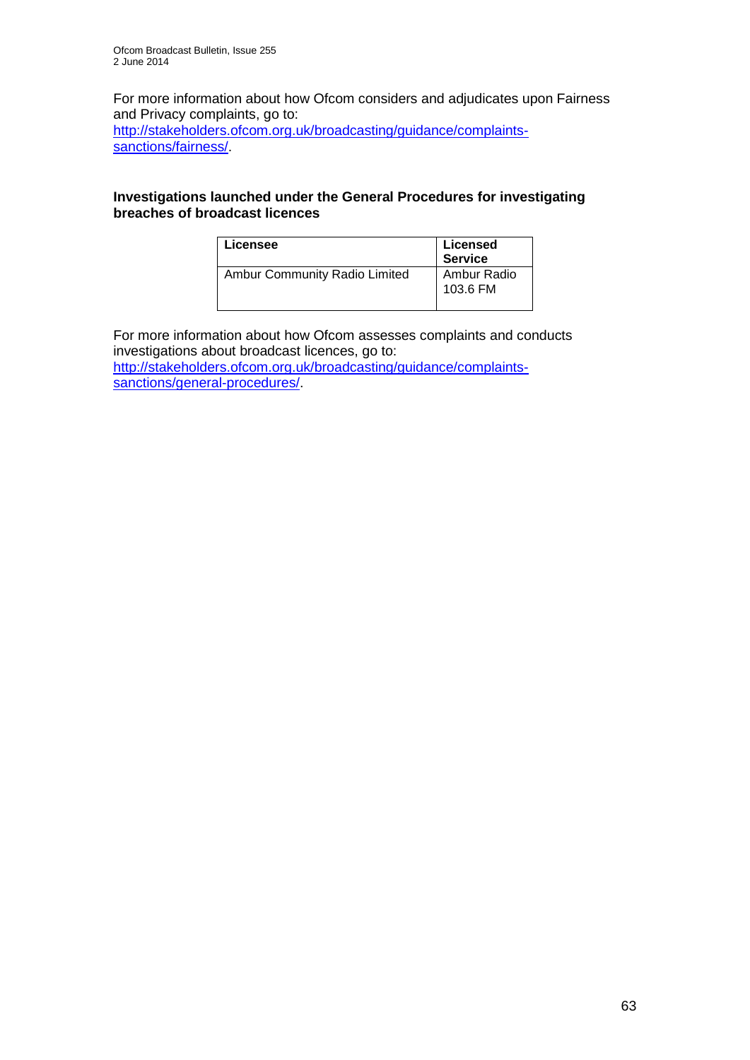For more information about how Ofcom considers and adjudicates upon Fairness and Privacy complaints, go to: http://stakeholders.ofcom.org.uk/broadcasting/guidance/complaints-sanctions/fairness/.

### Investigations launched under the General Procedures for investigating breaches of broadcast licences

| Licensee | Licensed Service |
|---|---|
| Ambur Community Radio Limited | Ambur Radio 103.6 FM |

For more information about how Ofcom assesses complaints and conducts investigations about broadcast licences, go to: http://stakeholders.ofcom.org.uk/broadcasting/guidance/complaints-sanctions/general-procedures/.